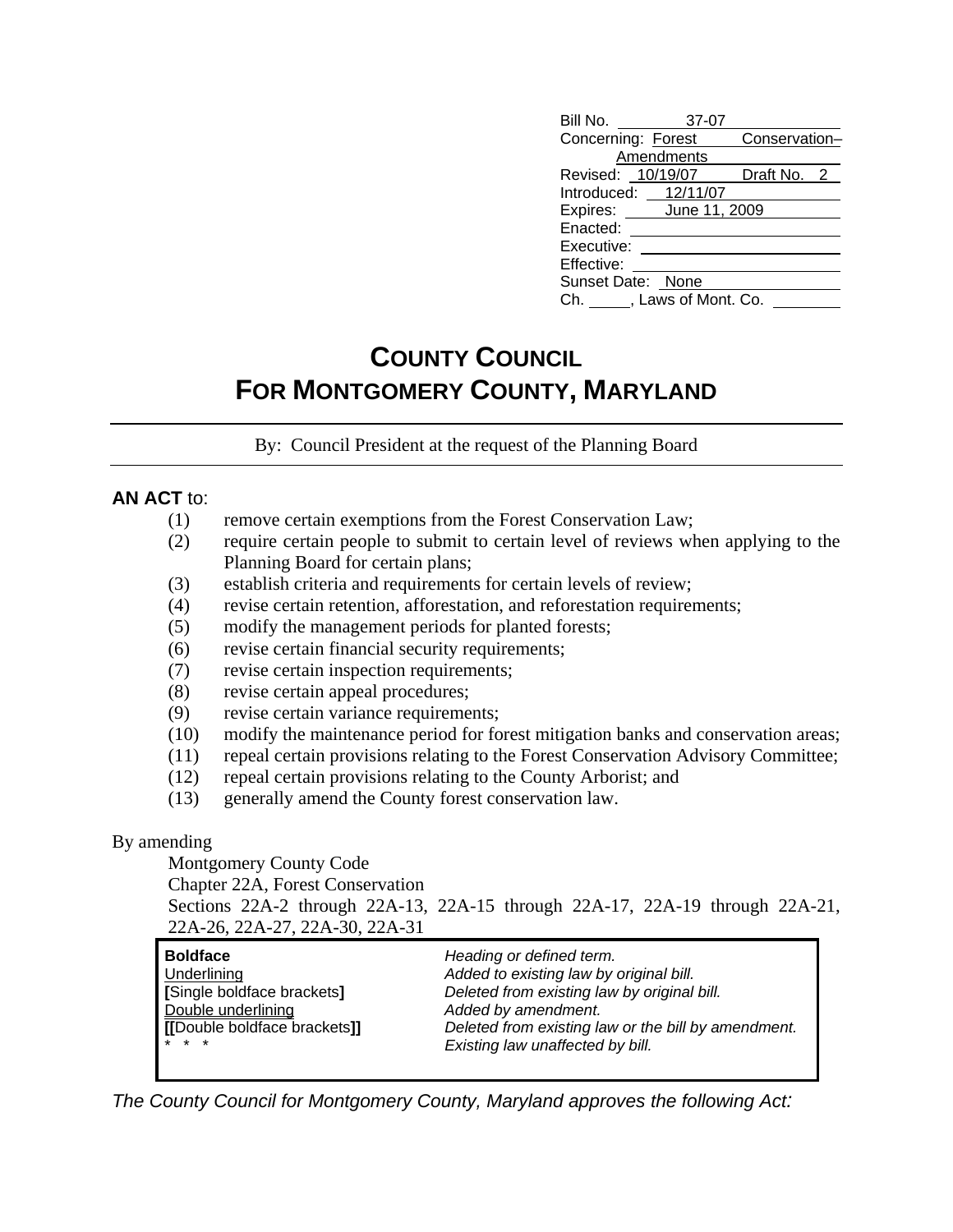| | |
|---|---|
| Bill No. | 37-07 |
| Concerning: | Forest Conservation– Amendments |
| Revised: | 10/19/07 Draft No. 2 |
| Introduced: | 12/11/07 |
| Expires: | June 11, 2009 |
| Enacted: | |
| Executive: | |
| Effective: | |
| Sunset Date: | None |
| Ch. ___, Laws of Mont. Co. | |

# COUNTY COUNCIL FOR MONTGOMERY COUNTY, MARYLAND

By: Council President at the request of the Planning Board

**AN ACT** to:

(1) remove certain exemptions from the Forest Conservation Law;
(2) require certain people to submit to certain level of reviews when applying to the Planning Board for certain plans;
(3) establish criteria and requirements for certain levels of review;
(4) revise certain retention, afforestation, and reforestation requirements;
(5) modify the management periods for planted forests;
(6) revise certain financial security requirements;
(7) revise certain inspection requirements;
(8) revise certain appeal procedures;
(9) revise certain variance requirements;
(10) modify the maintenance period for forest mitigation banks and conservation areas;
(11) repeal certain provisions relating to the Forest Conservation Advisory Committee;
(12) repeal certain provisions relating to the County Arborist; and
(13) generally amend the County forest conservation law.

By amending
Montgomery County Code
Chapter 22A, Forest Conservation
Sections 22A-2 through 22A-13, 22A-15 through 22A-17, 22A-19 through 22A-21, 22A-26, 22A-27, 22A-30, 22A-31

| | |
|---|---|
| **Boldface** | *Heading or defined term.* |
| Underlining | *Added to existing law by original bill.* |
| **[**Single boldface brackets**]** | *Deleted from existing law by original bill.* |
| Double underlining | *Added by amendment.* |
| **[[**Double boldface brackets**]]** | *Deleted from existing law or the bill by amendment.* |
| * * * | *Existing law unaffected by bill.* |

*The County Council for Montgomery County, Maryland approves the following Act:*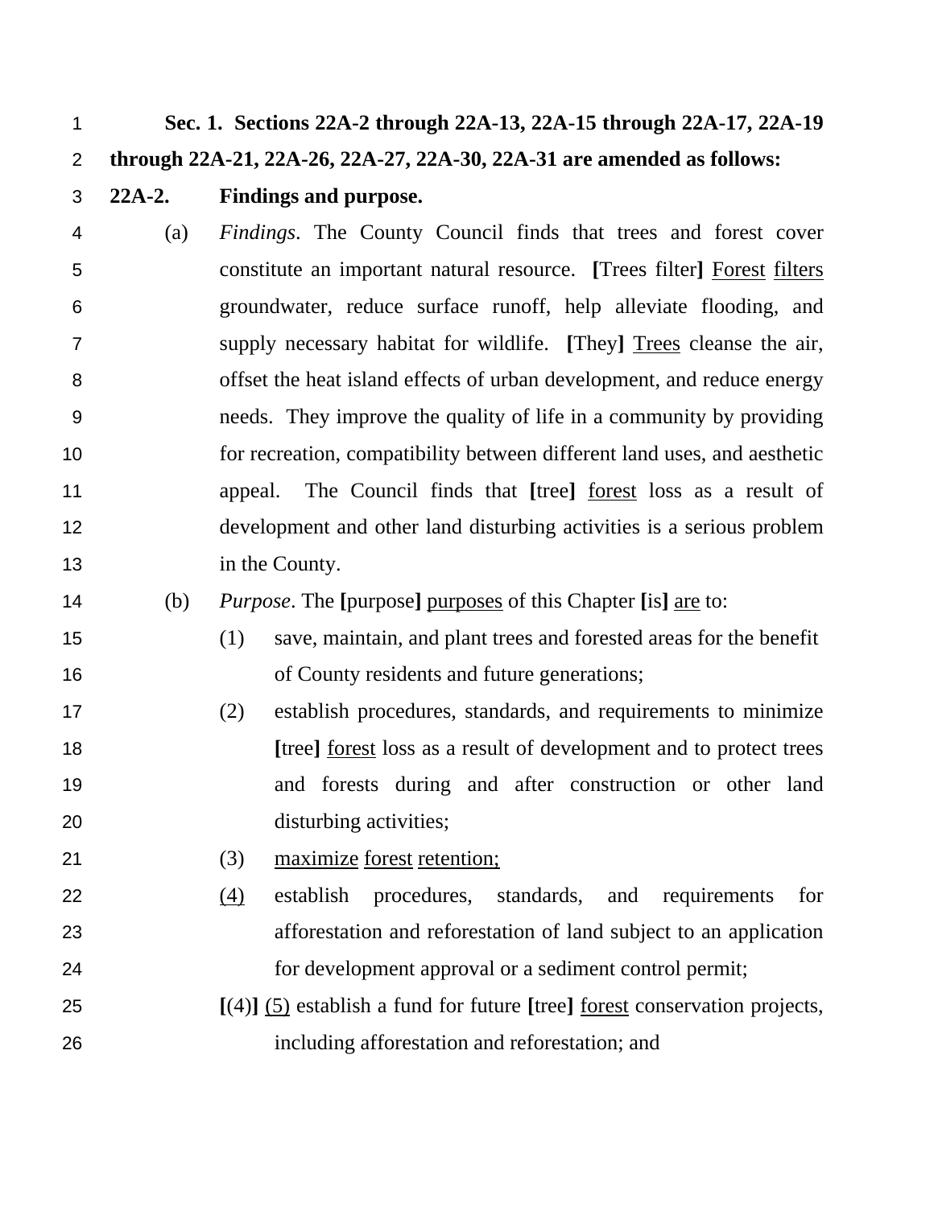**Sec. 1. Sections 22A-2 through 22A-13, 22A-15 through 22A-17, 22A-19 through 22A-21, 22A-26, 22A-27, 22A-30, 22A-31 are amended as follows:**

**22A-2. Findings and purpose.**

(a) *Findings*. The County Council finds that trees and forest cover constitute an important natural resource. **[**Trees filter**]** <u>Forest</u> <u>filters</u> groundwater, reduce surface runoff, help alleviate flooding, and supply necessary habitat for wildlife. **[**They**]** <u>Trees</u> cleanse the air, offset the heat island effects of urban development, and reduce energy needs. They improve the quality of life in a community by providing for recreation, compatibility between different land uses, and aesthetic appeal. The Council finds that **[**tree**]** <u>forest</u> loss as a result of development and other land disturbing activities is a serious problem in the County.

(b) *Purpose*. The **[**purpose**]** <u>purposes</u> of this Chapter **[**is**]** <u>are</u> to:

(1) save, maintain, and plant trees and forested areas for the benefit of County residents and future generations;

(2) establish procedures, standards, and requirements to minimize **[**tree**]** <u>forest</u> loss as a result of development and to protect trees and forests during and after construction or other land disturbing activities;

(3) <u>maximize</u> <u>forest</u> <u>retention;</u>

<u>(4)</u> establish procedures, standards, and requirements for afforestation and reforestation of land subject to an application for development approval or a sediment control permit;

**[**(4)**]** <u>(5)</u> establish a fund for future **[**tree**]** <u>forest</u> conservation projects, including afforestation and reforestation; and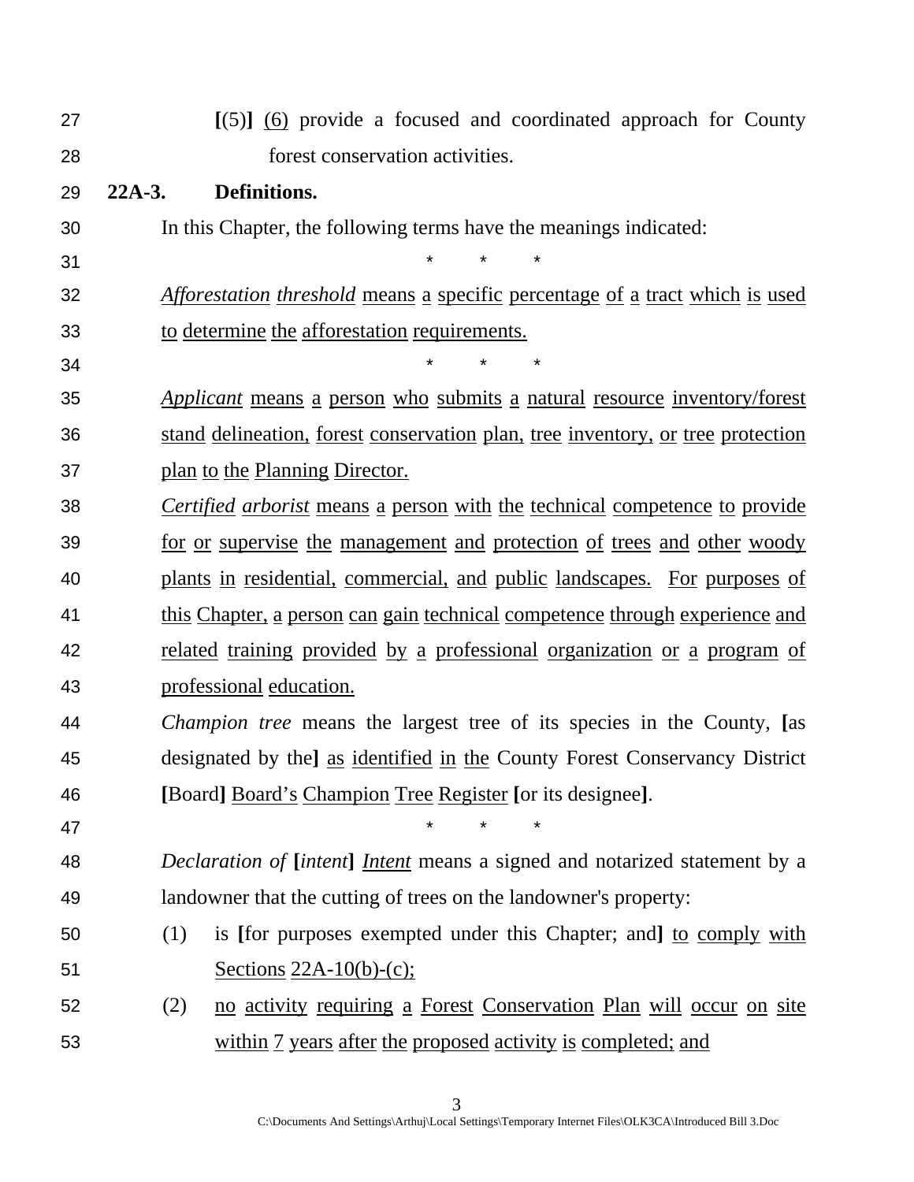[(5)] (6) provide a focused and coordinated approach for County forest conservation activities.

**22A-3. Definitions.**

In this Chapter, the following terms have the meanings indicated:

\* \* \*

*Afforestation threshold* means a specific percentage of a tract which is used to determine the afforestation requirements.

\* \* \*

*Applicant* means a person who submits a natural resource inventory/forest stand delineation, forest conservation plan, tree inventory, or tree protection plan to the Planning Director.

*Certified arborist* means a person with the technical competence to provide for or supervise the management and protection of trees and other woody plants in residential, commercial, and public landscapes. For purposes of this Chapter, a person can gain technical competence through experience and related training provided by a professional organization or a program of professional education.

*Champion tree* means the largest tree of its species in the County, **[**as designated by the**]** as identified in the County Forest Conservancy District **[**Board**]** Board's Champion Tree Register **[**or its designee**]**.

\* \* \*

*Declaration of* **[***intent***]** *Intent* means a signed and notarized statement by a landowner that the cutting of trees on the landowner's property:

(1) is **[**for purposes exempted under this Chapter; and**]** to comply with Sections 22A-10(b)-(c);

(2) no activity requiring a Forest Conservation Plan will occur on site within 7 years after the proposed activity is completed; and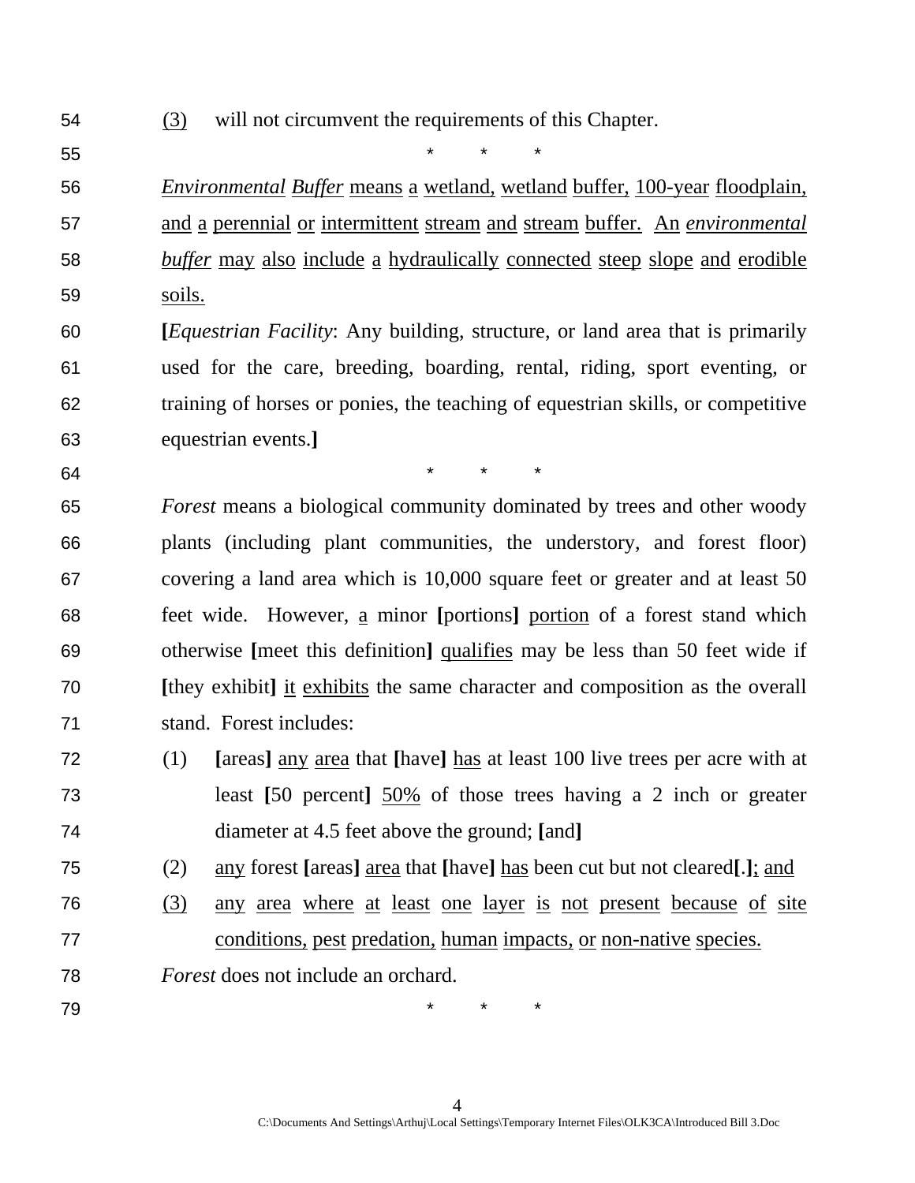(3) will not circumvent the requirements of this Chapter.

\* \* \*

*Environmental Buffer* means a wetland, wetland buffer, 100-year floodplain, and a perennial or intermittent stream and stream buffer. An *environmental buffer* may also include a hydraulically connected steep slope and erodible soils.

**[***Equestrian Facility*: Any building, structure, or land area that is primarily used for the care, breeding, boarding, rental, riding, sport eventing, or training of horses or ponies, the teaching of equestrian skills, or competitive equestrian events.**]**

\* \* \*

*Forest* means a biological community dominated by trees and other woody plants (including plant communities, the understory, and forest floor) covering a land area which is 10,000 square feet or greater and at least 50 feet wide. However, a minor **[**portions**]** portion of a forest stand which otherwise **[**meet this definition**]** qualifies may be less than 50 feet wide if **[**they exhibit**]** it exhibits the same character and composition as the overall stand. Forest includes:

(1) **[**areas**]** any area that **[**have**]** has at least 100 live trees per acre with at least **[**50 percent**]** 50% of those trees having a 2 inch or greater diameter at 4.5 feet above the ground; **[**and**]**

(2) any forest **[**areas**]** area that **[**have**]** has been cut but not cleared**[**.**]**; and

(3) any area where at least one layer is not present because of site conditions, pest predation, human impacts, or non-native species.

*Forest* does not include an orchard.

\* \* \*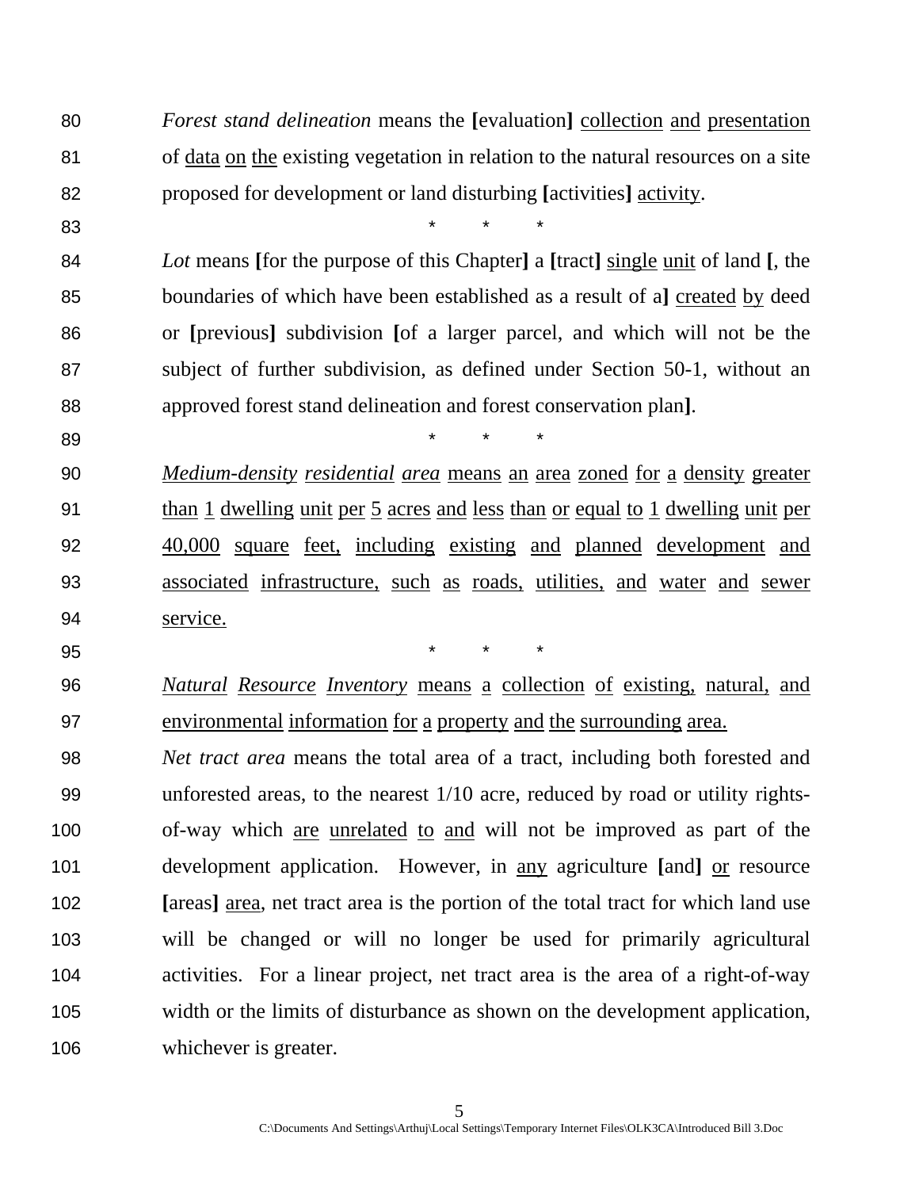*Forest stand delineation* means the **[**evaluation**]** <u>collection</u> <u>and</u> <u>presentation</u> of <u>data</u> <u>on</u> <u>the</u> existing vegetation in relation to the natural resources on a site proposed for development or land disturbing **[**activities**]** <u>activity</u>.

\* \* \*

*Lot* means **[**for the purpose of this Chapter**]** a **[**tract**]** <u>single</u> <u>unit</u> of land **[**, the boundaries of which have been established as a result of a**]** <u>created</u> <u>by</u> deed or **[**previous**]** subdivision **[**of a larger parcel, and which will not be the subject of further subdivision, as defined under Section 50-1, without an approved forest stand delineation and forest conservation plan**]**.

\* \* \*

<u>*Medium-density residential area*</u> <u>means an area zoned for a density greater than 1 dwelling unit per 5 acres and less than or equal to 1 dwelling unit per 40,000 square feet, including existing and planned development and associated infrastructure, such as roads, utilities, and water and sewer service.</u>

\* \* \*

<u>*Natural Resource Inventory*</u> <u>means a collection of existing, natural, and environmental information for a property and the surrounding area.</u>

*Net tract area* means the total area of a tract, including both forested and unforested areas, to the nearest 1/10 acre, reduced by road or utility rights-of-way which <u>are</u> <u>unrelated</u> <u>to</u> <u>and</u> will not be improved as part of the development application. However, in <u>any</u> agriculture **[**and**]** <u>or</u> resource **[**areas**]** <u>area</u>, net tract area is the portion of the total tract for which land use will be changed or will no longer be used for primarily agricultural activities. For a linear project, net tract area is the area of a right-of-way width or the limits of disturbance as shown on the development application, whichever is greater.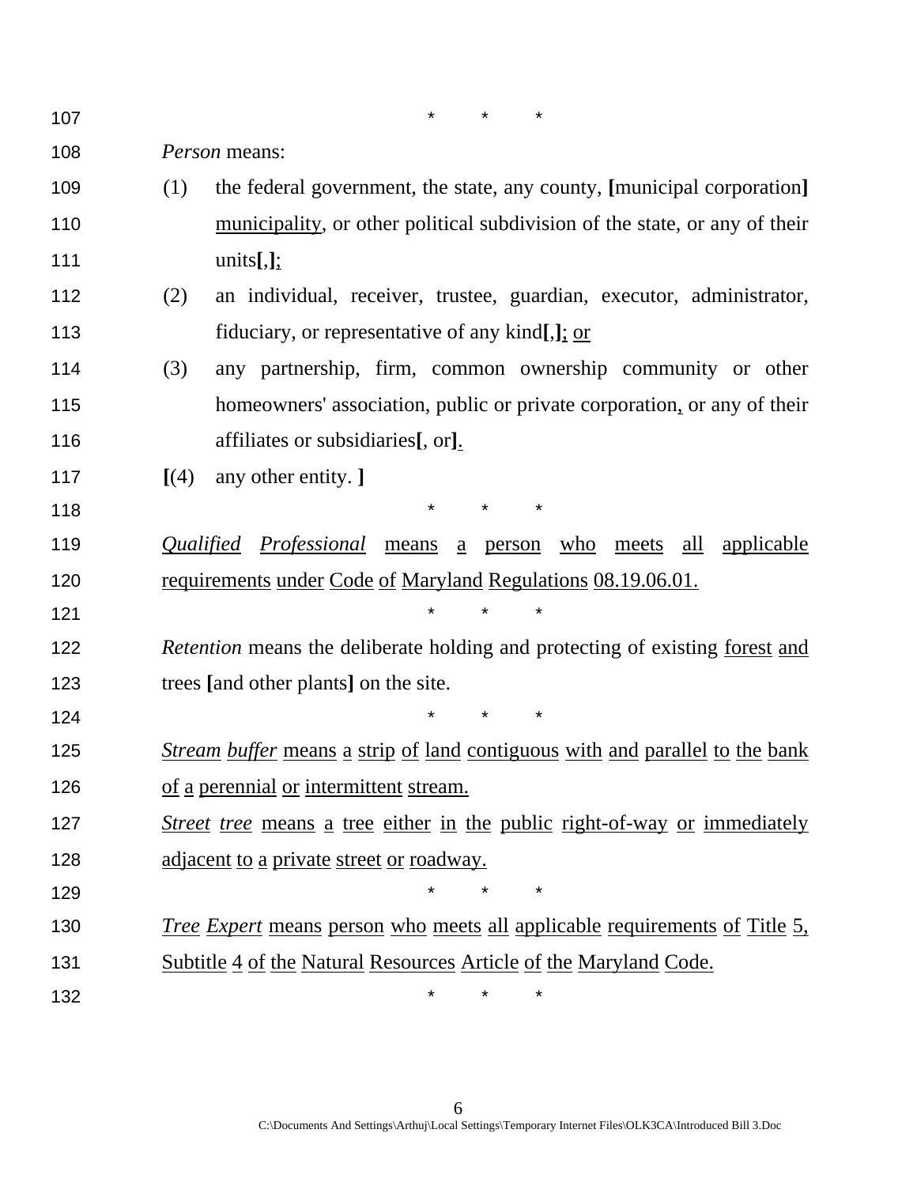\*   \*   \*

*Person* means:

(1) the federal government, the state, any county, **[**municipal corporation**]** <u>municipality</u>, or other political subdivision of the state, or any of their units**[**,**]**<u>;</u>

(2) an individual, receiver, trustee, guardian, executor, administrator, fiduciary, or representative of any kind**[**,**]**<u>;</u> <u>or</u>

(3) any partnership, firm, common ownership community or other homeowners' association, public or private corporation<u>,</u> or any of their affiliates or subsidiaries**[**, or**]**<u>.</u>

**[**(4) any other entity. **]**

\*   \*   \*

<u>*Qualified Professional* means a person who meets all applicable requirements under Code of Maryland Regulations 08.19.06.01.</u>

\*   \*   \*

*Retention* means the deliberate holding and protecting of existing <u>forest</u> <u>and</u> trees **[**and other plants**]** on the site.

\*   \*   \*

<u>*Stream buffer* means a strip of land contiguous with and parallel to the bank of a perennial or intermittent stream.</u>

<u>*Street tree* means a tree either in the public right-of-way or immediately adjacent to a private street or roadway.</u>

\*   \*   \*

<u>*Tree Expert* means person who meets all applicable requirements of Title 5, Subtitle 4 of the Natural Resources Article of the Maryland Code.</u>

\*   \*   \*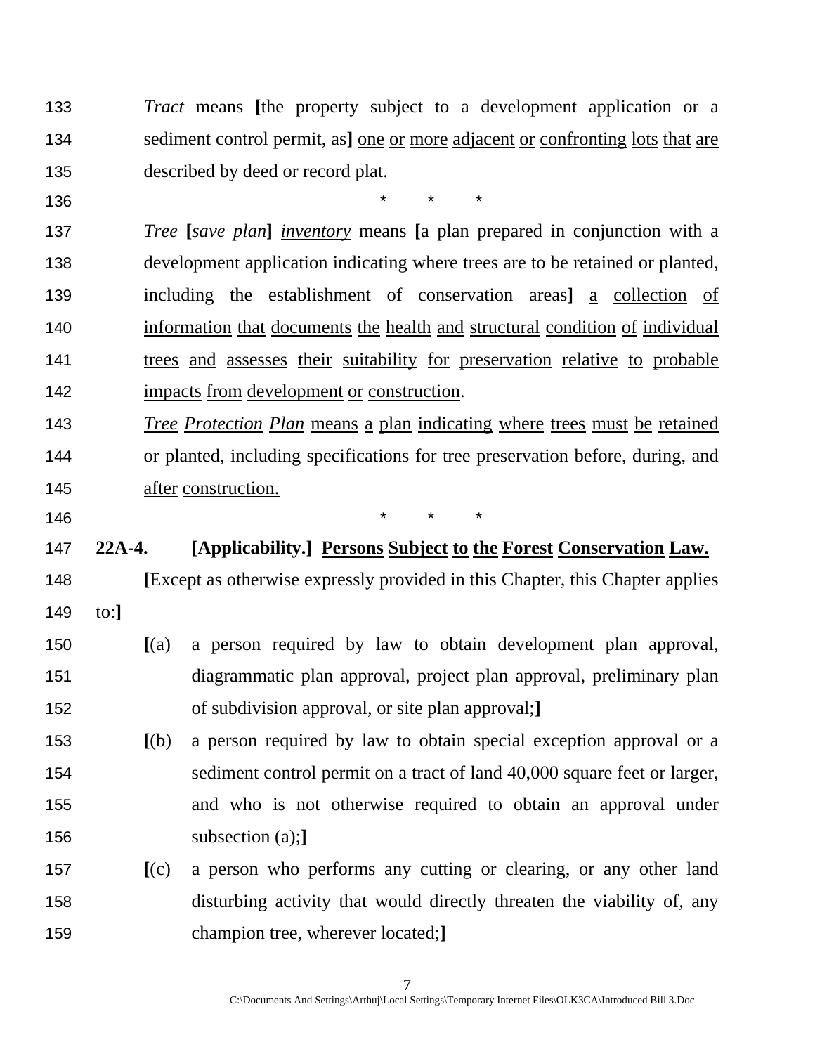133 *Tract* means **[**the property subject to a development application or a
134 sediment control permit, as**]** <u>one or more adjacent or confronting lots that are</u>
135 described by deed or record plat.

136 \* \* \*

137 *Tree* **[***save plan***]** <u>*inventory*</u> means **[**a plan prepared in conjunction with a
138 development application indicating where trees are to be retained or planted,
139 including the establishment of conservation areas**]** <u>a collection of</u>
140 <u>information that documents the health and structural condition of individual</u>
141 <u>trees and assesses their suitability for preservation relative to probable</u>
142 <u>impacts from development or construction</u>.

143 <u>*Tree Protection Plan* means a plan indicating where trees must be retained</u>
144 <u>or planted, including specifications for tree preservation before, during, and</u>
145 <u>after construction.</u>

146 \* \* \*

147 **22A-4. [Applicability.] <u>Persons Subject to the Forest Conservation Law.</u>**

148 **[**Except as otherwise expressly provided in this Chapter, this Chapter applies
149 to:**]**

150 **[**(a) a person required by law to obtain development plan approval,
151 diagrammatic plan approval, project plan approval, preliminary plan
152 of subdivision approval, or site plan approval;**]**

153 **[**(b) a person required by law to obtain special exception approval or a
154 sediment control permit on a tract of land 40,000 square feet or larger,
155 and who is not otherwise required to obtain an approval under
156 subsection (a);**]**

157 **[**(c) a person who performs any cutting or clearing, or any other land
158 disturbing activity that would directly threaten the viability of, any
159 champion tree, wherever located;**]**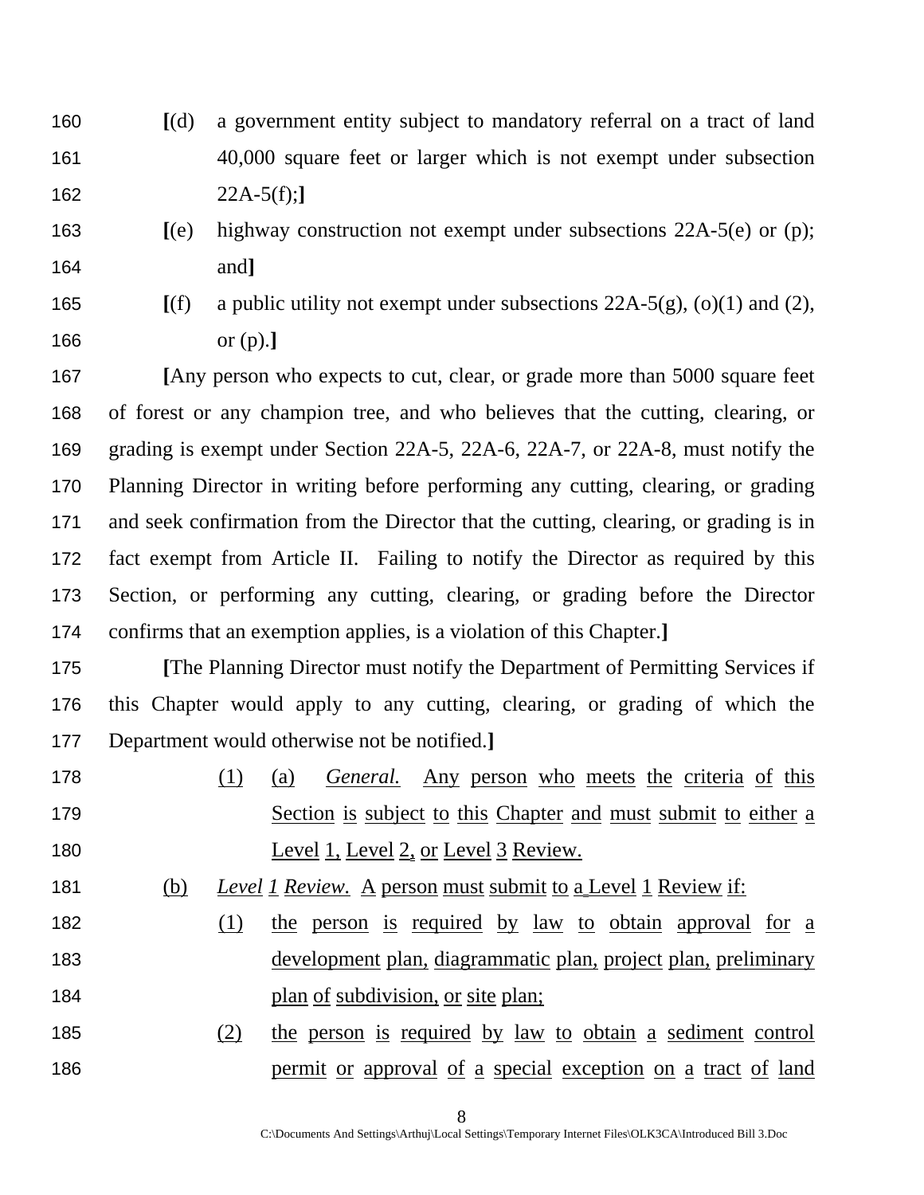160 **[**(d) a government entity subject to mandatory referral on a tract of land
161 40,000 square feet or larger which is not exempt under subsection
162 22A-5(f);**]**

163 **[**(e) highway construction not exempt under subsections 22A-5(e) or (p);
164 and**]**

165 **[**(f) a public utility not exempt under subsections 22A-5(g), (o)(1) and (2),
166 or (p).**]**

167 **[**Any person who expects to cut, clear, or grade more than 5000 square feet
168 of forest or any champion tree, and who believes that the cutting, clearing, or
169 grading is exempt under Section 22A-5, 22A-6, 22A-7, or 22A-8, must notify the
170 Planning Director in writing before performing any cutting, clearing, or grading
171 and seek confirmation from the Director that the cutting, clearing, or grading is in
172 fact exempt from Article II. Failing to notify the Director as required by this
173 Section, or performing any cutting, clearing, or grading before the Director
174 confirms that an exemption applies, is a violation of this Chapter.**]**

175 **[**The Planning Director must notify the Department of Permitting Services if
176 this Chapter would apply to any cutting, clearing, or grading of which the
177 Department would otherwise not be notified.**]**

178 <u>(1)</u> <u>(a)</u> <u>*General.*</u> <u>Any person who meets the criteria of this</u>
179 <u>Section is subject to this Chapter and must submit to either a</u>
180 <u>Level 1, Level 2, or Level 3 Review.</u>

181 <u>(b)</u> <u>*Level 1 Review.*</u> <u>A person must submit to a Level 1 Review if:</u>

182 <u>(1)</u> <u>the person is required by law to obtain approval for a</u>
183 <u>development plan, diagrammatic plan, project plan, preliminary</u>
184 <u>plan of subdivision, or site plan;</u>

185 <u>(2)</u> <u>the person is required by law to obtain a sediment control</u>
186 <u>permit or approval of a special exception on a tract of land</u>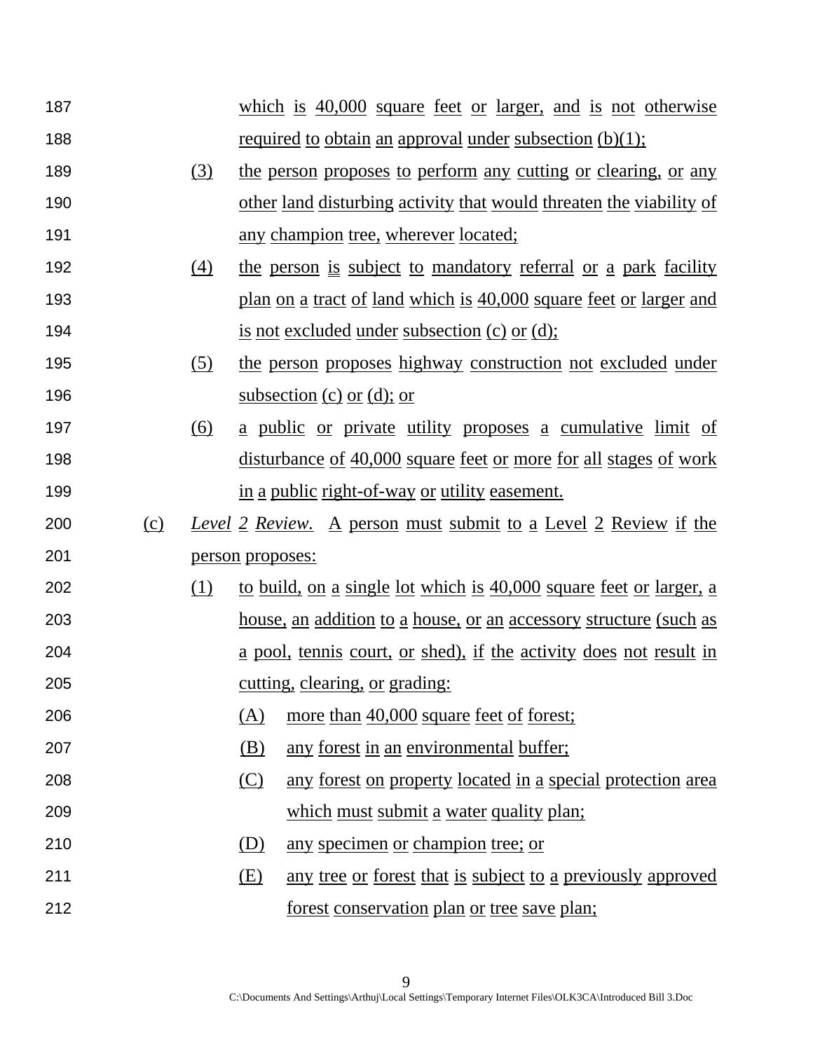which is 40,000 square feet or larger, and is not otherwise required to obtain an approval under subsection (b)(1);

(3) the person proposes to perform any cutting or clearing, or any other land disturbing activity that would threaten the viability of any champion tree, wherever located;

(4) the person is subject to mandatory referral or a park facility plan on a tract of land which is 40,000 square feet or larger and is not excluded under subsection (c) or (d);

(5) the person proposes highway construction not excluded under subsection (c) or (d); or

(6) a public or private utility proposes a cumulative limit of disturbance of 40,000 square feet or more for all stages of work in a public right-of-way or utility easement.

(c) *Level 2 Review.* A person must submit to a Level 2 Review if the person proposes:

(1) to build, on a single lot which is 40,000 square feet or larger, a house, an addition to a house, or an accessory structure (such as a pool, tennis court, or shed), if the activity does not result in cutting, clearing, or grading:

(A) more than 40,000 square feet of forest;

(B) any forest in an environmental buffer;

(C) any forest on property located in a special protection area which must submit a water quality plan;

(D) any specimen or champion tree; or

(E) any tree or forest that is subject to a previously approved forest conservation plan or tree save plan;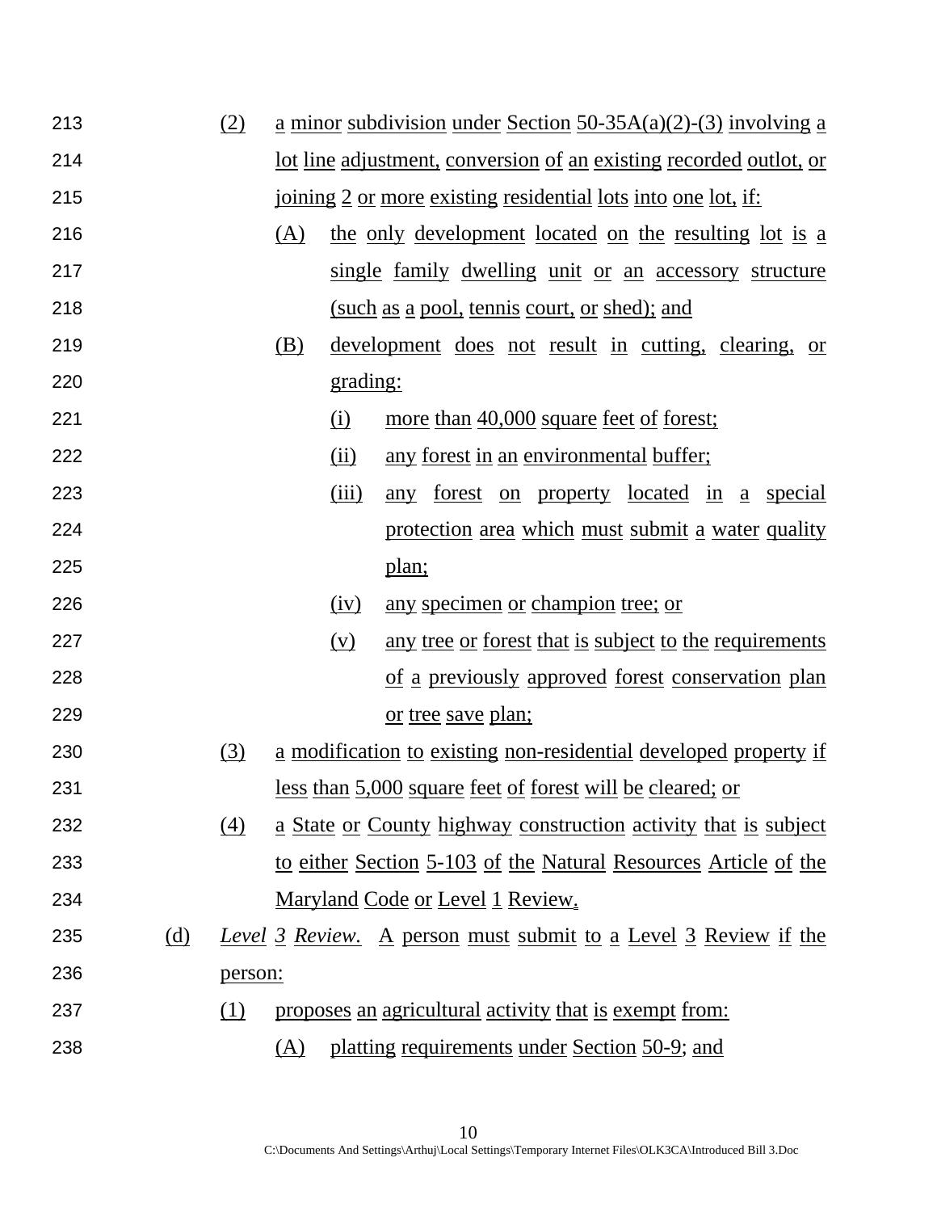(2) a minor subdivision under Section 50-35A(a)(2)-(3) involving a lot line adjustment, conversion of an existing recorded outlot, or joining 2 or more existing residential lots into one lot, if:

  (A) the only development located on the resulting lot is a single family dwelling unit or an accessory structure (such as a pool, tennis court, or shed); and

  (B) development does not result in cutting, clearing, or grading:

    (i) more than 40,000 square feet of forest;

    (ii) any forest in an environmental buffer;

    (iii) any forest on property located in a special protection area which must submit a water quality plan;

    (iv) any specimen or champion tree; or

    (v) any tree or forest that is subject to the requirements of a previously approved forest conservation plan or tree save plan;

(3) a modification to existing non-residential developed property if less than 5,000 square feet of forest will be cleared; or

(4) a State or County highway construction activity that is subject to either Section 5-103 of the Natural Resources Article of the Maryland Code or Level 1 Review.

(d) *Level 3 Review.* A person must submit to a Level 3 Review if the person:

(1) proposes an agricultural activity that is exempt from:

  (A) platting requirements under Section 50-9; and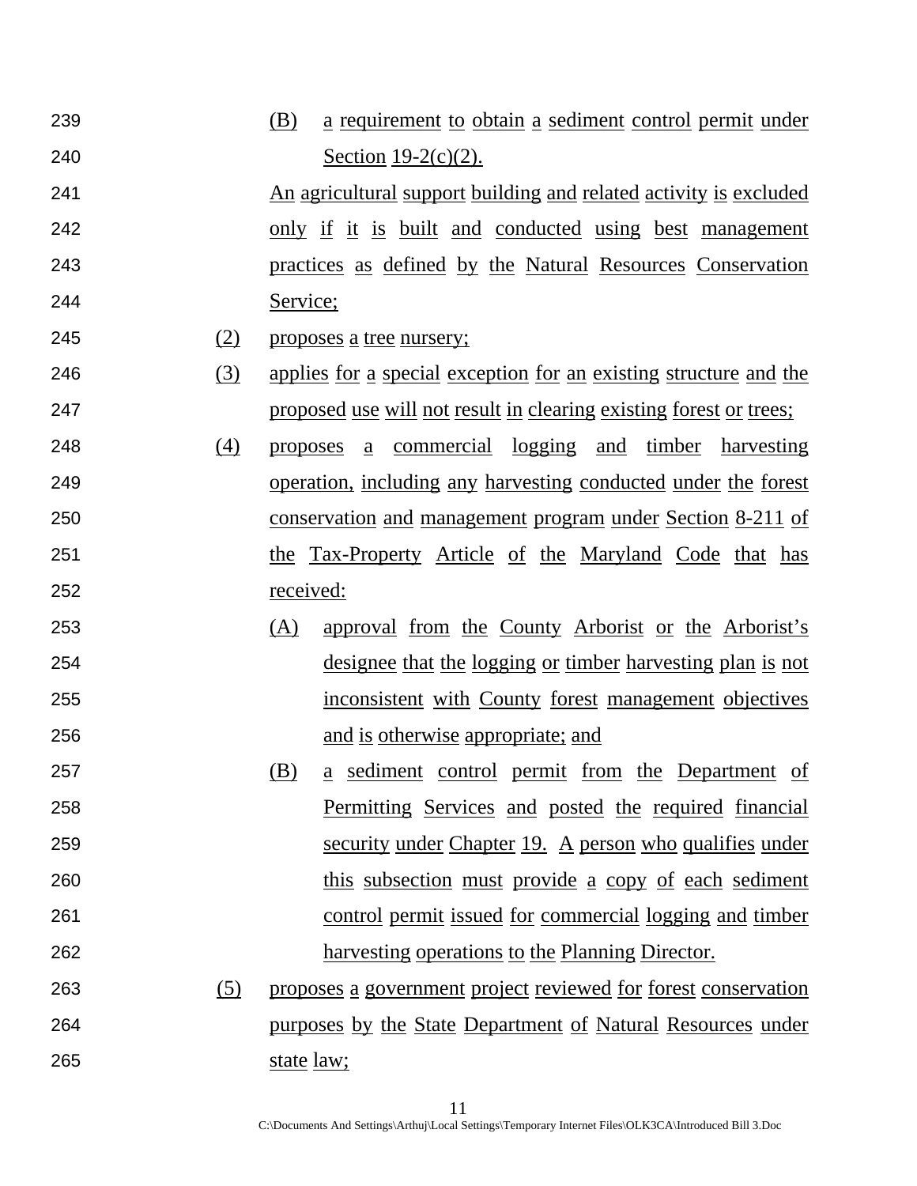239 (B) a requirement to obtain a sediment control permit under
240 Section 19-2(c)(2).
241 An agricultural support building and related activity is excluded
242 only if it is built and conducted using best management
243 practices as defined by the Natural Resources Conservation
244 Service;
245 (2) proposes a tree nursery;
246 (3) applies for a special exception for an existing structure and the
247 proposed use will not result in clearing existing forest or trees;
248 (4) proposes a commercial logging and timber harvesting
249 operation, including any harvesting conducted under the forest
250 conservation and management program under Section 8-211 of
251 the Tax-Property Article of the Maryland Code that has
252 received:
253 (A) approval from the County Arborist or the Arborist's
254 designee that the logging or timber harvesting plan is not
255 inconsistent with County forest management objectives
256 and is otherwise appropriate; and
257 (B) a sediment control permit from the Department of
258 Permitting Services and posted the required financial
259 security under Chapter 19. A person who qualifies under
260 this subsection must provide a copy of each sediment
261 control permit issued for commercial logging and timber
262 harvesting operations to the Planning Director.
263 (5) proposes a government project reviewed for forest conservation
264 purposes by the State Department of Natural Resources under
265 state law;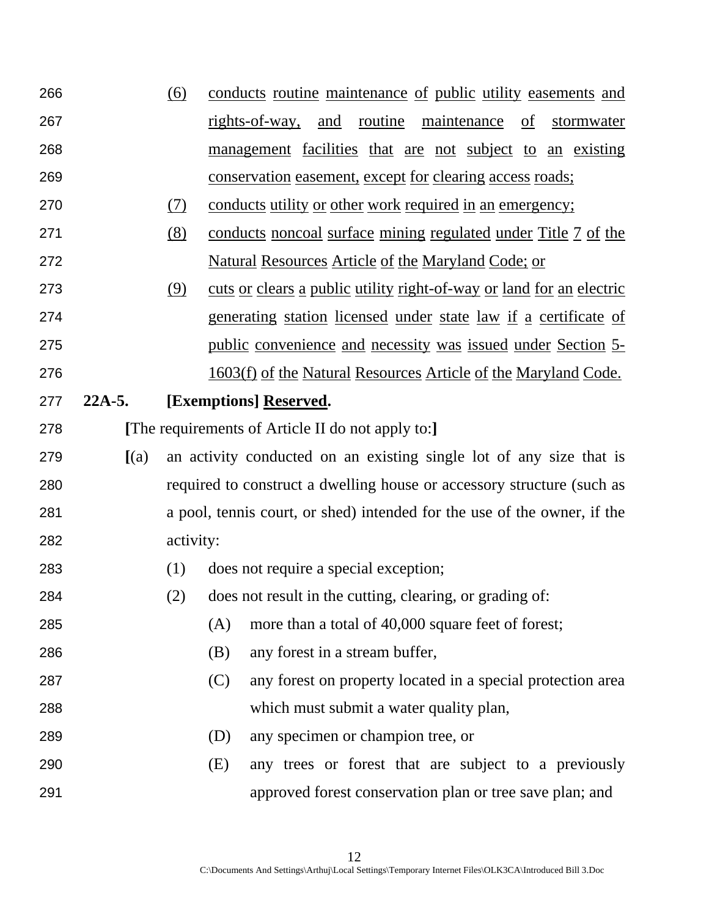266 (6) conducts routine maintenance of public utility easements and
267 rights-of-way, and routine maintenance of stormwater
268 management facilities that are not subject to an existing
269 conservation easement, except for clearing access roads;

270 (7) conducts utility or other work required in an emergency;

271 (8) conducts noncoal surface mining regulated under Title 7 of the
272 Natural Resources Article of the Maryland Code; or

273 (9) cuts or clears a public utility right-of-way or land for an electric
274 generating station licensed under state law if a certificate of
275 public convenience and necessity was issued under Section 5-
276 1603(f) of the Natural Resources Article of the Maryland Code.

277 **22A-5. [Exemptions] Reserved.**

278 **[**The requirements of Article II do not apply to:**]**

279 **[**(a) an activity conducted on an existing single lot of any size that is
280 required to construct a dwelling house or accessory structure (such as
281 a pool, tennis court, or shed) intended for the use of the owner, if the
282 activity:

283 (1) does not require a special exception;

284 (2) does not result in the cutting, clearing, or grading of:

285 (A) more than a total of 40,000 square feet of forest;

286 (B) any forest in a stream buffer,

287 (C) any forest on property located in a special protection area
288 which must submit a water quality plan,

289 (D) any specimen or champion tree, or

290 (E) any trees or forest that are subject to a previously
291 approved forest conservation plan or tree save plan; and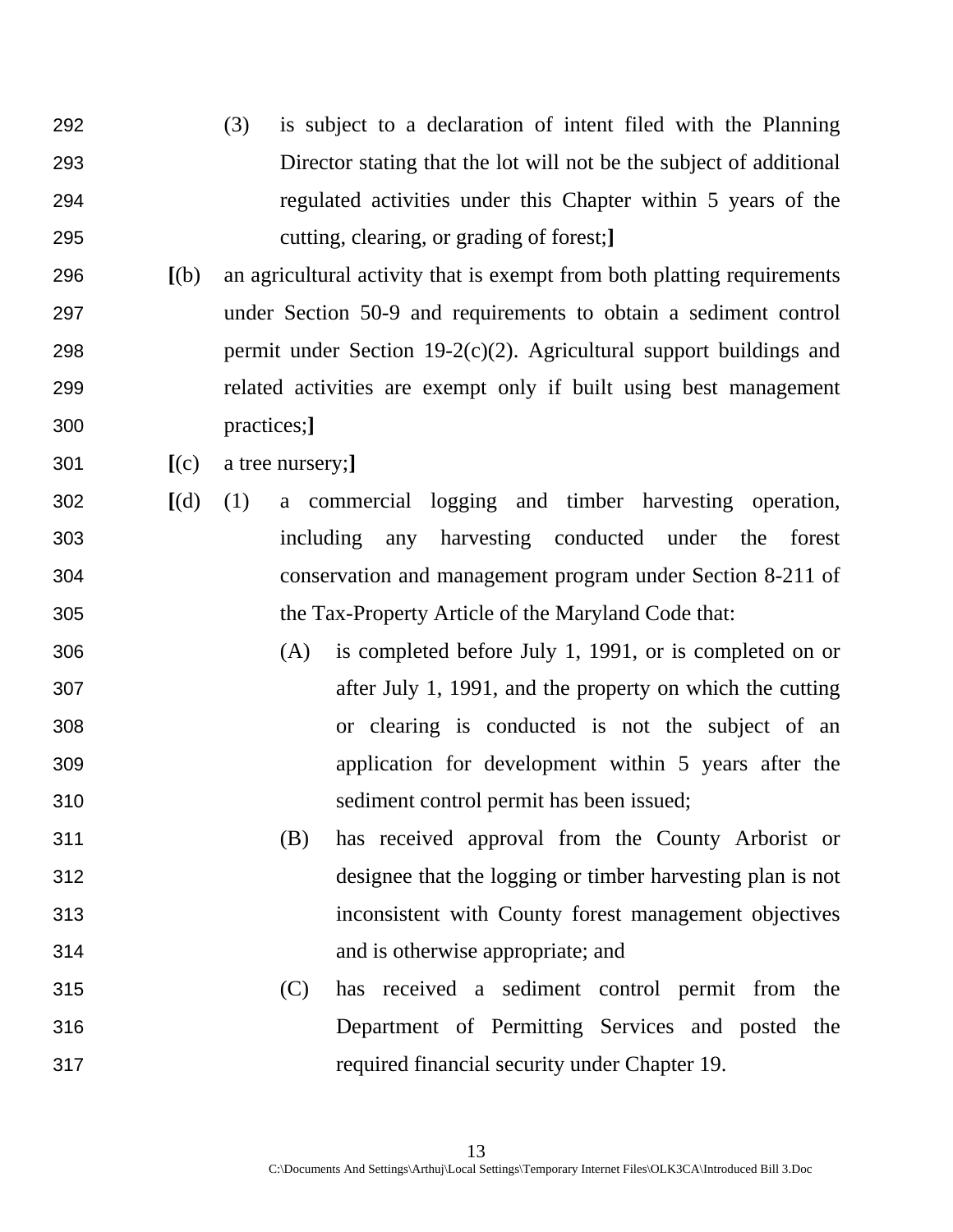292 (3) is subject to a declaration of intent filed with the Planning
293 Director stating that the lot will not be the subject of additional
294 regulated activities under this Chapter within 5 years of the
295 cutting, clearing, or grading of forest;**]**

296 **[**(b) an agricultural activity that is exempt from both platting requirements
297 under Section 50-9 and requirements to obtain a sediment control
298 permit under Section 19-2(c)(2). Agricultural support buildings and
299 related activities are exempt only if built using best management
300 practices;**]**

301 **[**(c) a tree nursery;**]**

302 **[**(d) (1) a commercial logging and timber harvesting operation,
303 including any harvesting conducted under the forest
304 conservation and management program under Section 8-211 of
305 the Tax-Property Article of the Maryland Code that:

306 (A) is completed before July 1, 1991, or is completed on or
307 after July 1, 1991, and the property on which the cutting
308 or clearing is conducted is not the subject of an
309 application for development within 5 years after the
310 sediment control permit has been issued;

311 (B) has received approval from the County Arborist or
312 designee that the logging or timber harvesting plan is not
313 inconsistent with County forest management objectives
314 and is otherwise appropriate; and

315 (C) has received a sediment control permit from the
316 Department of Permitting Services and posted the
317 required financial security under Chapter 19.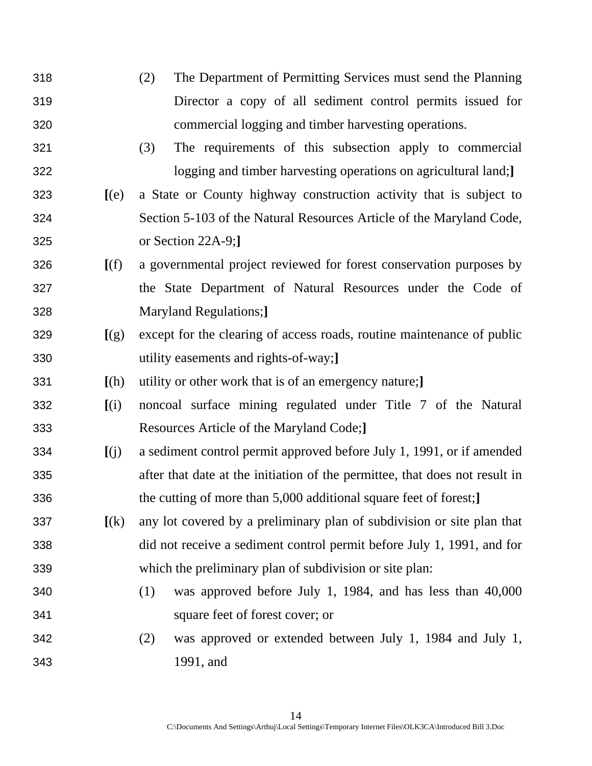318 (2) The Department of Permitting Services must send the Planning
319 Director a copy of all sediment control permits issued for
320 commercial logging and timber harvesting operations.

321 (3) The requirements of this subsection apply to commercial
322 logging and timber harvesting operations on agricultural land;**]**

323 **[**(e) a State or County highway construction activity that is subject to
324 Section 5-103 of the Natural Resources Article of the Maryland Code,
325 or Section 22A-9;**]**

326 **[**(f) a governmental project reviewed for forest conservation purposes by
327 the State Department of Natural Resources under the Code of
328 Maryland Regulations;**]**

329 **[**(g) except for the clearing of access roads, routine maintenance of public
330 utility easements and rights-of-way;**]**

331 **[**(h) utility or other work that is of an emergency nature;**]**

332 **[**(i) noncoal surface mining regulated under Title 7 of the Natural
333 Resources Article of the Maryland Code;**]**

334 **[**(j) a sediment control permit approved before July 1, 1991, or if amended
335 after that date at the initiation of the permittee, that does not result in
336 the cutting of more than 5,000 additional square feet of forest;**]**

337 **[**(k) any lot covered by a preliminary plan of subdivision or site plan that
338 did not receive a sediment control permit before July 1, 1991, and for
339 which the preliminary plan of subdivision or site plan:

340 (1) was approved before July 1, 1984, and has less than 40,000
341 square feet of forest cover; or

342 (2) was approved or extended between July 1, 1984 and July 1,
343 1991, and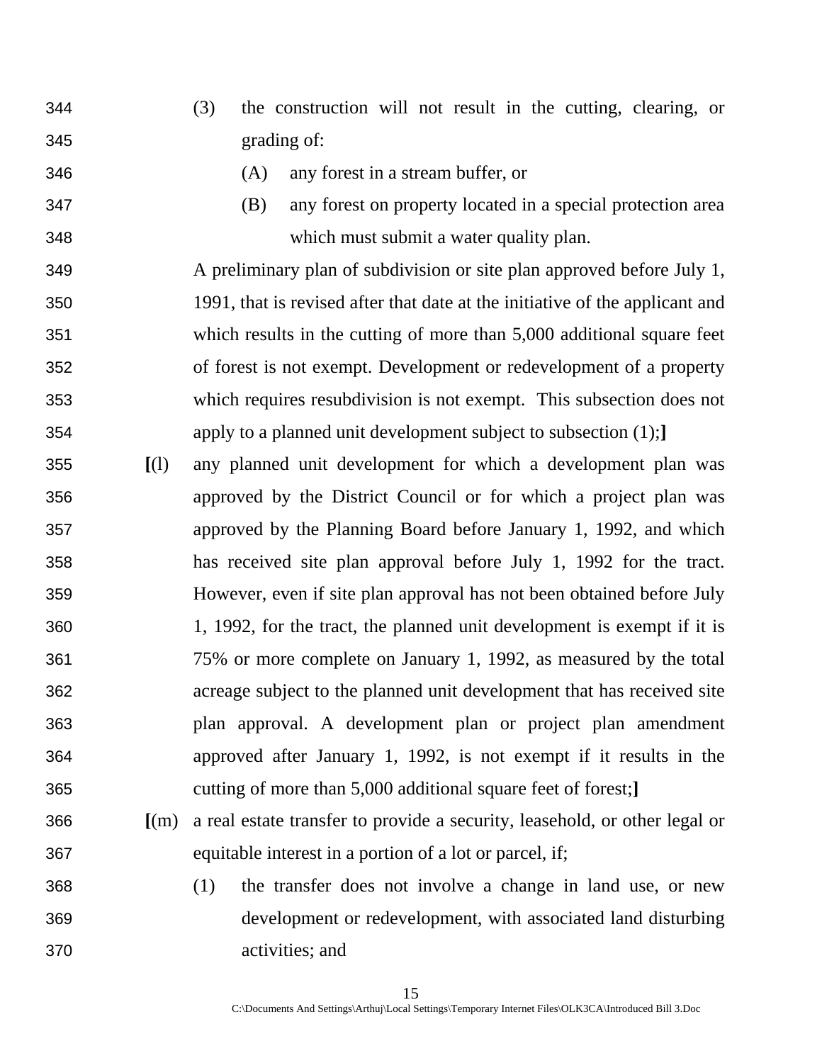344 (3) the construction will not result in the cutting, clearing, or
345 grading of:

346 (A) any forest in a stream buffer, or

347 (B) any forest on property located in a special protection area
348 which must submit a water quality plan.

349 A preliminary plan of subdivision or site plan approved before July 1,
350 1991, that is revised after that date at the initiative of the applicant and
351 which results in the cutting of more than 5,000 additional square feet
352 of forest is not exempt. Development or redevelopment of a property
353 which requires resubdivision is not exempt. This subsection does not
354 apply to a planned unit development subject to subsection (1);**]**

355 **[**(l) any planned unit development for which a development plan was
356 approved by the District Council or for which a project plan was
357 approved by the Planning Board before January 1, 1992, and which
358 has received site plan approval before July 1, 1992 for the tract.
359 However, even if site plan approval has not been obtained before July
360 1, 1992, for the tract, the planned unit development is exempt if it is
361 75% or more complete on January 1, 1992, as measured by the total
362 acreage subject to the planned unit development that has received site
363 plan approval. A development plan or project plan amendment
364 approved after January 1, 1992, is not exempt if it results in the
365 cutting of more than 5,000 additional square feet of forest;**]**

366 **[**(m) a real estate transfer to provide a security, leasehold, or other legal or
367 equitable interest in a portion of a lot or parcel, if;

368 (1) the transfer does not involve a change in land use, or new
369 development or redevelopment, with associated land disturbing
370 activities; and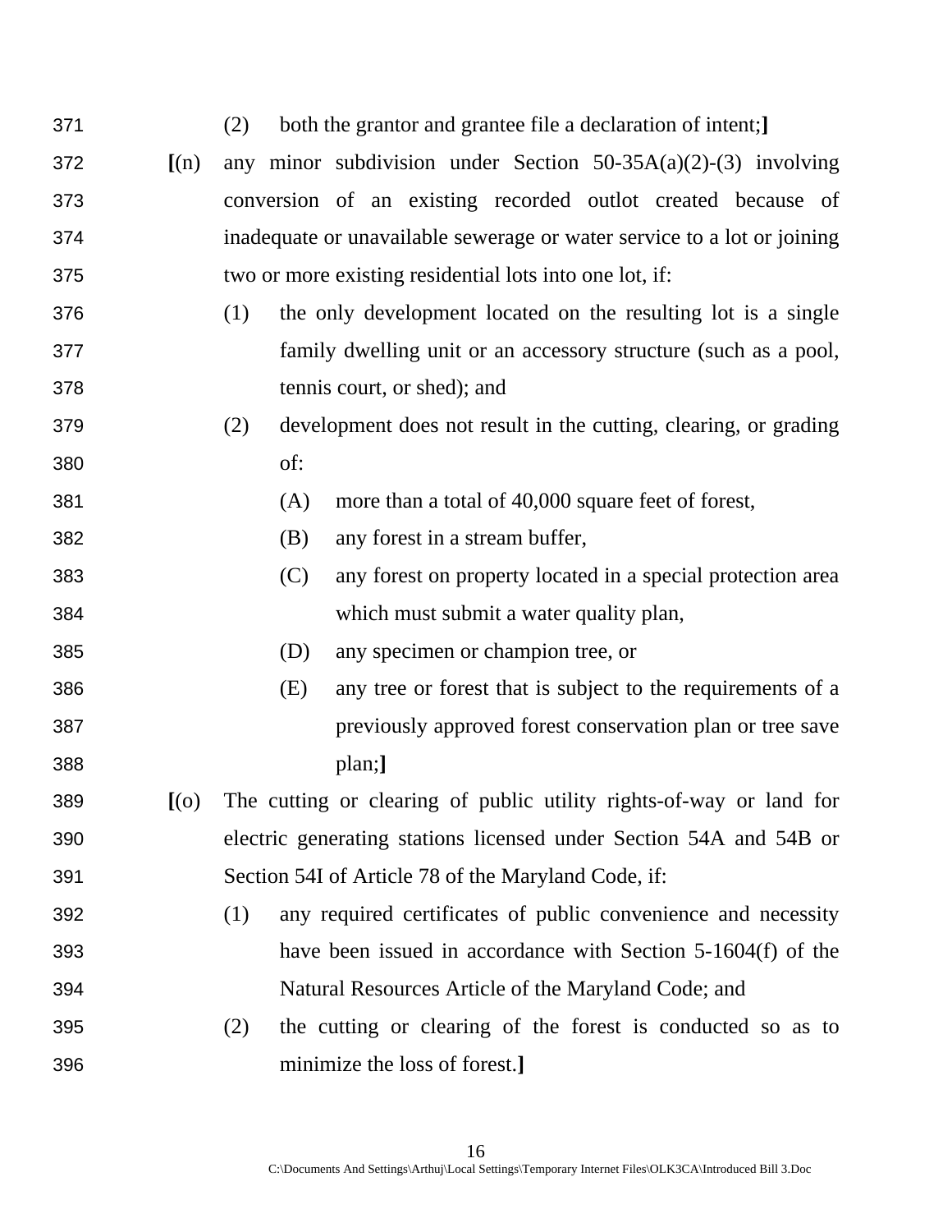(2) both the grantor and grantee file a declaration of intent;**]**

**[**(n) any minor subdivision under Section 50-35A(a)(2)-(3) involving conversion of an existing recorded outlot created because of inadequate or unavailable sewerage or water service to a lot or joining two or more existing residential lots into one lot, if:

(1) the only development located on the resulting lot is a single family dwelling unit or an accessory structure (such as a pool, tennis court, or shed); and

(2) development does not result in the cutting, clearing, or grading of:

(A) more than a total of 40,000 square feet of forest,

(B) any forest in a stream buffer,

(C) any forest on property located in a special protection area which must submit a water quality plan,

(D) any specimen or champion tree, or

(E) any tree or forest that is subject to the requirements of a previously approved forest conservation plan or tree save plan;**]**

**[**(o) The cutting or clearing of public utility rights-of-way or land for electric generating stations licensed under Section 54A and 54B or Section 54I of Article 78 of the Maryland Code, if:

(1) any required certificates of public convenience and necessity have been issued in accordance with Section 5-1604(f) of the Natural Resources Article of the Maryland Code; and

(2) the cutting or clearing of the forest is conducted so as to minimize the loss of forest.**]**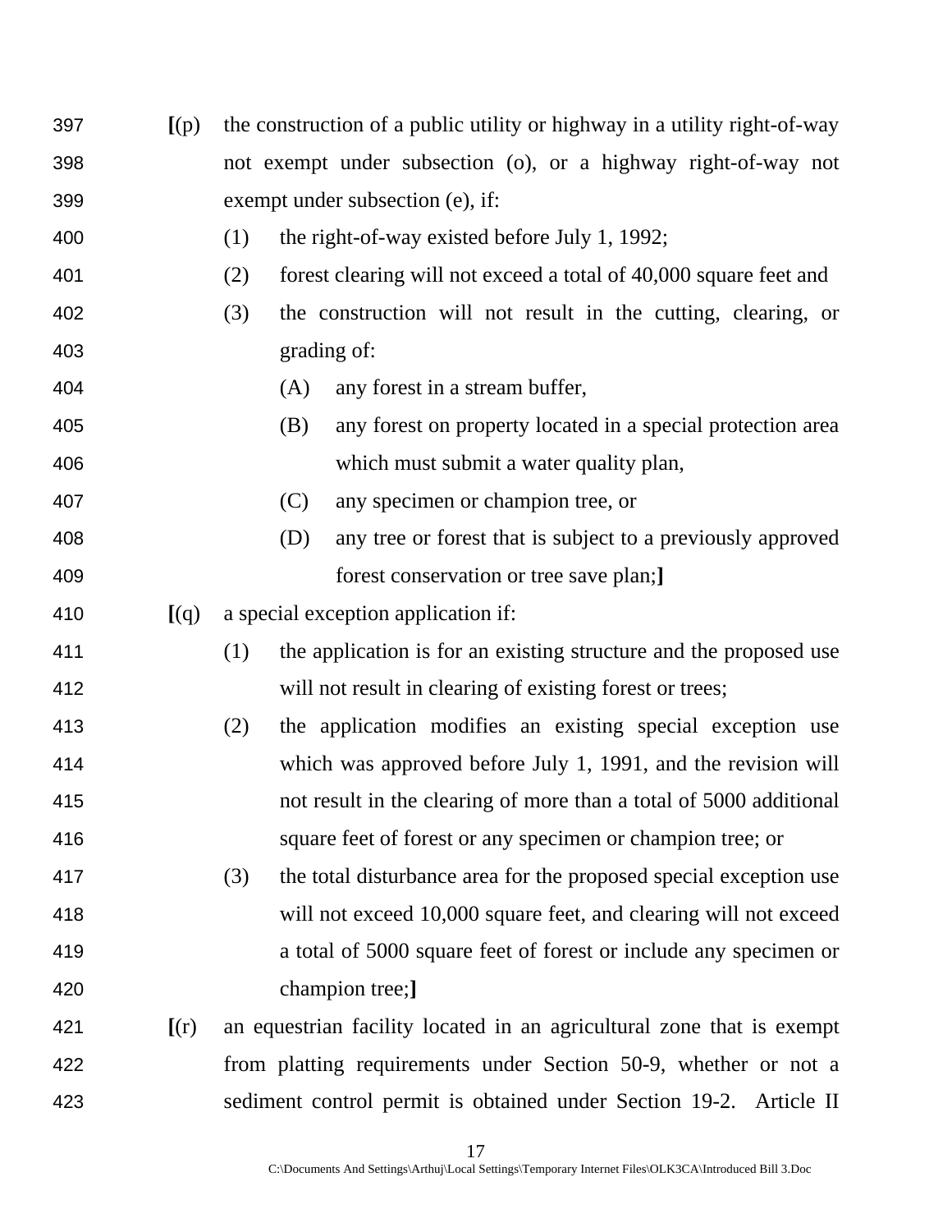397 **[**(p) the construction of a public utility or highway in a utility right-of-way
398 not exempt under subsection (o), or a highway right-of-way not
399 exempt under subsection (e), if:

400 (1) the right-of-way existed before July 1, 1992;

401 (2) forest clearing will not exceed a total of 40,000 square feet and

402 (3) the construction will not result in the cutting, clearing, or
403 grading of:

404 (A) any forest in a stream buffer,

405 (B) any forest on property located in a special protection area
406 which must submit a water quality plan,

407 (C) any specimen or champion tree, or

408 (D) any tree or forest that is subject to a previously approved
409 forest conservation or tree save plan;**]**

410 **[**(q) a special exception application if:

411 (1) the application is for an existing structure and the proposed use
412 will not result in clearing of existing forest or trees;

413 (2) the application modifies an existing special exception use
414 which was approved before July 1, 1991, and the revision will
415 not result in the clearing of more than a total of 5000 additional
416 square feet of forest or any specimen or champion tree; or

417 (3) the total disturbance area for the proposed special exception use
418 will not exceed 10,000 square feet, and clearing will not exceed
419 a total of 5000 square feet of forest or include any specimen or
420 champion tree;**]**

421 **[**(r) an equestrian facility located in an agricultural zone that is exempt
422 from platting requirements under Section 50-9, whether or not a
423 sediment control permit is obtained under Section 19-2. Article II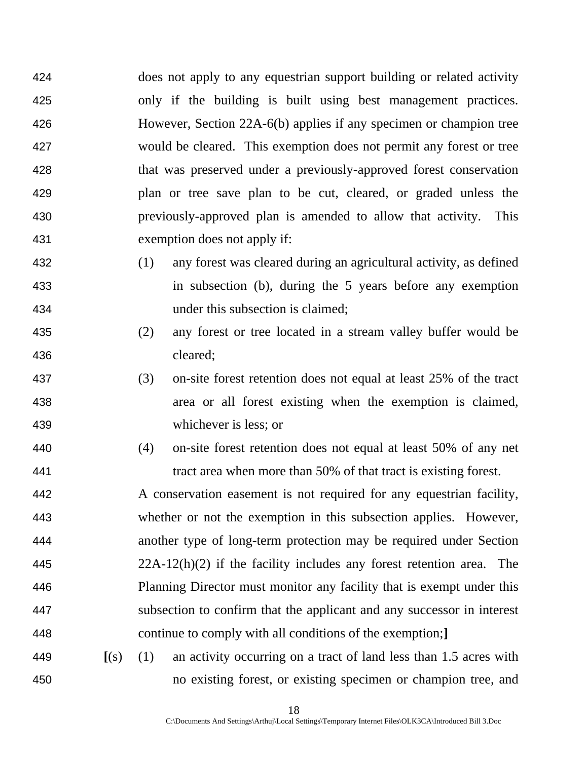424 does not apply to any equestrian support building or related activity
425 only if the building is built using best management practices.
426 However, Section 22A-6(b) applies if any specimen or champion tree
427 would be cleared. This exemption does not permit any forest or tree
428 that was preserved under a previously-approved forest conservation
429 plan or tree save plan to be cut, cleared, or graded unless the
430 previously-approved plan is amended to allow that activity. This
431 exemption does not apply if:

432 (1) any forest was cleared during an agricultural activity, as defined
433 in subsection (b), during the 5 years before any exemption
434 under this subsection is claimed;

435 (2) any forest or tree located in a stream valley buffer would be
436 cleared;

437 (3) on-site forest retention does not equal at least 25% of the tract
438 area or all forest existing when the exemption is claimed,
439 whichever is less; or

440 (4) on-site forest retention does not equal at least 50% of any net
441 tract area when more than 50% of that tract is existing forest.

442 A conservation easement is not required for any equestrian facility,
443 whether or not the exemption in this subsection applies. However,
444 another type of long-term protection may be required under Section
445 22A-12(h)(2) if the facility includes any forest retention area. The
446 Planning Director must monitor any facility that is exempt under this
447 subsection to confirm that the applicant and any successor in interest
448 continue to comply with all conditions of the exemption;**]**

449 **[**(s) (1) an activity occurring on a tract of land less than 1.5 acres with
450 no existing forest, or existing specimen or champion tree, and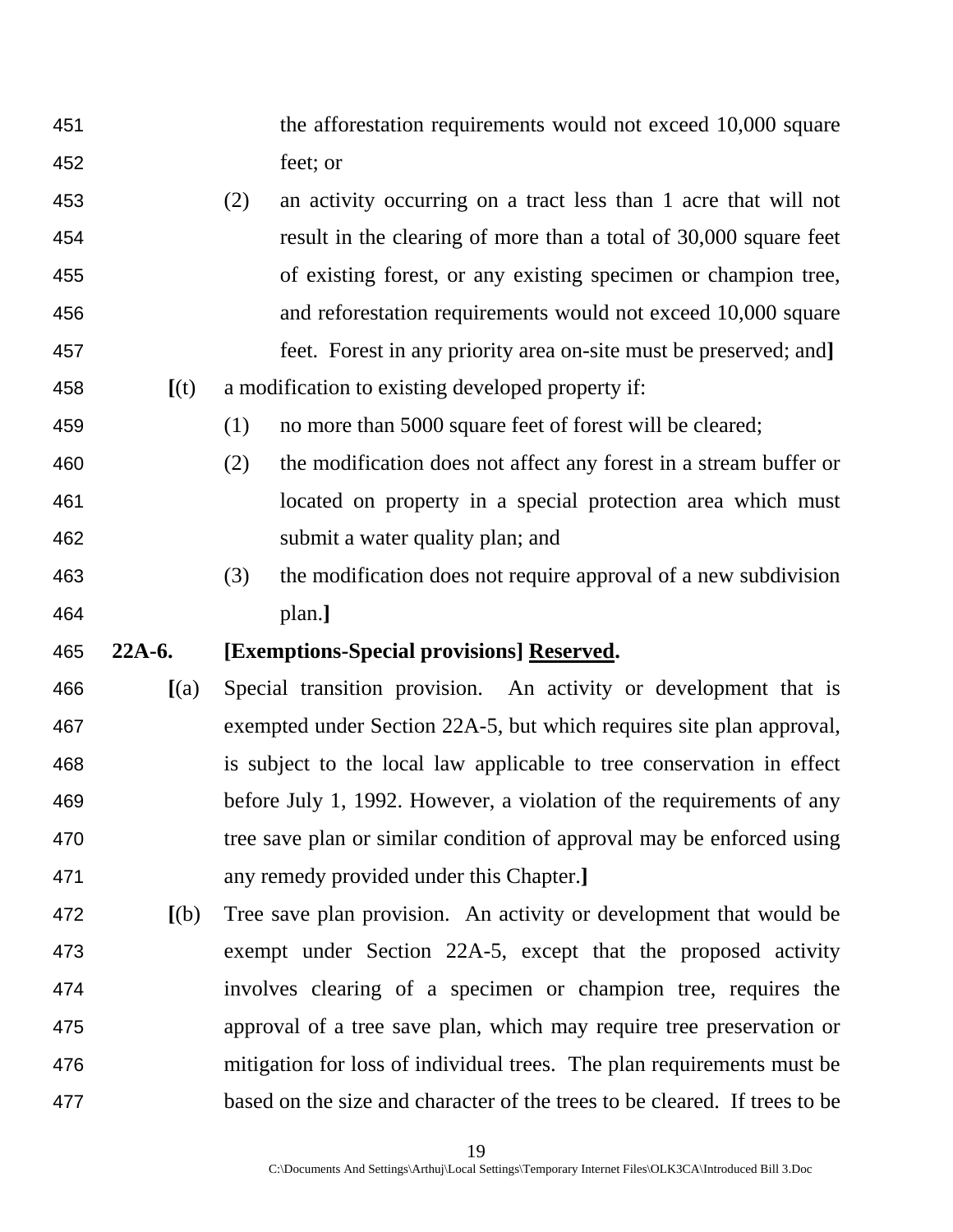451 the afforestation requirements would not exceed 10,000 square
452 feet; or

453 (2) an activity occurring on a tract less than 1 acre that will not
454 result in the clearing of more than a total of 30,000 square feet
455 of existing forest, or any existing specimen or champion tree,
456 and reforestation requirements would not exceed 10,000 square
457 feet. Forest in any priority area on-site must be preserved; and**]**

458 **[**(t) a modification to existing developed property if:

459 (1) no more than 5000 square feet of forest will be cleared;

460 (2) the modification does not affect any forest in a stream buffer or
461 located on property in a special protection area which must
462 submit a water quality plan; and

463 (3) the modification does not require approval of a new subdivision
464 plan.**]**

465 **22A-6. [Exemptions-Special provisions] <u>Reserved</u>.**

466 **[**(a) Special transition provision. An activity or development that is
467 exempted under Section 22A-5, but which requires site plan approval,
468 is subject to the local law applicable to tree conservation in effect
469 before July 1, 1992. However, a violation of the requirements of any
470 tree save plan or similar condition of approval may be enforced using
471 any remedy provided under this Chapter.**]**

472 **[**(b) Tree save plan provision. An activity or development that would be
473 exempt under Section 22A-5, except that the proposed activity
474 involves clearing of a specimen or champion tree, requires the
475 approval of a tree save plan, which may require tree preservation or
476 mitigation for loss of individual trees. The plan requirements must be
477 based on the size and character of the trees to be cleared. If trees to be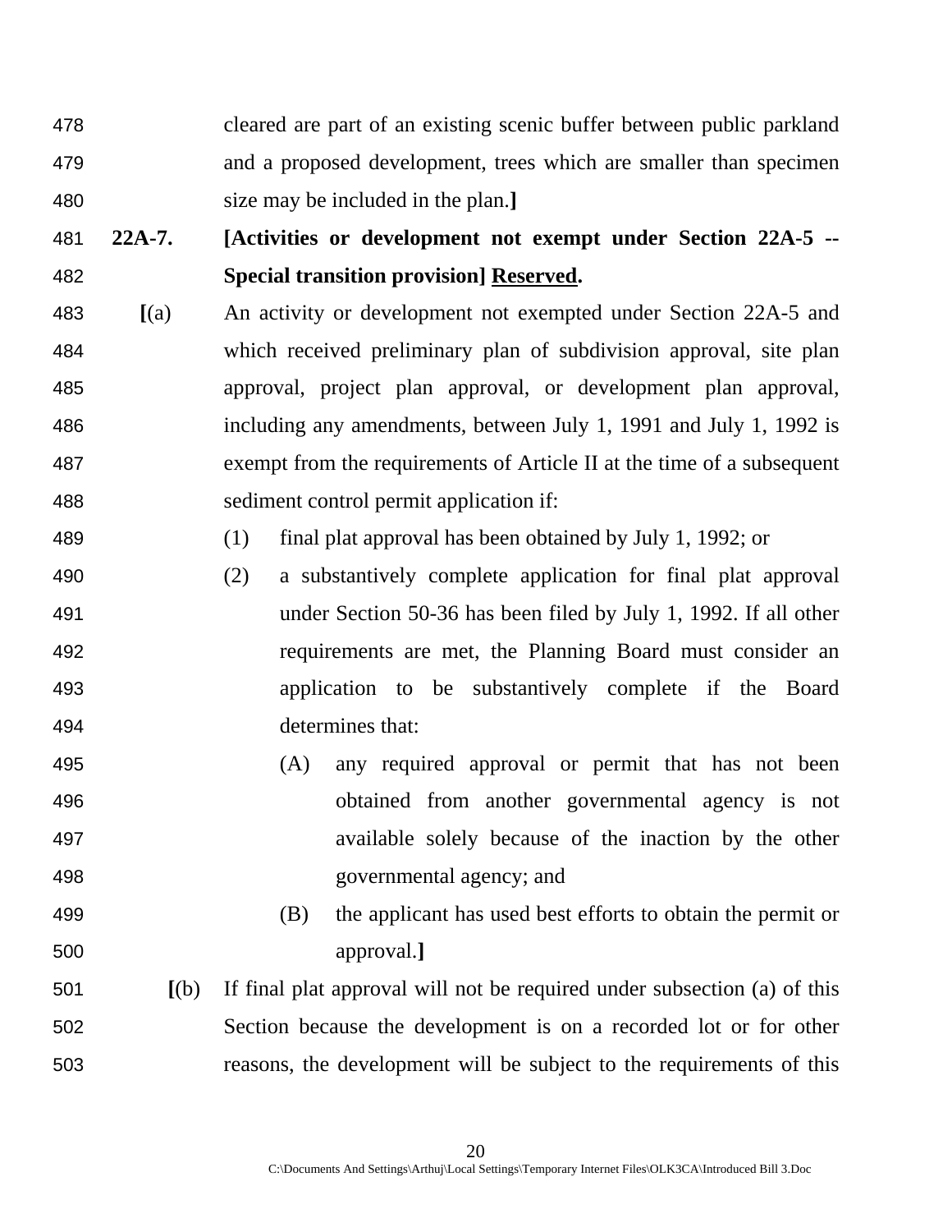cleared are part of an existing scenic buffer between public parkland and a proposed development, trees which are smaller than specimen size may be included in the plan.]

**22A-7. [Activities or development not exempt under Section 22A-5 -- Special transition provision] <u>Reserved</u>.**

[(a) An activity or development not exempted under Section 22A-5 and which received preliminary plan of subdivision approval, site plan approval, project plan approval, or development plan approval, including any amendments, between July 1, 1991 and July 1, 1992 is exempt from the requirements of Article II at the time of a subsequent sediment control permit application if:

(1) final plat approval has been obtained by July 1, 1992; or

(2) a substantively complete application for final plat approval under Section 50-36 has been filed by July 1, 1992. If all other requirements are met, the Planning Board must consider an application to be substantively complete if the Board determines that:

(A) any required approval or permit that has not been obtained from another governmental agency is not available solely because of the inaction by the other governmental agency; and

(B) the applicant has used best efforts to obtain the permit or approval.]

[(b) If final plat approval will not be required under subsection (a) of this Section because the development is on a recorded lot or for other reasons, the development will be subject to the requirements of this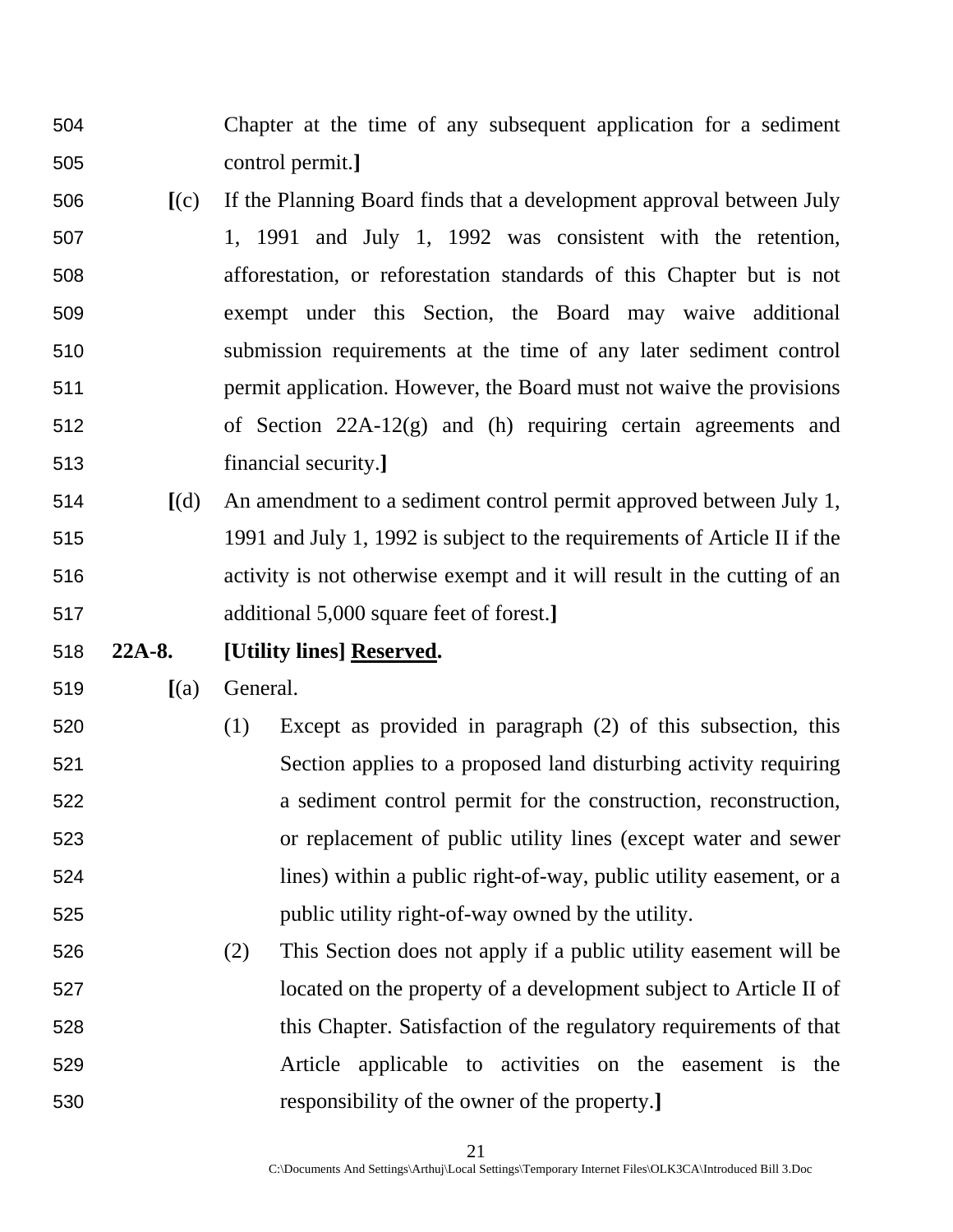Chapter at the time of any subsequent application for a sediment control permit.]

[(c) If the Planning Board finds that a development approval between July 1, 1991 and July 1, 1992 was consistent with the retention, afforestation, or reforestation standards of this Chapter but is not exempt under this Section, the Board may waive additional submission requirements at the time of any later sediment control permit application. However, the Board must not waive the provisions of Section 22A-12(g) and (h) requiring certain agreements and financial security.]

[(d) An amendment to a sediment control permit approved between July 1, 1991 and July 1, 1992 is subject to the requirements of Article II if the activity is not otherwise exempt and it will result in the cutting of an additional 5,000 square feet of forest.]

**22A-8. [Utility lines] <u>Reserved</u>.**

[(a) General.

(1) Except as provided in paragraph (2) of this subsection, this Section applies to a proposed land disturbing activity requiring a sediment control permit for the construction, reconstruction, or replacement of public utility lines (except water and sewer lines) within a public right-of-way, public utility easement, or a public utility right-of-way owned by the utility.

(2) This Section does not apply if a public utility easement will be located on the property of a development subject to Article II of this Chapter. Satisfaction of the regulatory requirements of that Article applicable to activities on the easement is the responsibility of the owner of the property.]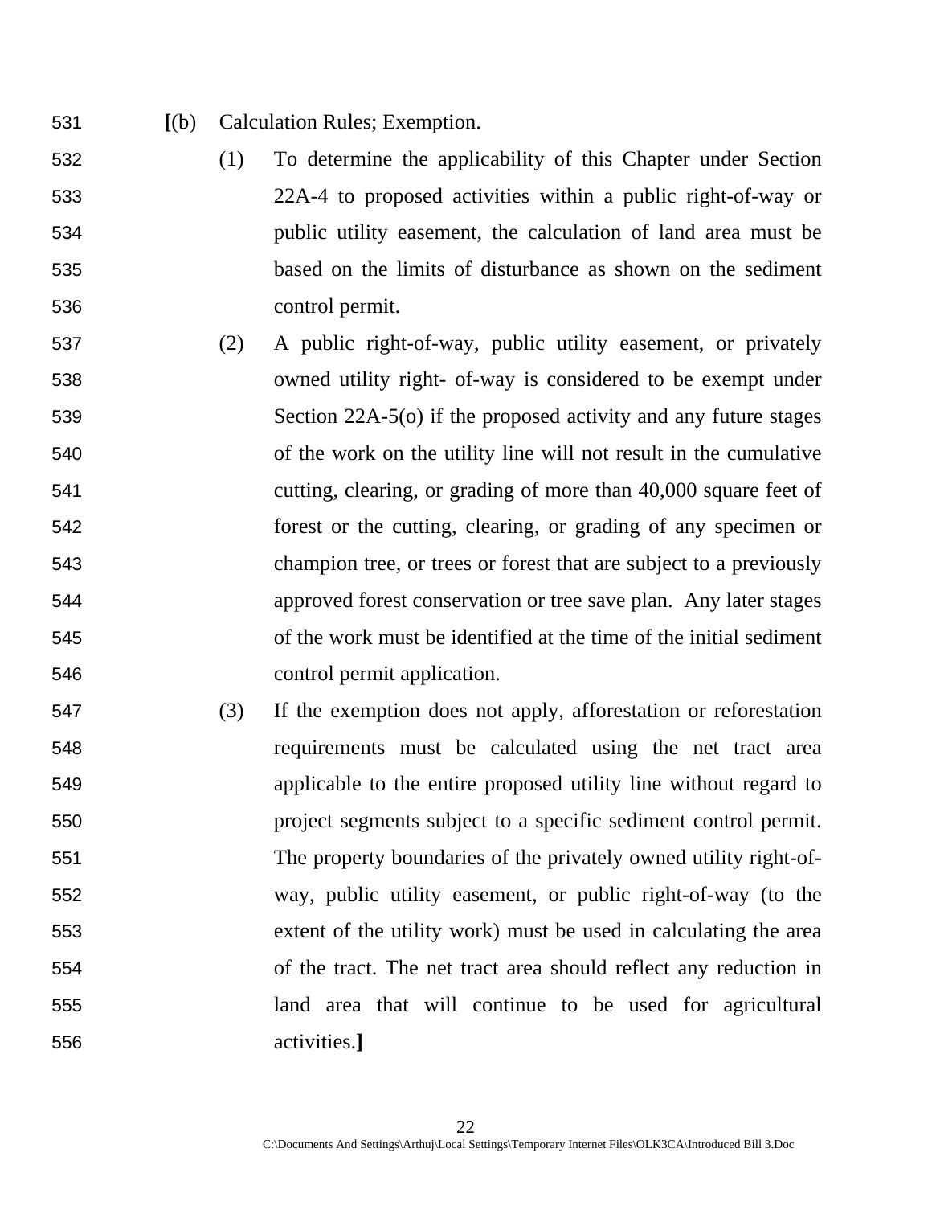531 **[**(b) Calculation Rules; Exemption.

532 (1) To determine the applicability of this Chapter under Section
533 22A-4 to proposed activities within a public right-of-way or
534 public utility easement, the calculation of land area must be
535 based on the limits of disturbance as shown on the sediment
536 control permit.

537 (2) A public right-of-way, public utility easement, or privately
538 owned utility right- of-way is considered to be exempt under
539 Section 22A-5(o) if the proposed activity and any future stages
540 of the work on the utility line will not result in the cumulative
541 cutting, clearing, or grading of more than 40,000 square feet of
542 forest or the cutting, clearing, or grading of any specimen or
543 champion tree, or trees or forest that are subject to a previously
544 approved forest conservation or tree save plan. Any later stages
545 of the work must be identified at the time of the initial sediment
546 control permit application.

547 (3) If the exemption does not apply, afforestation or reforestation
548 requirements must be calculated using the net tract area
549 applicable to the entire proposed utility line without regard to
550 project segments subject to a specific sediment control permit.
551 The property boundaries of the privately owned utility right-of-
552 way, public utility easement, or public right-of-way (to the
553 extent of the utility work) must be used in calculating the area
554 of the tract. The net tract area should reflect any reduction in
555 land area that will continue to be used for agricultural
556 activities.**]**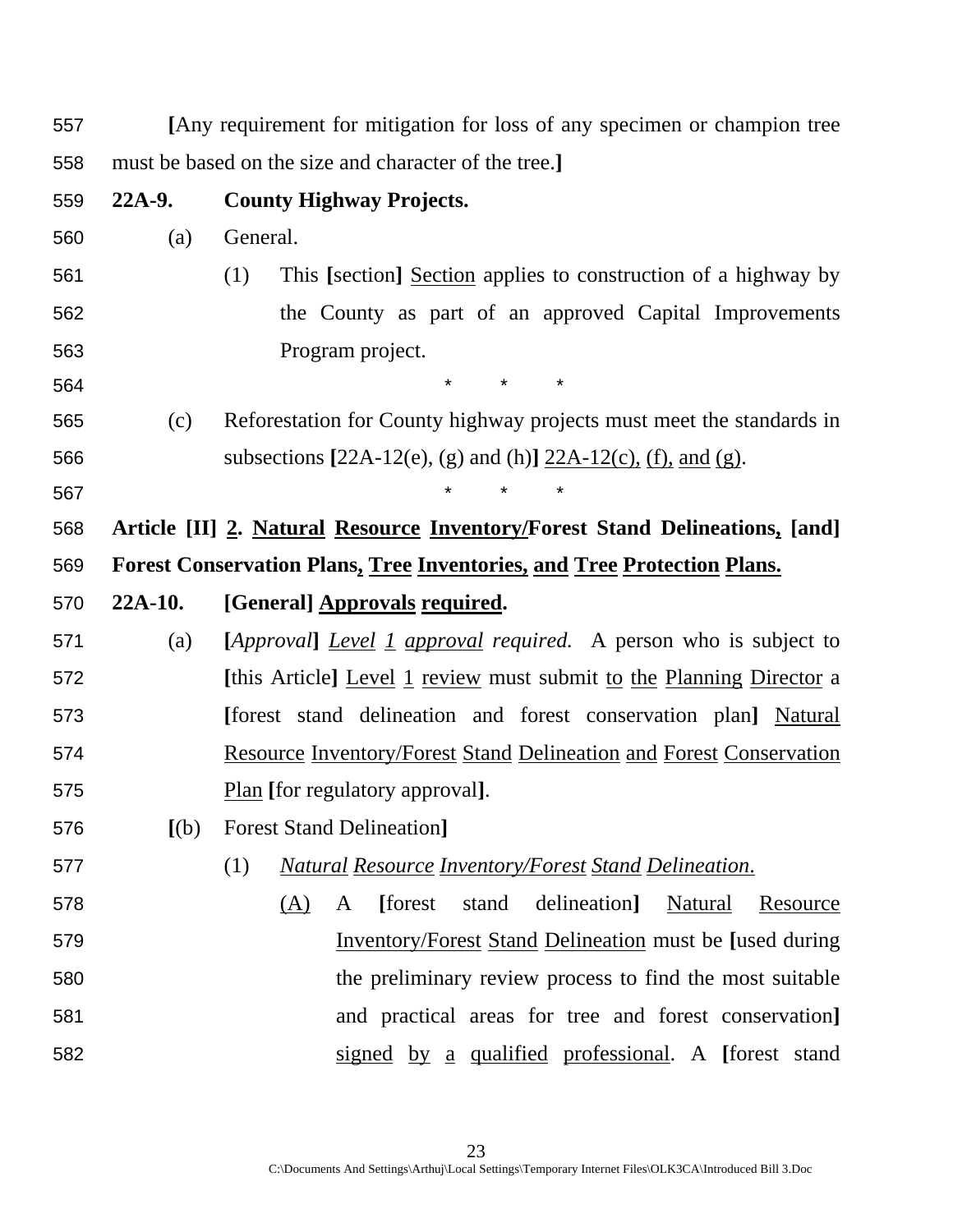557 **[**Any requirement for mitigation for loss of any specimen or champion tree

558 must be based on the size and character of the tree.**]**

559 **22A-9. County Highway Projects.**

560 (a) General.

561 (1) This **[**section**]** <u>Section</u> applies to construction of a highway by

562 the County as part of an approved Capital Improvements

563 Program project.

564 \* \* \*

565 (c) Reforestation for County highway projects must meet the standards in

566 subsections **[**22A-12(e), (g) and (h)**]** <u>22A-12(c),</u> <u>(f),</u> <u>and</u> <u>(g)</u>.

567 \* \* \*

568 **Article [II] <u>2</u>. <u>Natural</u> <u>Resource</u> <u>Inventory/</u>Forest Stand Delineations<u>,</u> [and]**

569 **Forest Conservation Plans<u>,</u> <u>Tree</u> <u>Inventories,</u> <u>and</u> <u>Tree</u> <u>Protection</u> <u>Plans.</u>**

570 **22A-10. [General] <u>Approvals</u> <u>required</u>.**

571 (a) **[***Approval***]** <u>*Level*</u> <u>*1*</u> <u>*approval*</u> *required.* A person who is subject to

572 **[**this Article**]** <u>Level</u> <u>1</u> <u>review</u> must submit <u>to</u> <u>the</u> <u>Planning</u> <u>Director</u> a

573 **[**forest stand delineation and forest conservation plan**]** <u>Natural</u>

574 <u>Resource</u> <u>Inventory/Forest</u> <u>Stand</u> <u>Delineation</u> <u>and</u> <u>Forest</u> <u>Conservation</u>

575 <u>Plan</u> **[**for regulatory approval**]**.

576 **[**(b) Forest Stand Delineation**]**

577 (1) <u>*Natural*</u> <u>*Resource*</u> <u>*Inventory/Forest*</u> <u>*Stand*</u> <u>*Delineation*</u>.

578 <u>(A)</u> A **[**forest stand delineation**]** <u>Natural</u> <u>Resource</u>

579 <u>Inventory/Forest</u> <u>Stand</u> <u>Delineation</u> must be **[**used during

580 the preliminary review process to find the most suitable

581 and practical areas for tree and forest conservation**]**

582 <u>signed</u> <u>by</u> <u>a</u> <u>qualified</u> <u>professional</u>. A **[**forest stand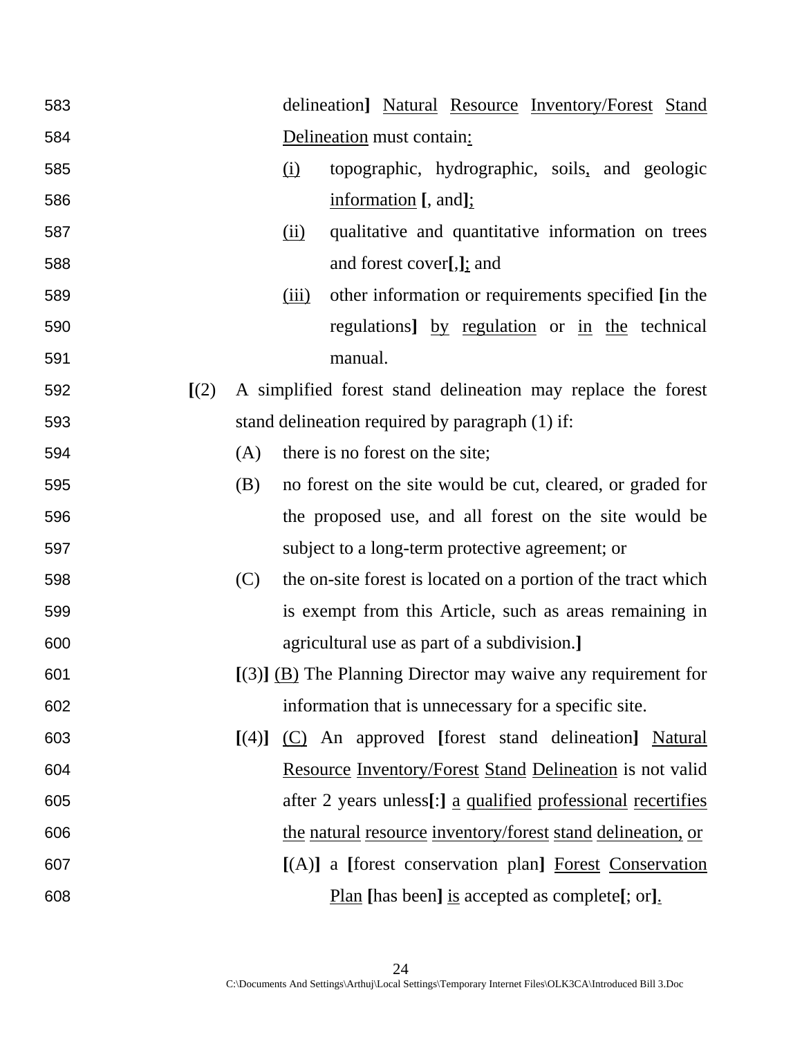583 delineation] Natural Resource Inventory/Forest Stand
584 Delineation must contain:
585 (i) topographic, hydrographic, soils, and geologic
586 information [, and];
587 (ii) qualitative and quantitative information on trees
588 and forest cover[,]; and
589 (iii) other information or requirements specified [in the
590 regulations] by regulation or in the technical
591 manual.
592 [(2) A simplified forest stand delineation may replace the forest
593 stand delineation required by paragraph (1) if:
594 (A) there is no forest on the site;
595 (B) no forest on the site would be cut, cleared, or graded for
596 the proposed use, and all forest on the site would be
597 subject to a long-term protective agreement; or
598 (C) the on-site forest is located on a portion of the tract which
599 is exempt from this Article, such as areas remaining in
600 agricultural use as part of a subdivision.]
601 [(3)] (B) The Planning Director may waive any requirement for
602 information that is unnecessary for a specific site.
603 [(4)] (C) An approved [forest stand delineation] Natural
604 Resource Inventory/Forest Stand Delineation is not valid
605 after 2 years unless[:] a qualified professional recertifies
606 the natural resource inventory/forest stand delineation, or
607 [(A)] a [forest conservation plan] Forest Conservation
608 Plan [has been] is accepted as complete[; or].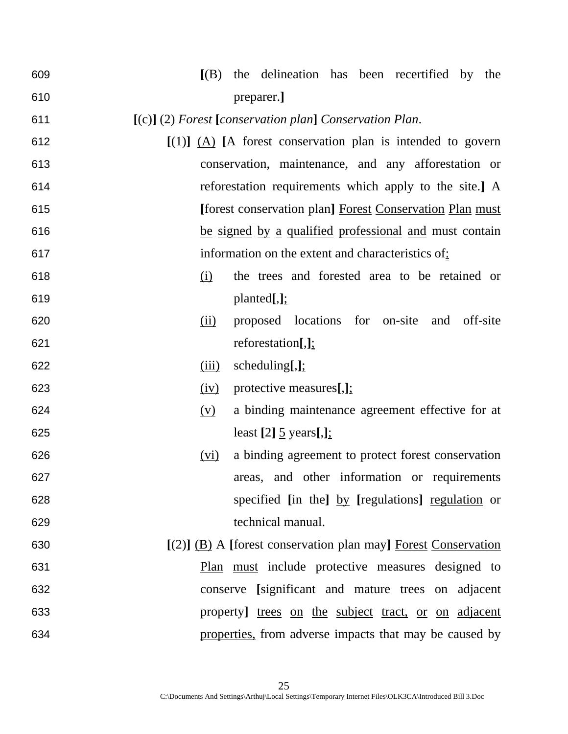609 **[**(B) the delineation has been recertified by the preparer.**]**

611 **[**(c)**]** <u>(2)</u> *Forest* **[***conservation plan***]** <u>*Conservation*</u> <u>*Plan*</u>.

612 **[**(1)**]** <u>(A)</u> **[**A forest conservation plan is intended to govern conservation, maintenance, and any afforestation or reforestation requirements which apply to the site.**]** A **[**forest conservation plan**]** <u>Forest</u> <u>Conservation</u> <u>Plan</u> <u>must</u> <u>be</u> <u>signed</u> <u>by</u> <u>a</u> <u>qualified</u> <u>professional</u> <u>and</u> must contain information on the extent and characteristics of<u>:</u>

618 <u>(i)</u> the trees and forested area to be retained or planted**[**,**]**<u>;</u>

620 <u>(ii)</u> proposed locations for on-site and off-site reforestation**[**,**]**<u>;</u>

622 <u>(iii)</u> scheduling**[**,**]**<u>;</u>

623 <u>(iv)</u> protective measures**[**,**]**<u>;</u>

624 <u>(v)</u> a binding maintenance agreement effective for at least **[**2**]** <u>5</u> years**[**,**]**<u>;</u>

626 <u>(vi)</u> a binding agreement to protect forest conservation areas, and other information or requirements specified **[**in the**]** <u>by</u> **[**regulations**]** <u>regulation</u> or technical manual.

630 **[**(2)**]** <u>(B)</u> A **[**forest conservation plan may**]** <u>Forest</u> <u>Conservation</u> <u>Plan</u> <u>must</u> include protective measures designed to conserve **[**significant and mature trees on adjacent property**]** <u>trees</u> <u>on</u> <u>the</u> <u>subject</u> <u>tract,</u> <u>or</u> <u>on</u> <u>adjacent</u> <u>properties,</u> from adverse impacts that may be caused by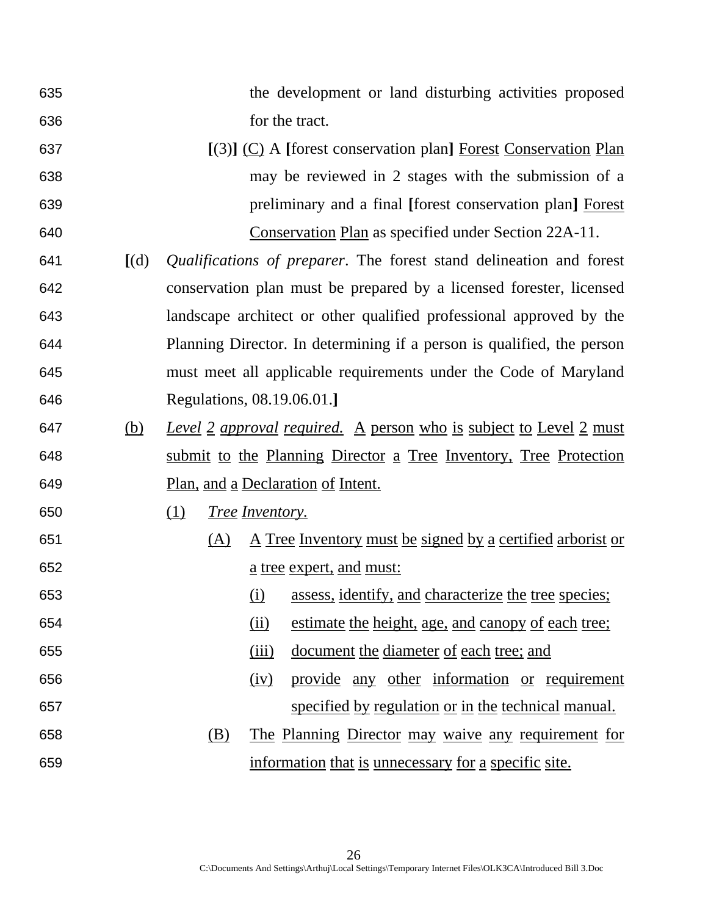635 the development or land disturbing activities proposed
636 for the tract.

637 **[**(3)**]** <u>(C)</u> A **[**forest conservation plan**]** <u>Forest Conservation Plan</u>
638 may be reviewed in 2 stages with the submission of a
639 preliminary and a final **[**forest conservation plan**]** <u>Forest</u>
640 <u>Conservation Plan</u> as specified under Section 22A-11.

641 **[**(d) *Qualifications of preparer*. The forest stand delineation and forest
642 conservation plan must be prepared by a licensed forester, licensed
643 landscape architect or other qualified professional approved by the
644 Planning Director. In determining if a person is qualified, the person
645 must meet all applicable requirements under the Code of Maryland
646 Regulations, 08.19.06.01.**]**

647 <u>(b)</u> <u>*Level 2 approval required.*</u> <u>A person who is subject to Level 2 must</u>
648 <u>submit to the Planning Director a Tree Inventory, Tree Protection</u>
649 <u>Plan, and a Declaration of Intent.</u>

650 <u>(1)</u> <u>*Tree Inventory.*</u>

651 <u>(A)</u> <u>A Tree Inventory must be signed by a certified arborist or</u>
652 <u>a tree expert, and must:</u>

653 <u>(i)</u> <u>assess, identify, and characterize the tree species;</u>

654 <u>(ii)</u> <u>estimate the height, age, and canopy of each tree;</u>

655 <u>(iii)</u> <u>document the diameter of each tree; and</u>

656 <u>(iv)</u> <u>provide any other information or requirement</u>
657 <u>specified by regulation or in the technical manual.</u>

658 <u>(B)</u> <u>The Planning Director may waive any requirement for</u>
659 <u>information that is unnecessary for a specific site.</u>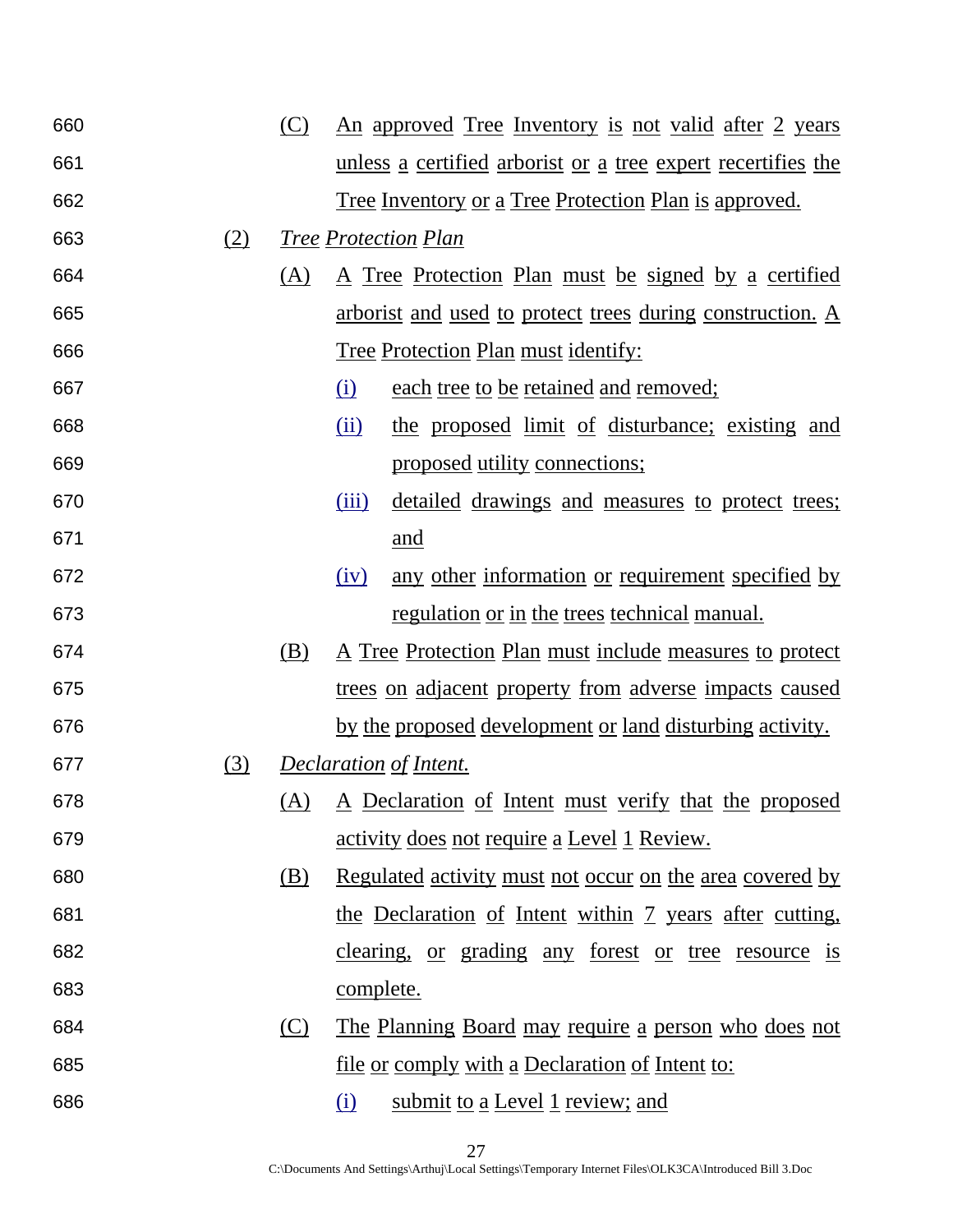(C) An approved Tree Inventory is not valid after 2 years unless a certified arborist or a tree expert recertifies the Tree Inventory or a Tree Protection Plan is approved.

(2) *Tree Protection Plan*

(A) A Tree Protection Plan must be signed by a certified arborist and used to protect trees during construction. A Tree Protection Plan must identify:

(i) each tree to be retained and removed;

(ii) the proposed limit of disturbance; existing and proposed utility connections;

(iii) detailed drawings and measures to protect trees; and

(iv) any other information or requirement specified by regulation or in the trees technical manual.

(B) A Tree Protection Plan must include measures to protect trees on adjacent property from adverse impacts caused by the proposed development or land disturbing activity.

(3) *Declaration of Intent.*

(A) A Declaration of Intent must verify that the proposed activity does not require a Level 1 Review.

(B) Regulated activity must not occur on the area covered by the Declaration of Intent within 7 years after cutting, clearing, or grading any forest or tree resource is complete.

(C) The Planning Board may require a person who does not file or comply with a Declaration of Intent to:

(i) submit to a Level 1 review; and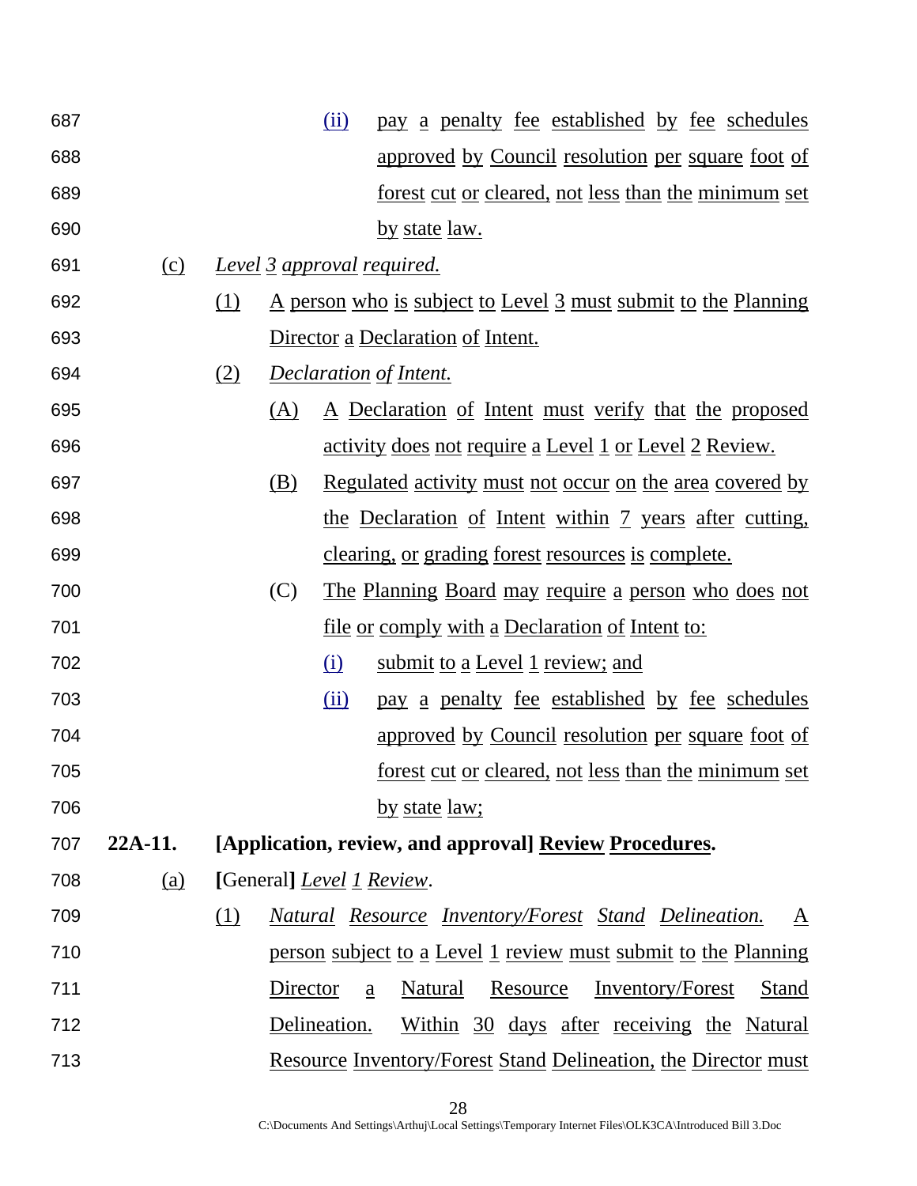(ii) pay a penalty fee established by fee schedules approved by Council resolution per square foot of forest cut or cleared, not less than the minimum set by state law.

(c) *Level 3 approval required.*

(1) A person who is subject to Level 3 must submit to the Planning Director a Declaration of Intent.

(2) *Declaration of Intent.*

(A) A Declaration of Intent must verify that the proposed activity does not require a Level 1 or Level 2 Review.

(B) Regulated activity must not occur on the area covered by the Declaration of Intent within 7 years after cutting, clearing, or grading forest resources is complete.

(C) The Planning Board may require a person who does not file or comply with a Declaration of Intent to:

(i) submit to a Level 1 review; and

(ii) pay a penalty fee established by fee schedules approved by Council resolution per square foot of forest cut or cleared, not less than the minimum set by state law;

**22A-11. [Application, review, and approval] Review Procedures.**

(a) [General] *Level 1 Review*.

(1) *Natural Resource Inventory/Forest Stand Delineation.* A person subject to a Level 1 review must submit to the Planning Director a Natural Resource Inventory/Forest Stand Delineation. Within 30 days after receiving the Natural Resource Inventory/Forest Stand Delineation, the Director must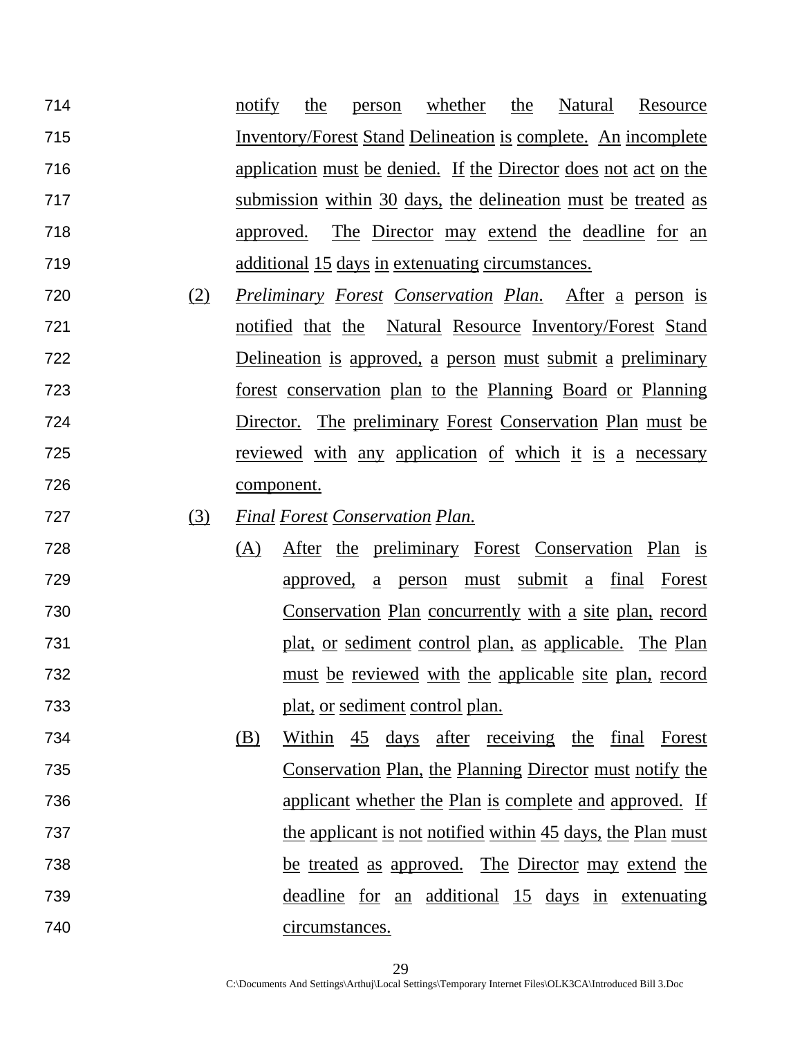notify the person whether the Natural Resource Inventory/Forest Stand Delineation is complete. An incomplete application must be denied. If the Director does not act on the submission within 30 days, the delineation must be treated as approved. The Director may extend the deadline for an additional 15 days in extenuating circumstances.

(2) *Preliminary Forest Conservation Plan*. After a person is notified that the Natural Resource Inventory/Forest Stand Delineation is approved, a person must submit a preliminary forest conservation plan to the Planning Board or Planning Director. The preliminary Forest Conservation Plan must be reviewed with any application of which it is a necessary component.

(3) *Final Forest Conservation Plan.*

(A) After the preliminary Forest Conservation Plan is approved, a person must submit a final Forest Conservation Plan concurrently with a site plan, record plat, or sediment control plan, as applicable. The Plan must be reviewed with the applicable site plan, record plat, or sediment control plan.

(B) Within 45 days after receiving the final Forest Conservation Plan, the Planning Director must notify the applicant whether the Plan is complete and approved. If the applicant is not notified within 45 days, the Plan must be treated as approved. The Director may extend the deadline for an additional 15 days in extenuating circumstances.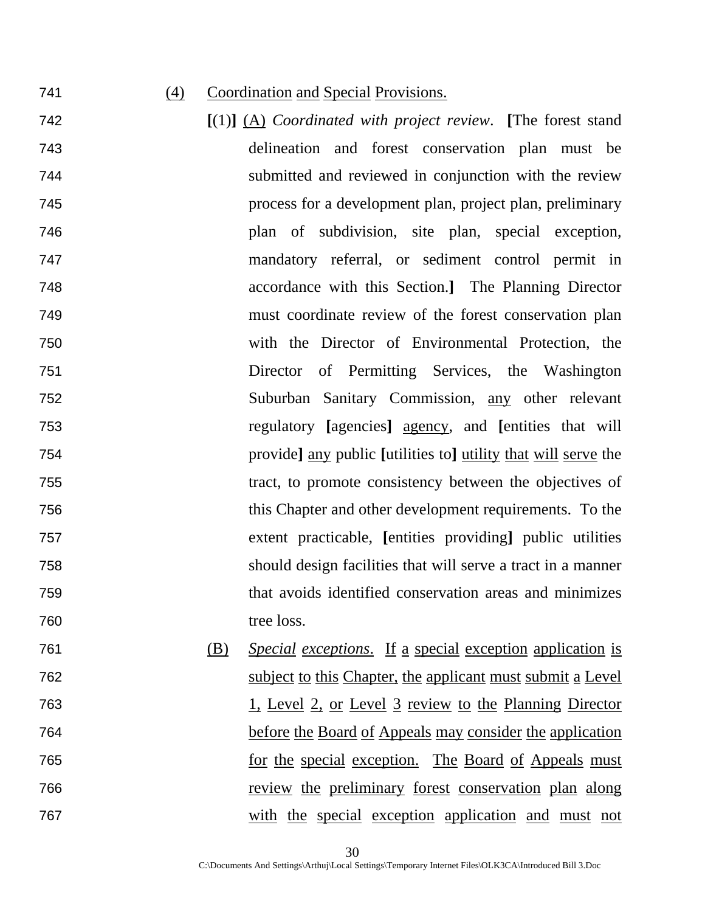(4) Coordination and Special Provisions.

[(1)] (A) *Coordinated with project review*. [The forest stand delineation and forest conservation plan must be submitted and reviewed in conjunction with the review process for a development plan, project plan, preliminary plan of subdivision, site plan, special exception, mandatory referral, or sediment control permit in accordance with this Section.] The Planning Director must coordinate review of the forest conservation plan with the Director of Environmental Protection, the Director of Permitting Services, the Washington Suburban Sanitary Commission, any other relevant regulatory [agencies] agency, and [entities that will provide] any public [utilities to] utility that will serve the tract, to promote consistency between the objectives of this Chapter and other development requirements. To the extent practicable, [entities providing] public utilities should design facilities that will serve a tract in a manner that avoids identified conservation areas and minimizes tree loss.

(B) *Special exceptions*. If a special exception application is subject to this Chapter, the applicant must submit a Level 1, Level 2, or Level 3 review to the Planning Director before the Board of Appeals may consider the application for the special exception. The Board of Appeals must review the preliminary forest conservation plan along with the special exception application and must not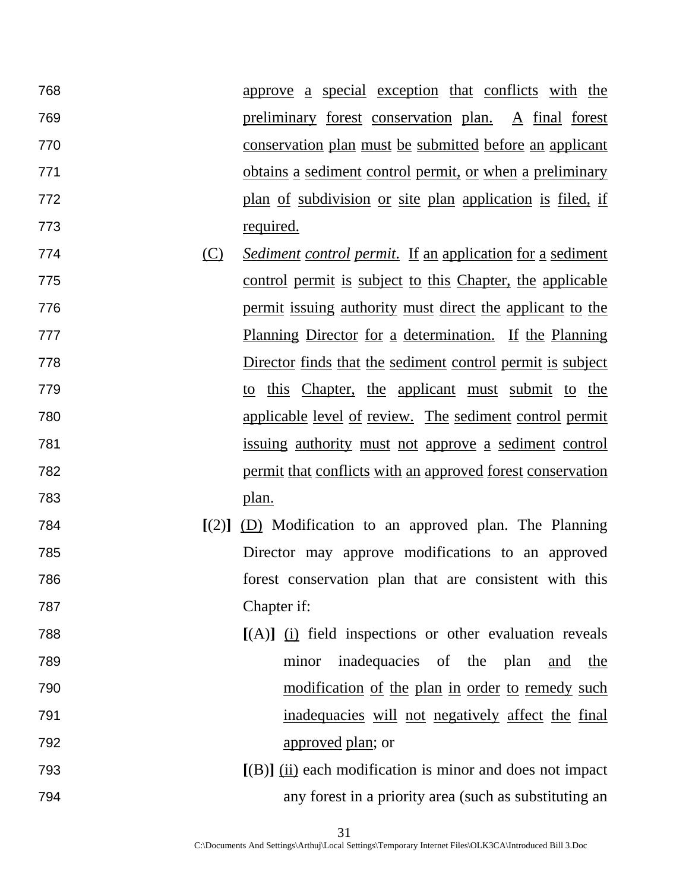768 approve a special exception that conflicts with the
769 preliminary forest conservation plan. A final forest
770 conservation plan must be submitted before an applicant
771 obtains a sediment control permit, or when a preliminary
772 plan of subdivision or site plan application is filed, if
773 required.

774 (C) *Sediment control permit*. If an application for a sediment
775 control permit is subject to this Chapter, the applicable
776 permit issuing authority must direct the applicant to the
777 Planning Director for a determination. If the Planning
778 Director finds that the sediment control permit is subject
779 to this Chapter, the applicant must submit to the
780 applicable level of review. The sediment control permit
781 issuing authority must not approve a sediment control
782 permit that conflicts with an approved forest conservation
783 plan.

784 **[**(2)**]** (D) Modification to an approved plan. The Planning
785 Director may approve modifications to an approved
786 forest conservation plan that are consistent with this
787 Chapter if:

788 **[**(A)**]** (i) field inspections or other evaluation reveals
789 minor inadequacies of the plan and the
790 modification of the plan in order to remedy such
791 inadequacies will not negatively affect the final
792 approved plan; or

793 **[**(B)**]** (ii) each modification is minor and does not impact
794 any forest in a priority area (such as substituting an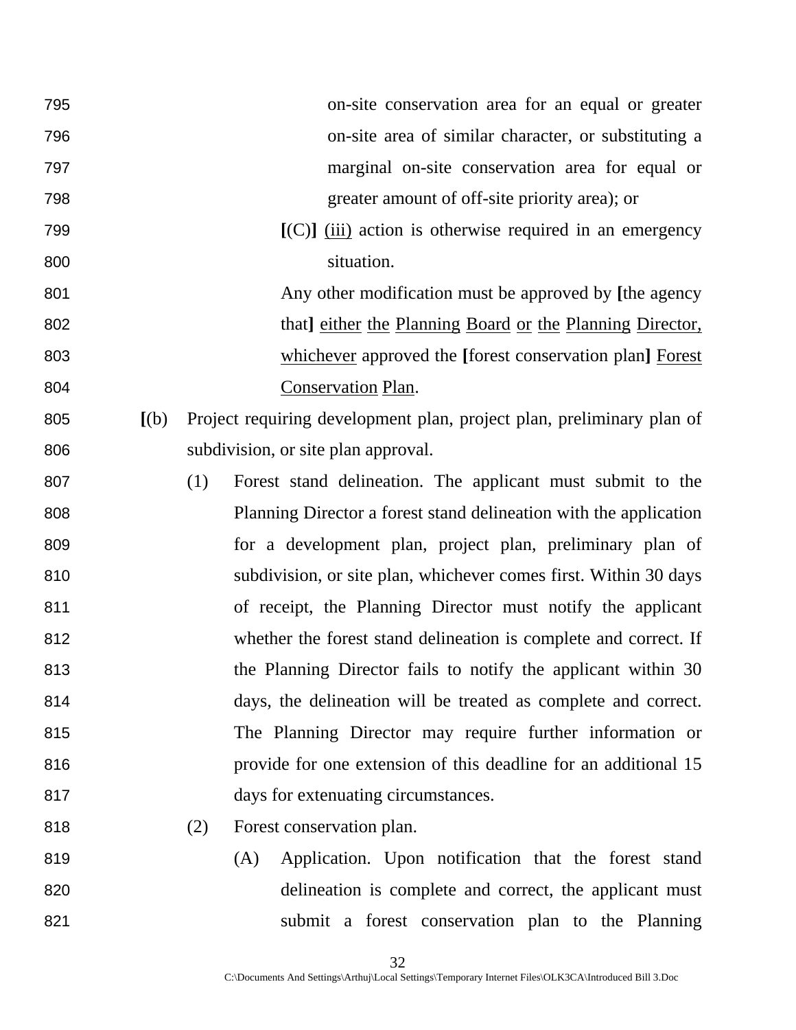795 on-site conservation area for an equal or greater
796 on-site area of similar character, or substituting a
797 marginal on-site conservation area for equal or
798 greater amount of off-site priority area); or

799 **[**(C)**]** <u>(iii)</u> action is otherwise required in an emergency
800 situation.

801 Any other modification must be approved by **[**the agency
802 that**]** <u>either</u> <u>the</u> <u>Planning</u> <u>Board</u> <u>or</u> <u>the</u> <u>Planning</u> <u>Director,</u>
803 <u>whichever</u> approved the **[**forest conservation plan**]** <u>Forest</u>
804 <u>Conservation</u> <u>Plan</u>.

805 **[**(b) Project requiring development plan, project plan, preliminary plan of
806 subdivision, or site plan approval.

807 (1) Forest stand delineation. The applicant must submit to the
808 Planning Director a forest stand delineation with the application
809 for a development plan, project plan, preliminary plan of
810 subdivision, or site plan, whichever comes first. Within 30 days
811 of receipt, the Planning Director must notify the applicant
812 whether the forest stand delineation is complete and correct. If
813 the Planning Director fails to notify the applicant within 30
814 days, the delineation will be treated as complete and correct.
815 The Planning Director may require further information or
816 provide for one extension of this deadline for an additional 15
817 days for extenuating circumstances.

818 (2) Forest conservation plan.

819 (A) Application. Upon notification that the forest stand
820 delineation is complete and correct, the applicant must
821 submit a forest conservation plan to the Planning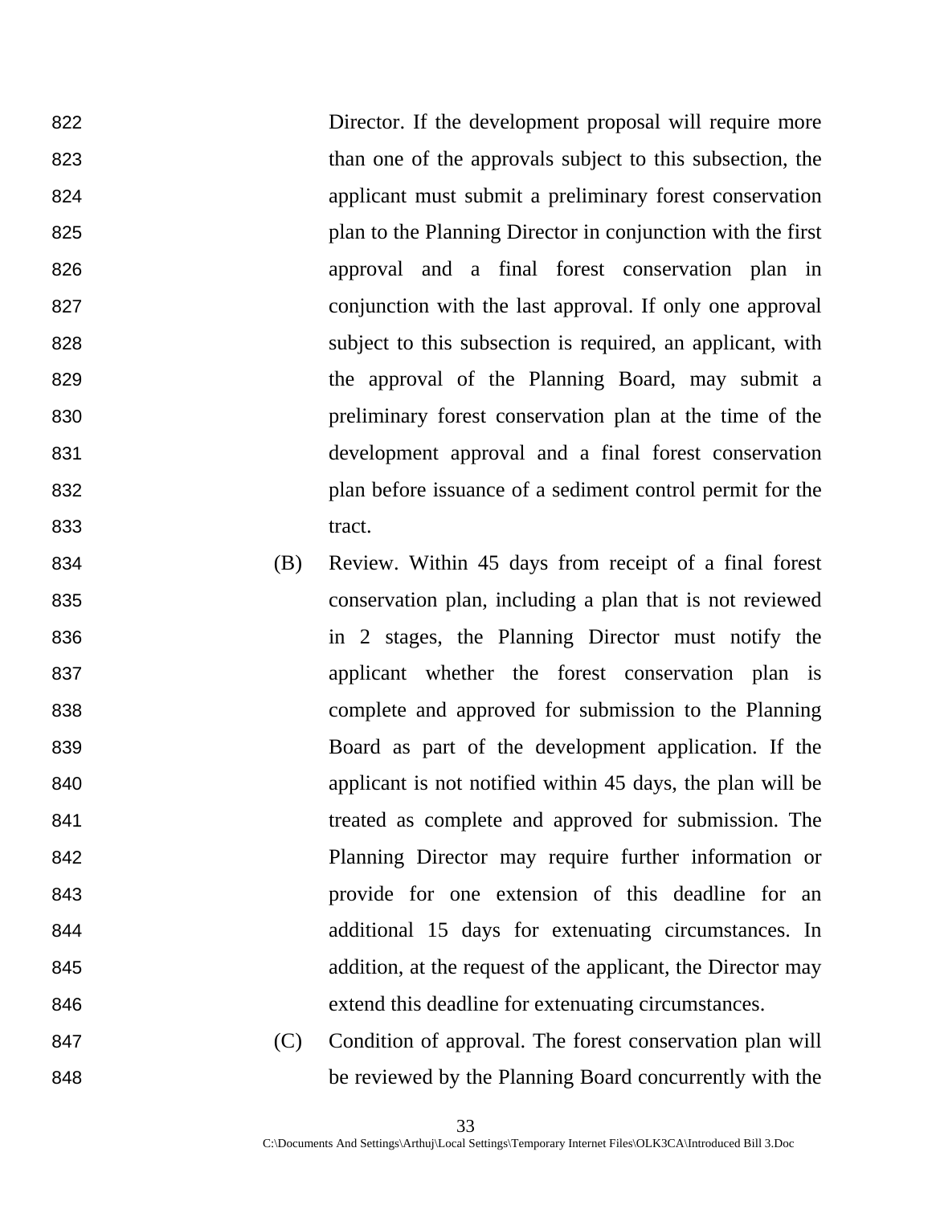Director. If the development proposal will require more than one of the approvals subject to this subsection, the applicant must submit a preliminary forest conservation plan to the Planning Director in conjunction with the first approval and a final forest conservation plan in conjunction with the last approval. If only one approval subject to this subsection is required, an applicant, with the approval of the Planning Board, may submit a preliminary forest conservation plan at the time of the development approval and a final forest conservation plan before issuance of a sediment control permit for the tract.

(B) Review. Within 45 days from receipt of a final forest conservation plan, including a plan that is not reviewed in 2 stages, the Planning Director must notify the applicant whether the forest conservation plan is complete and approved for submission to the Planning Board as part of the development application. If the applicant is not notified within 45 days, the plan will be treated as complete and approved for submission. The Planning Director may require further information or provide for one extension of this deadline for an additional 15 days for extenuating circumstances. In addition, at the request of the applicant, the Director may extend this deadline for extenuating circumstances.

(C) Condition of approval. The forest conservation plan will be reviewed by the Planning Board concurrently with the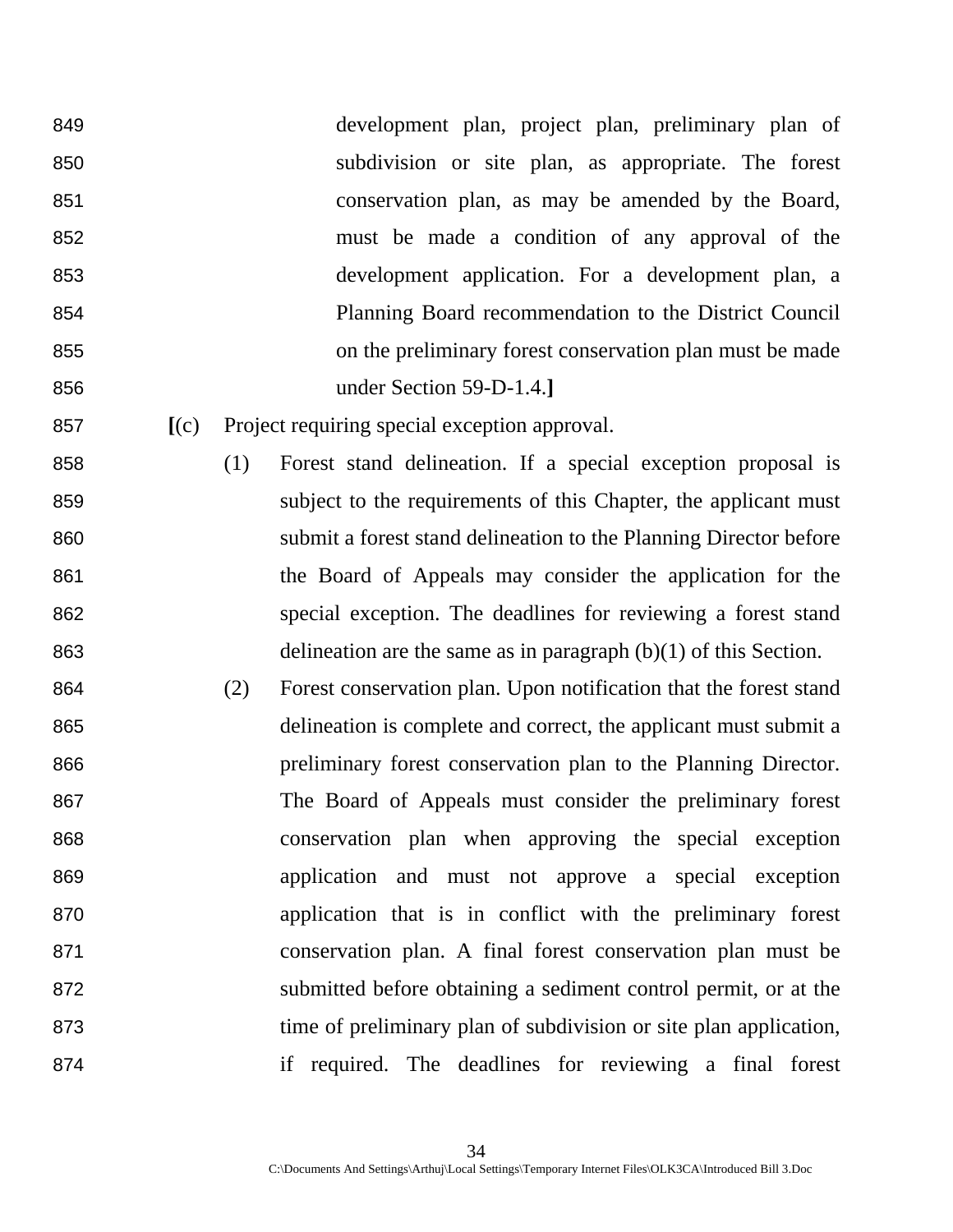849 development plan, project plan, preliminary plan of
850 subdivision or site plan, as appropriate. The forest
851 conservation plan, as may be amended by the Board,
852 must be made a condition of any approval of the
853 development application. For a development plan, a
854 Planning Board recommendation to the District Council
855 on the preliminary forest conservation plan must be made
856 under Section 59-D-1.4.**]**

857 **[**(c) Project requiring special exception approval.

858 (1) Forest stand delineation. If a special exception proposal is
859 subject to the requirements of this Chapter, the applicant must
860 submit a forest stand delineation to the Planning Director before
861 the Board of Appeals may consider the application for the
862 special exception. The deadlines for reviewing a forest stand
863 delineation are the same as in paragraph (b)(1) of this Section.

864 (2) Forest conservation plan. Upon notification that the forest stand
865 delineation is complete and correct, the applicant must submit a
866 preliminary forest conservation plan to the Planning Director.
867 The Board of Appeals must consider the preliminary forest
868 conservation plan when approving the special exception
869 application and must not approve a special exception
870 application that is in conflict with the preliminary forest
871 conservation plan. A final forest conservation plan must be
872 submitted before obtaining a sediment control permit, or at the
873 time of preliminary plan of subdivision or site plan application,
874 if required. The deadlines for reviewing a final forest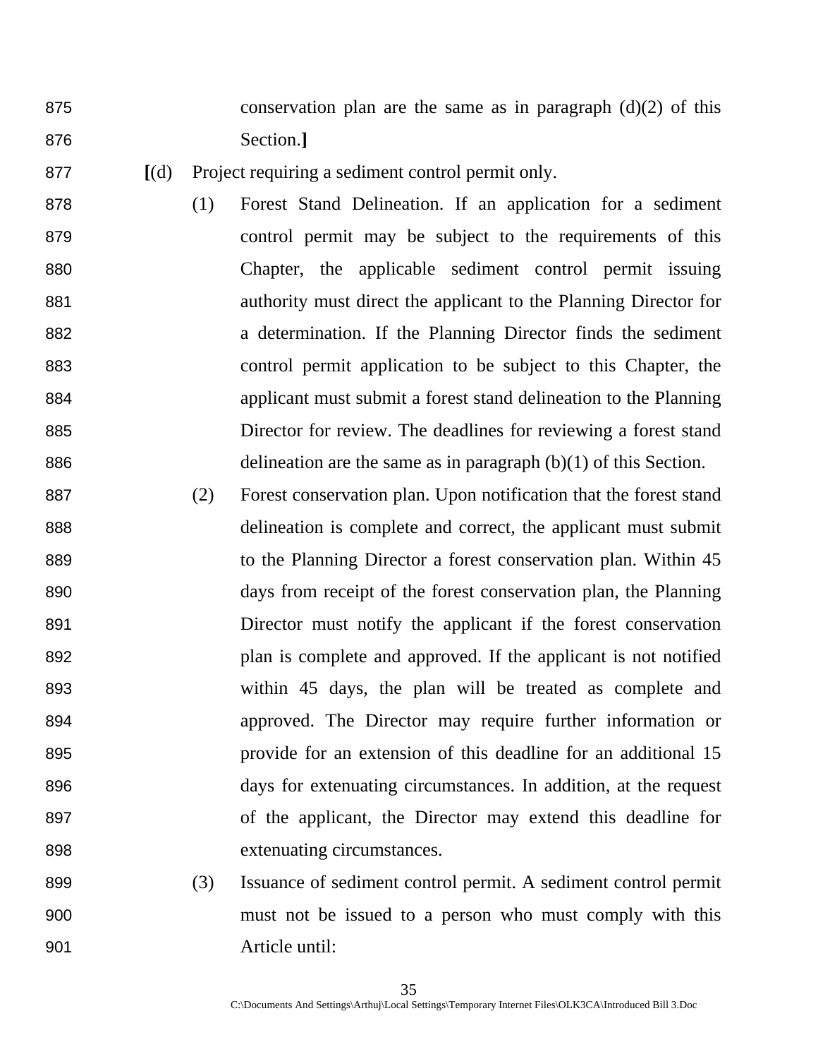conservation plan are the same as in paragraph (d)(2) of this Section.**]**

**[**(d) Project requiring a sediment control permit only.

(1) Forest Stand Delineation. If an application for a sediment control permit may be subject to the requirements of this Chapter, the applicable sediment control permit issuing authority must direct the applicant to the Planning Director for a determination. If the Planning Director finds the sediment control permit application to be subject to this Chapter, the applicant must submit a forest stand delineation to the Planning Director for review. The deadlines for reviewing a forest stand delineation are the same as in paragraph (b)(1) of this Section.

(2) Forest conservation plan. Upon notification that the forest stand delineation is complete and correct, the applicant must submit to the Planning Director a forest conservation plan. Within 45 days from receipt of the forest conservation plan, the Planning Director must notify the applicant if the forest conservation plan is complete and approved. If the applicant is not notified within 45 days, the plan will be treated as complete and approved. The Director may require further information or provide for an extension of this deadline for an additional 15 days for extenuating circumstances. In addition, at the request of the applicant, the Director may extend this deadline for extenuating circumstances.

(3) Issuance of sediment control permit. A sediment control permit must not be issued to a person who must comply with this Article until: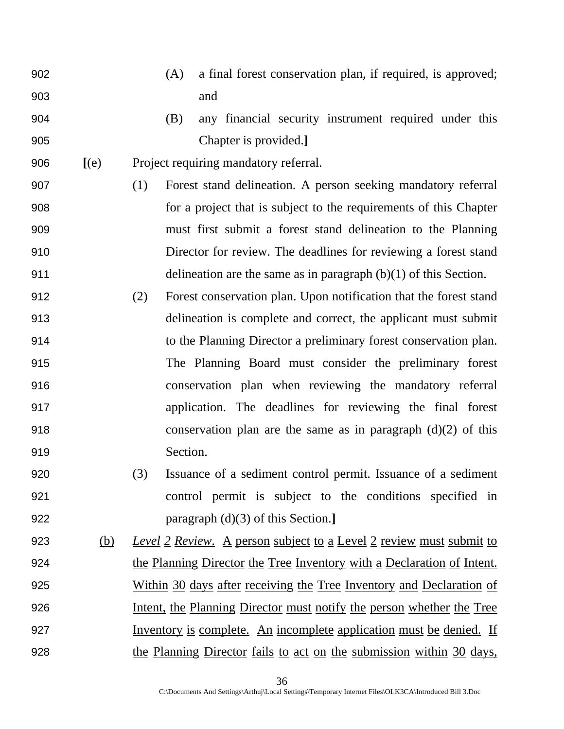(A) a final forest conservation plan, if required, is approved; and

(B) any financial security instrument required under this Chapter is provided.]

[(e) Project requiring mandatory referral.

(1) Forest stand delineation. A person seeking mandatory referral for a project that is subject to the requirements of this Chapter must first submit a forest stand delineation to the Planning Director for review. The deadlines for reviewing a forest stand delineation are the same as in paragraph (b)(1) of this Section.

(2) Forest conservation plan. Upon notification that the forest stand delineation is complete and correct, the applicant must submit to the Planning Director a preliminary forest conservation plan. The Planning Board must consider the preliminary forest conservation plan when reviewing the mandatory referral application. The deadlines for reviewing the final forest conservation plan are the same as in paragraph (d)(2) of this Section.

(3) Issuance of a sediment control permit. Issuance of a sediment control permit is subject to the conditions specified in paragraph (d)(3) of this Section.]

<u>(b)</u> <u>*Level 2 Review*. A person subject to a Level 2 review must submit to the Planning Director the Tree Inventory with a Declaration of Intent. Within 30 days after receiving the Tree Inventory and Declaration of Intent, the Planning Director must notify the person whether the Tree Inventory is complete. An incomplete application must be denied. If the Planning Director fails to act on the submission within 30 days,</u>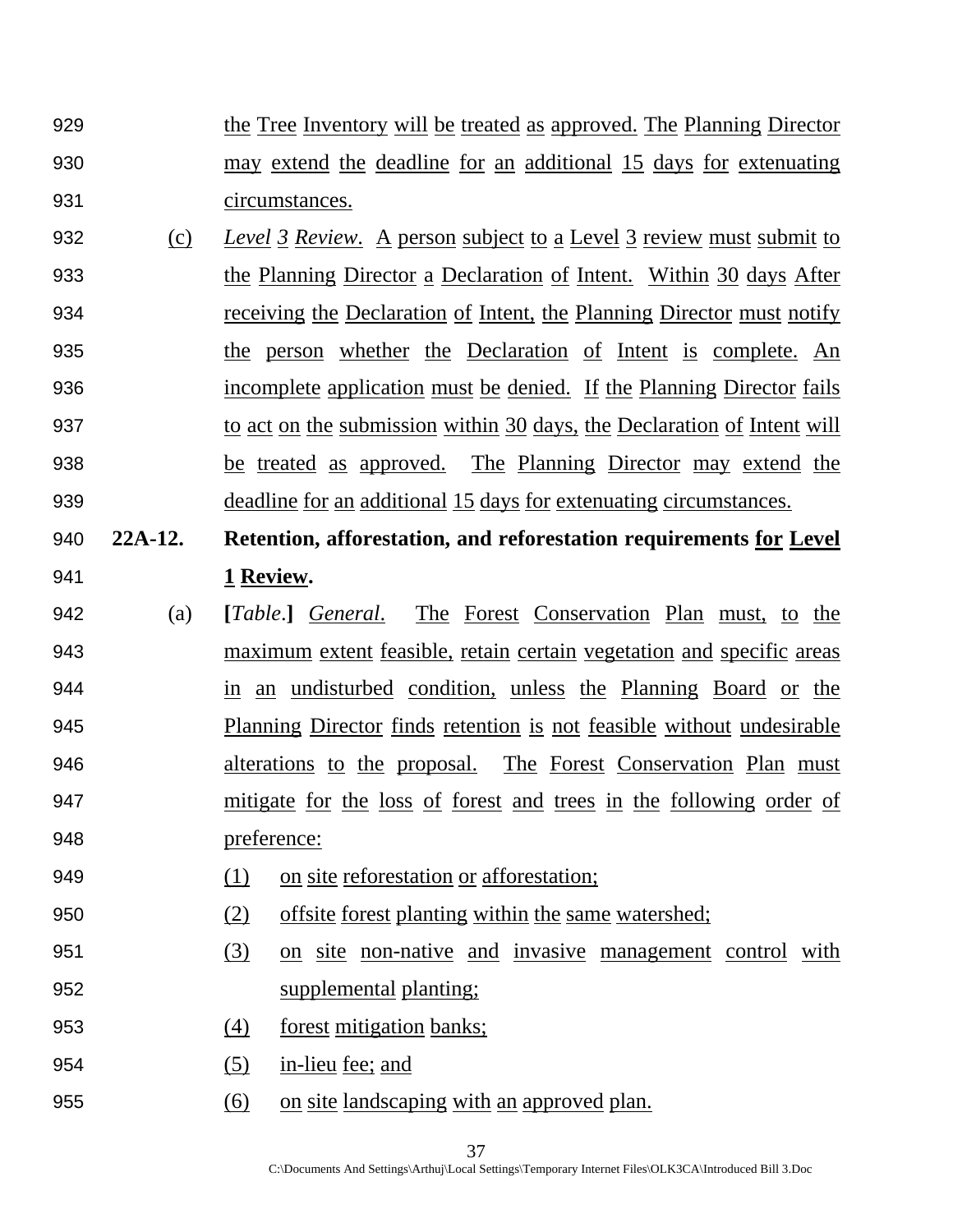929 the Tree Inventory will be treated as approved. The Planning Director
930 may extend the deadline for an additional 15 days for extenuating
931 circumstances.

932 (c) *Level 3 Review*. A person subject to a Level 3 review must submit to
933 the Planning Director a Declaration of Intent. Within 30 days After
934 receiving the Declaration of Intent, the Planning Director must notify
935 the person whether the Declaration of Intent is complete. An
936 incomplete application must be denied. If the Planning Director fails
937 to act on the submission within 30 days, the Declaration of Intent will
938 be treated as approved. The Planning Director may extend the
939 deadline for an additional 15 days for extenuating circumstances.

940 **22A-12. Retention, afforestation, and reforestation requirements for Level**
941 **1 Review.**

942 (a) **[***Table*.**]** *General*. The Forest Conservation Plan must, to the
943 maximum extent feasible, retain certain vegetation and specific areas
944 in an undisturbed condition, unless the Planning Board or the
945 Planning Director finds retention is not feasible without undesirable
946 alterations to the proposal. The Forest Conservation Plan must
947 mitigate for the loss of forest and trees in the following order of
948 preference:

949 (1) on site reforestation or afforestation;
950 (2) offsite forest planting within the same watershed;
951 (3) on site non-native and invasive management control with
952 supplemental planting;
953 (4) forest mitigation banks;
954 (5) in-lieu fee; and
955 (6) on site landscaping with an approved plan.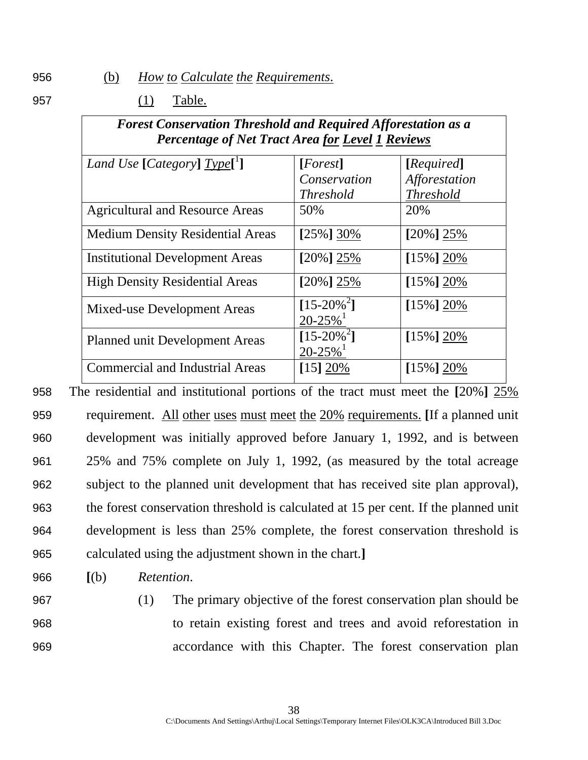956 (b) *How to Calculate the Requirements.*

957 (1) Table.

| ***Forest Conservation Threshold and Required Afforestation as a Percentage of Net Tract Area for Level 1 Reviews*** | | |
|---|---|---|
| *Land Use* **[***Category***]** *Type***[**[1]**]** | **[***Forest***]** *Conservation Threshold* | **[***Required***]** *Afforestation Threshold* |
| Agricultural and Resource Areas | 50% | 20% |
| Medium Density Residential Areas | **[**25%**]** 30% | **[**20%**]** 25% |
| Institutional Development Areas | **[**20%**]** 25% | **[**15%**]** 20% |
| High Density Residential Areas | **[**20%**]** 25% | **[**15%**]** 20% |
| Mixed-use Development Areas | **[**15-20%[2]**]** 20-25%[1] | **[**15%**]** 20% |
| Planned unit Development Areas | **[**15-20%[2]**]** 20-25%[1] | **[**15%**]** 20% |
| Commercial and Industrial Areas | **[**15**]** 20% | **[**15%**]** 20% |

958 The residential and institutional portions of the tract must meet the **[**20%**]** 25%
959 requirement. All other uses must meet the 20% requirements. **[**If a planned unit
960 development was initially approved before January 1, 1992, and is between
961 25% and 75% complete on July 1, 1992, (as measured by the total acreage
962 subject to the planned unit development that has received site plan approval),
963 the forest conservation threshold is calculated at 15 per cent. If the planned unit
964 development is less than 25% complete, the forest conservation threshold is
965 calculated using the adjustment shown in the chart.**]**

966 **[**(b) *Retention*.

967 (1) The primary objective of the forest conservation plan should be
968 to retain existing forest and trees and avoid reforestation in
969 accordance with this Chapter. The forest conservation plan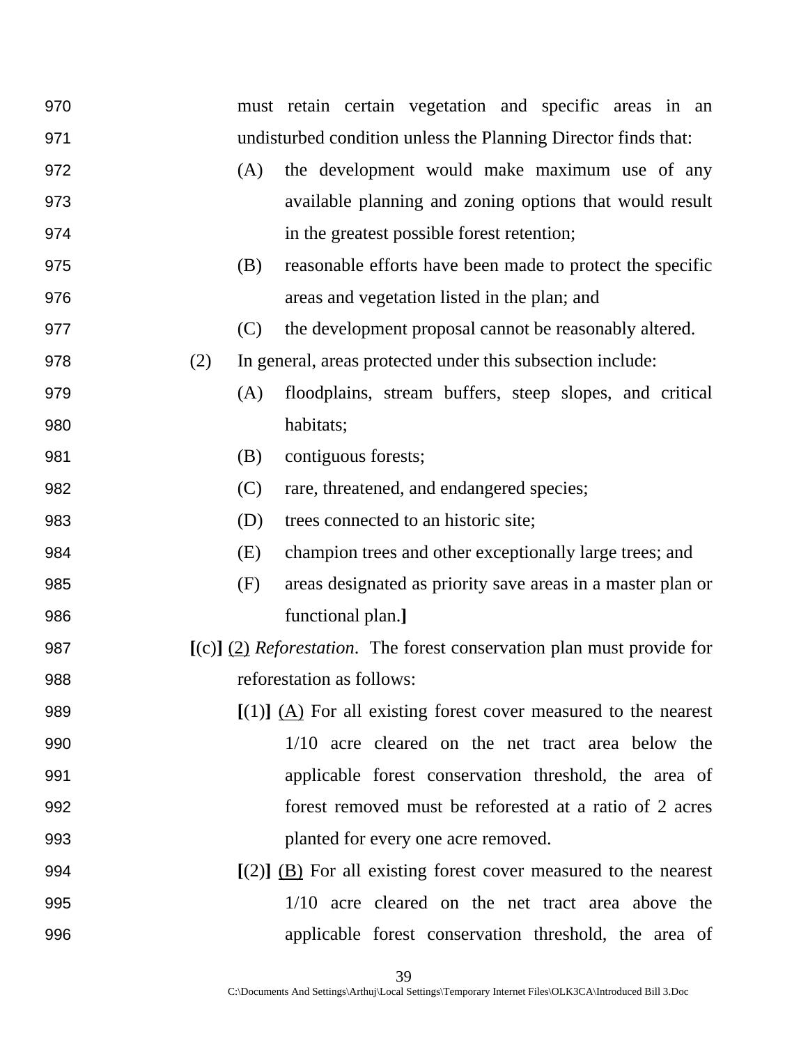970 must retain certain vegetation and specific areas in an
971 undisturbed condition unless the Planning Director finds that:

972 (A) the development would make maximum use of any
973 available planning and zoning options that would result
974 in the greatest possible forest retention;

975 (B) reasonable efforts have been made to protect the specific
976 areas and vegetation listed in the plan; and

977 (C) the development proposal cannot be reasonably altered.

978 (2) In general, areas protected under this subsection include:

979 (A) floodplains, stream buffers, steep slopes, and critical
980 habitats;

981 (B) contiguous forests;

982 (C) rare, threatened, and endangered species;

983 (D) trees connected to an historic site;

984 (E) champion trees and other exceptionally large trees; and

985 (F) areas designated as priority save areas in a master plan or
986 functional plan.**]**

987 **[**(c)**]** <u>(2)</u> *Reforestation*. The forest conservation plan must provide for
988 reforestation as follows:

989 **[**(1)**]** <u>(A)</u> For all existing forest cover measured to the nearest
990 1/10 acre cleared on the net tract area below the
991 applicable forest conservation threshold, the area of
992 forest removed must be reforested at a ratio of 2 acres
993 planted for every one acre removed.

994 **[**(2)**]** <u>(B)</u> For all existing forest cover measured to the nearest
995 1/10 acre cleared on the net tract area above the
996 applicable forest conservation threshold, the area of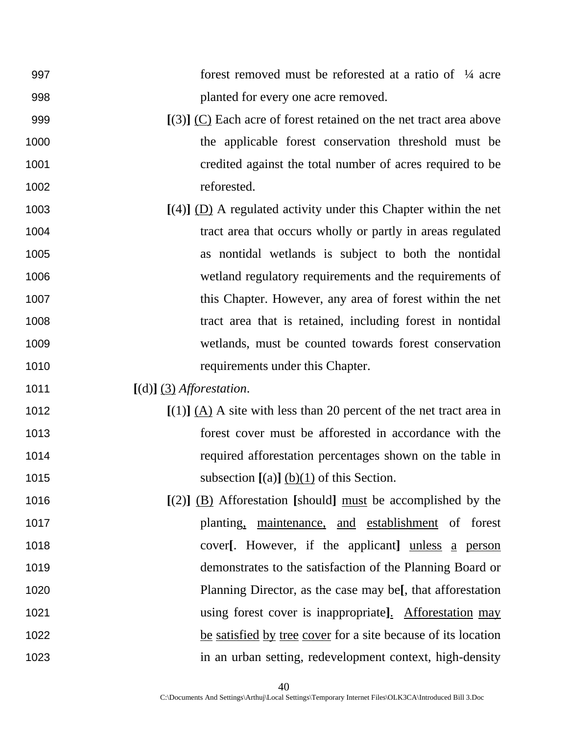forest removed must be reforested at a ratio of ¼ acre planted for every one acre removed.

**[**(3)**]** <u>(C)</u> Each acre of forest retained on the net tract area above the applicable forest conservation threshold must be credited against the total number of acres required to be reforested.

**[**(4)**]** <u>(D)</u> A regulated activity under this Chapter within the net tract area that occurs wholly or partly in areas regulated as nontidal wetlands is subject to both the nontidal wetland regulatory requirements and the requirements of this Chapter. However, any area of forest within the net tract area that is retained, including forest in nontidal wetlands, must be counted towards forest conservation requirements under this Chapter.

**[**(d)**]** <u>(3)</u> *Afforestation*.

**[**(1)**]** <u>(A)</u> A site with less than 20 percent of the net tract area in forest cover must be afforested in accordance with the required afforestation percentages shown on the table in subsection **[**(a)**]** <u>(b)(1)</u> of this Section.

**[**(2)**]** <u>(B)</u> Afforestation **[**should**]** <u>must</u> be accomplished by the planting<u>,</u> <u>maintenance,</u> <u>and</u> <u>establishment</u> of forest cover**[**. However, if the applicant**]** <u>unless</u> <u>a</u> <u>person</u> demonstrates to the satisfaction of the Planning Board or Planning Director, as the case may be**[**, that afforestation using forest cover is inappropriate**]**<u>.</u> <u>Afforestation</u> <u>may</u> <u>be</u> <u>satisfied</u> <u>by</u> <u>tree</u> <u>cover</u> for a site because of its location in an urban setting, redevelopment context, high-density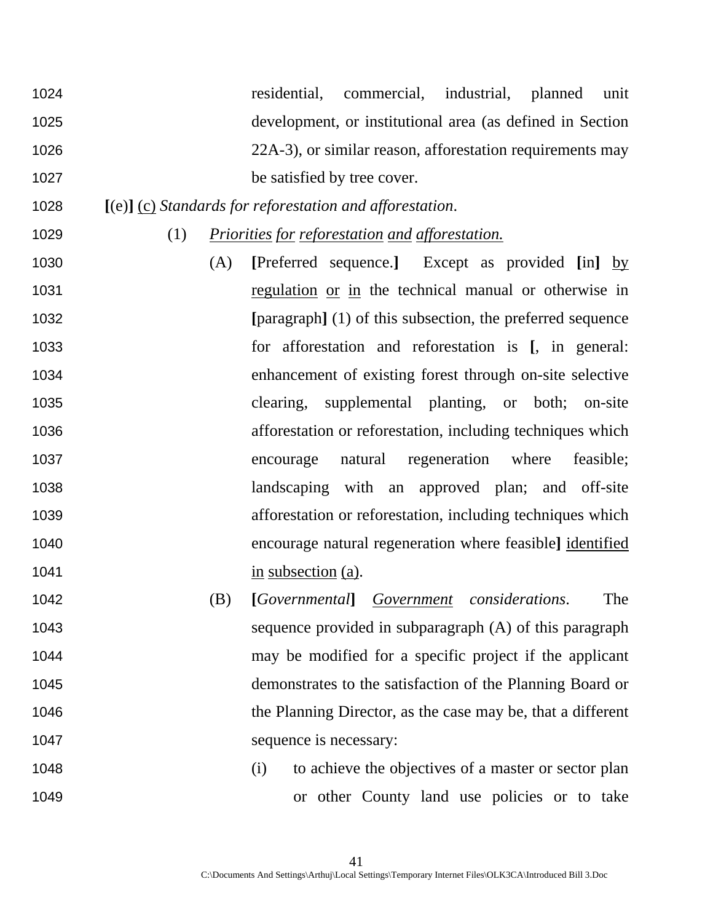1024 residential, commercial, industrial, planned unit
1025 development, or institutional area (as defined in Section
1026 22A-3), or similar reason, afforestation requirements may
1027 be satisfied by tree cover.

1028 **[**(e)**]** <u>(c)</u> *Standards for reforestation and afforestation*.

1029 (1) <u>*Priorities*</u> <u>*for*</u> <u>*reforestation*</u> <u>*and*</u> <u>*afforestation.*</u>

1030 (A) **[**Preferred sequence.**]** Except as provided **[**in**]** <u>by</u>
1031 <u>regulation</u> <u>or</u> <u>in</u> the technical manual or otherwise in
1032 **[**paragraph**]** (1) of this subsection, the preferred sequence
1033 for afforestation and reforestation is **[**, in general:
1034 enhancement of existing forest through on-site selective
1035 clearing, supplemental planting, or both; on-site
1036 afforestation or reforestation, including techniques which
1037 encourage natural regeneration where feasible;
1038 landscaping with an approved plan; and off-site
1039 afforestation or reforestation, including techniques which
1040 encourage natural regeneration where feasible**]** <u>identified</u>
1041 <u>in</u> <u>subsection</u> <u>(a)</u>.

1042 (B) **[***Governmental***]** <u>*Government*</u> *considerations*. The
1043 sequence provided in subparagraph (A) of this paragraph
1044 may be modified for a specific project if the applicant
1045 demonstrates to the satisfaction of the Planning Board or
1046 the Planning Director, as the case may be, that a different
1047 sequence is necessary:

1048 (i) to achieve the objectives of a master or sector plan
1049 or other County land use policies or to take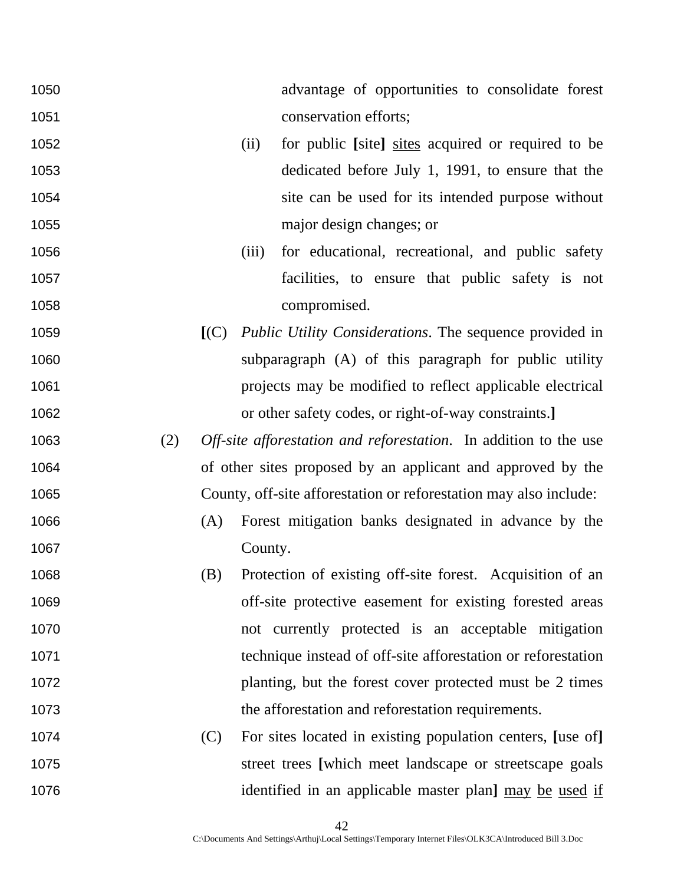1050 advantage of opportunities to consolidate forest
1051 conservation efforts;

1052 (ii) for public **[**site**]** <u>sites</u> acquired or required to be
1053 dedicated before July 1, 1991, to ensure that the
1054 site can be used for its intended purpose without
1055 major design changes; or

1056 (iii) for educational, recreational, and public safety
1057 facilities, to ensure that public safety is not
1058 compromised.

1059 **[**(C) *Public Utility Considerations*. The sequence provided in
1060 subparagraph (A) of this paragraph for public utility
1061 projects may be modified to reflect applicable electrical
1062 or other safety codes, or right-of-way constraints.**]**

1063 (2) *Off-site afforestation and reforestation*. In addition to the use
1064 of other sites proposed by an applicant and approved by the
1065 County, off-site afforestation or reforestation may also include:

1066 (A) Forest mitigation banks designated in advance by the
1067 County.

1068 (B) Protection of existing off-site forest. Acquisition of an
1069 off-site protective easement for existing forested areas
1070 not currently protected is an acceptable mitigation
1071 technique instead of off-site afforestation or reforestation
1072 planting, but the forest cover protected must be 2 times
1073 the afforestation and reforestation requirements.

1074 (C) For sites located in existing population centers, **[**use of**]**
1075 street trees **[**which meet landscape or streetscape goals
1076 identified in an applicable master plan**]** <u>may be used if</u>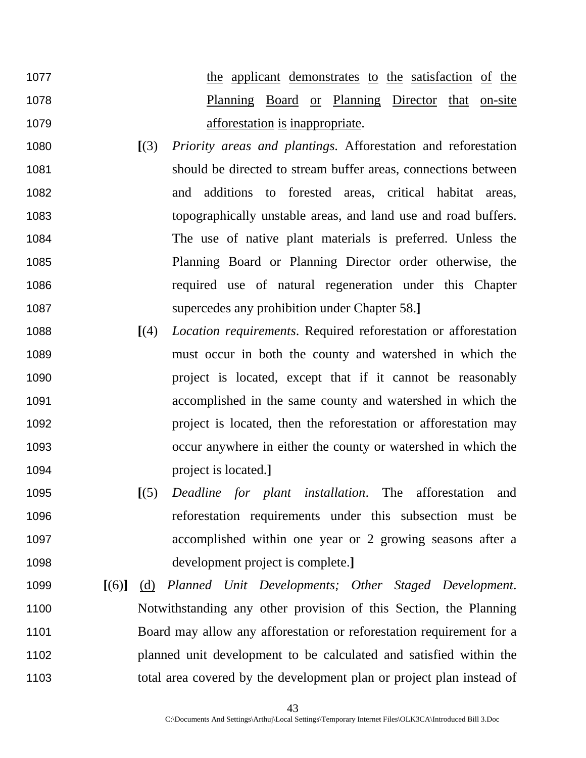1077 <u>the applicant demonstrates to the satisfaction of the</u>
1078 <u>Planning Board or Planning Director that on-site</u>
1079 <u>afforestation is inappropriate</u>.

1080 **[**(3) *Priority areas and plantings*. Afforestation and reforestation
1081 should be directed to stream buffer areas, connections between
1082 and additions to forested areas, critical habitat areas,
1083 topographically unstable areas, and land use and road buffers.
1084 The use of native plant materials is preferred. Unless the
1085 Planning Board or Planning Director order otherwise, the
1086 required use of natural regeneration under this Chapter
1087 supercedes any prohibition under Chapter 58.**]**

1088 **[**(4) *Location requirements*. Required reforestation or afforestation
1089 must occur in both the county and watershed in which the
1090 project is located, except that if it cannot be reasonably
1091 accomplished in the same county and watershed in which the
1092 project is located, then the reforestation or afforestation may
1093 occur anywhere in either the county or watershed in which the
1094 project is located.**]**

1095 **[**(5) *Deadline for plant installation*. The afforestation and
1096 reforestation requirements under this subsection must be
1097 accomplished within one year or 2 growing seasons after a
1098 development project is complete.**]**

1099 **[**(6)**]** <u>(d)</u> *Planned Unit Developments; Other Staged Development*.
1100 Notwithstanding any other provision of this Section, the Planning
1101 Board may allow any afforestation or reforestation requirement for a
1102 planned unit development to be calculated and satisfied within the
1103 total area covered by the development plan or project plan instead of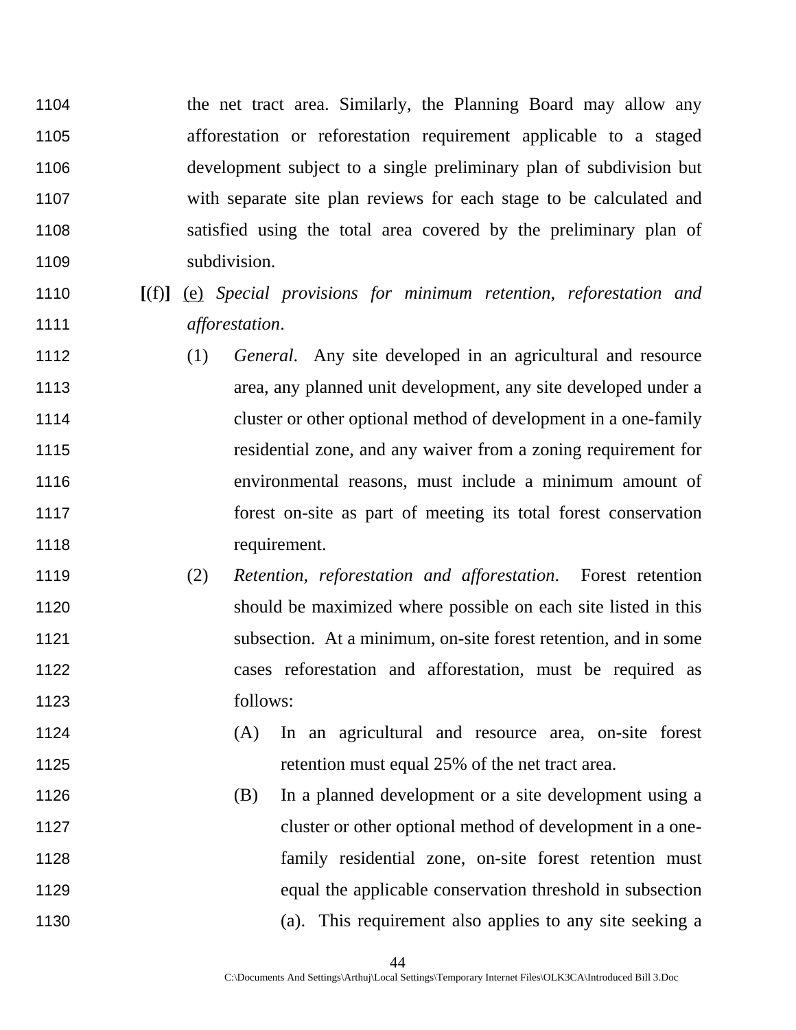the net tract area. Similarly, the Planning Board may allow any afforestation or reforestation requirement applicable to a staged development subject to a single preliminary plan of subdivision but with separate site plan reviews for each stage to be calculated and satisfied using the total area covered by the preliminary plan of subdivision.

**[**(f)**]** <u>(e)</u> *Special provisions for minimum retention, reforestation and afforestation*.

(1) *General*. Any site developed in an agricultural and resource area, any planned unit development, any site developed under a cluster or other optional method of development in a one-family residential zone, and any waiver from a zoning requirement for environmental reasons, must include a minimum amount of forest on-site as part of meeting its total forest conservation requirement.

(2) *Retention, reforestation and afforestation*. Forest retention should be maximized where possible on each site listed in this subsection. At a minimum, on-site forest retention, and in some cases reforestation and afforestation, must be required as follows:

(A) In an agricultural and resource area, on-site forest retention must equal 25% of the net tract area.

(B) In a planned development or a site development using a cluster or other optional method of development in a one-family residential zone, on-site forest retention must equal the applicable conservation threshold in subsection (a). This requirement also applies to any site seeking a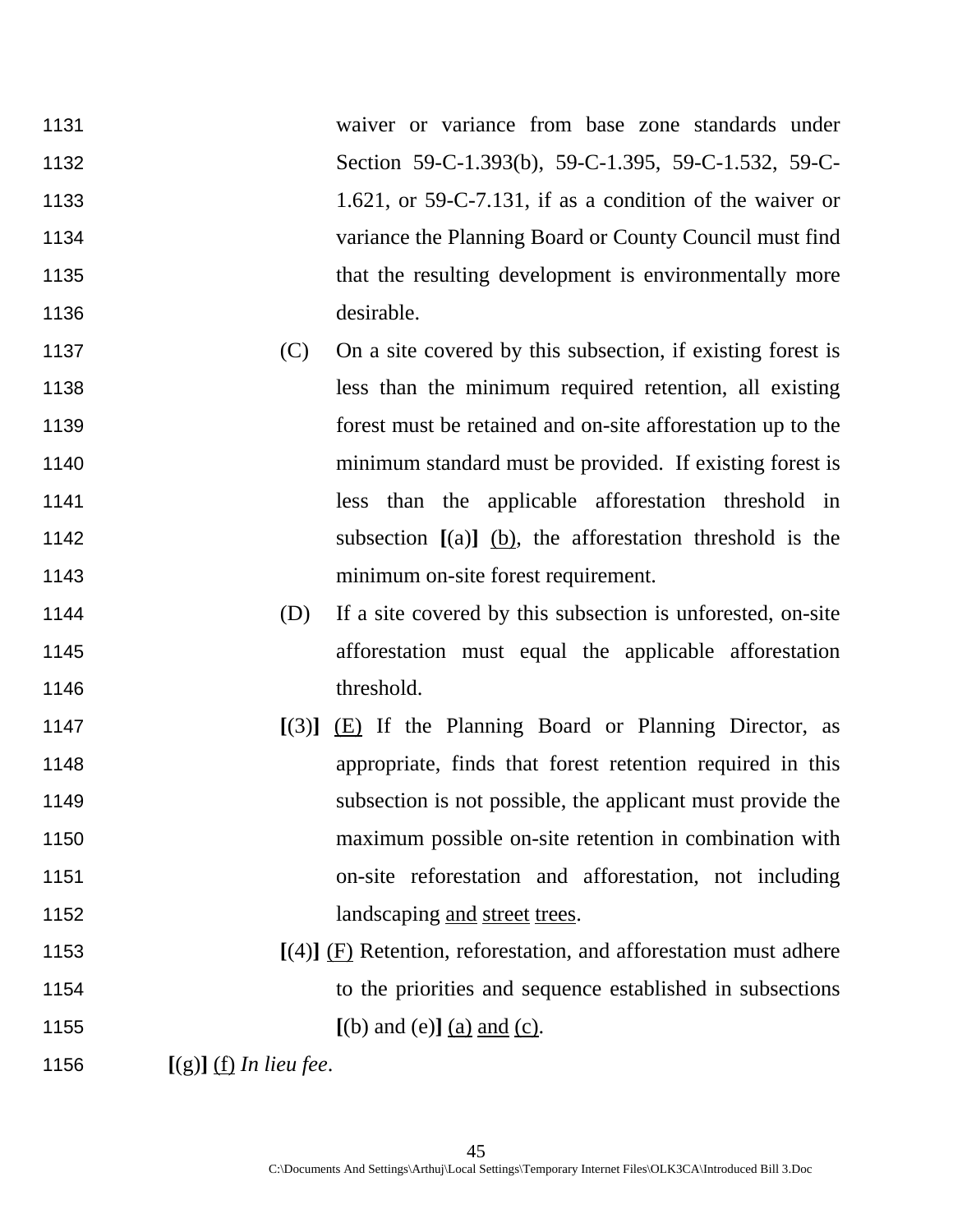1131 waiver or variance from base zone standards under
1132 Section 59-C-1.393(b), 59-C-1.395, 59-C-1.532, 59-C-
1133 1.621, or 59-C-7.131, if as a condition of the waiver or
1134 variance the Planning Board or County Council must find
1135 that the resulting development is environmentally more
1136 desirable.

1137 (C) On a site covered by this subsection, if existing forest is
1138 less than the minimum required retention, all existing
1139 forest must be retained and on-site afforestation up to the
1140 minimum standard must be provided. If existing forest is
1141 less than the applicable afforestation threshold in
1142 subsection **[**(a)**]** <u>(b)</u>, the afforestation threshold is the
1143 minimum on-site forest requirement.

1144 (D) If a site covered by this subsection is unforested, on-site
1145 afforestation must equal the applicable afforestation
1146 threshold.

1147 **[**(3)**]** <u>(E)</u> If the Planning Board or Planning Director, as
1148 appropriate, finds that forest retention required in this
1149 subsection is not possible, the applicant must provide the
1150 maximum possible on-site retention in combination with
1151 on-site reforestation and afforestation, not including
1152 landscaping <u>and</u> <u>street</u> <u>trees</u>.

1153 **[**(4)**]** <u>(F)</u> Retention, reforestation, and afforestation must adhere
1154 to the priorities and sequence established in subsections
1155 **[**(b) and (e)**]** <u>(a)</u> <u>and</u> <u>(c)</u>.

1156 **[**(g)**]** <u>(f)</u> *In lieu fee*.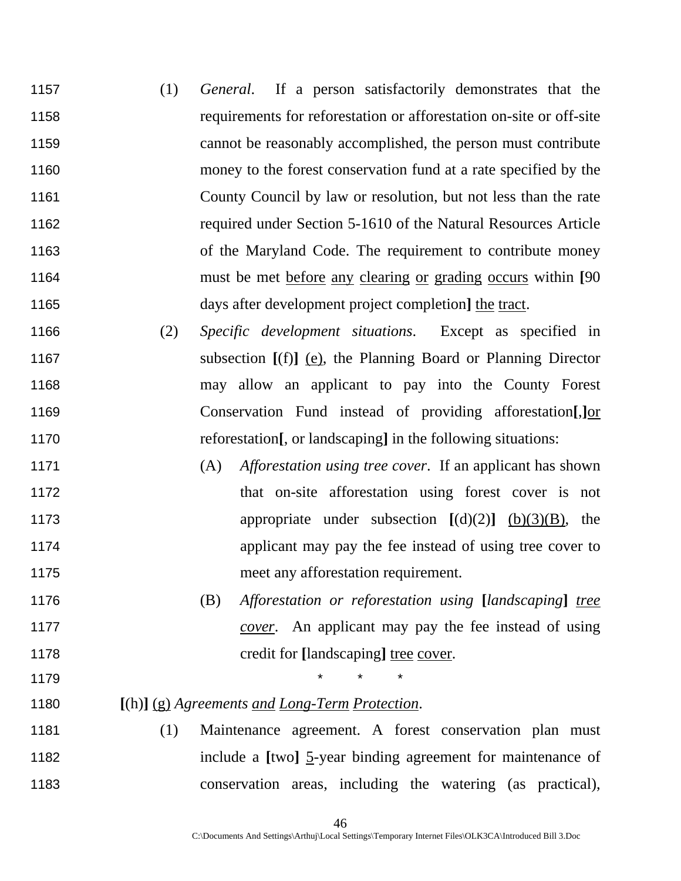1157 (1) *General*. If a person satisfactorily demonstrates that the
1158 requirements for reforestation or afforestation on-site or off-site
1159 cannot be reasonably accomplished, the person must contribute
1160 money to the forest conservation fund at a rate specified by the
1161 County Council by law or resolution, but not less than the rate
1162 required under Section 5-1610 of the Natural Resources Article
1163 of the Maryland Code. The requirement to contribute money
1164 must be met <u>before</u> <u>any</u> <u>clearing</u> <u>or</u> <u>grading</u> <u>occurs</u> within **[**90
1165 days after development project completion**]** <u>the</u> <u>tract</u>.

1166 (2) *Specific development situations*. Except as specified in
1167 subsection **[**(f)**]** <u>(e)</u>, the Planning Board or Planning Director
1168 may allow an applicant to pay into the County Forest
1169 Conservation Fund instead of providing afforestation**[**,**]**<u>or</u>
1170 reforestation**[**, or landscaping**]** in the following situations:

1171 (A) *Afforestation using tree cover*. If an applicant has shown
1172 that on-site afforestation using forest cover is not
1173 appropriate under subsection **[**(d)(2)**]** <u>(b)(3)(B)</u>, the
1174 applicant may pay the fee instead of using tree cover to
1175 meet any afforestation requirement.

1176 (B) *Afforestation or reforestation using* **[***landscaping***]** <u>*tree*</u>
1177 <u>*cover*</u>. An applicant may pay the fee instead of using
1178 credit for **[**landscaping**]** <u>tree</u> <u>cover</u>.

1179 \* \* \*

1180 **[**(h)**]** <u>(g)</u> *Agreements* <u>*and*</u> <u>*Long-Term*</u> <u>*Protection*</u>.

1181 (1) Maintenance agreement. A forest conservation plan must
1182 include a **[**two**]** <u>5</u>-year binding agreement for maintenance of
1183 conservation areas, including the watering (as practical),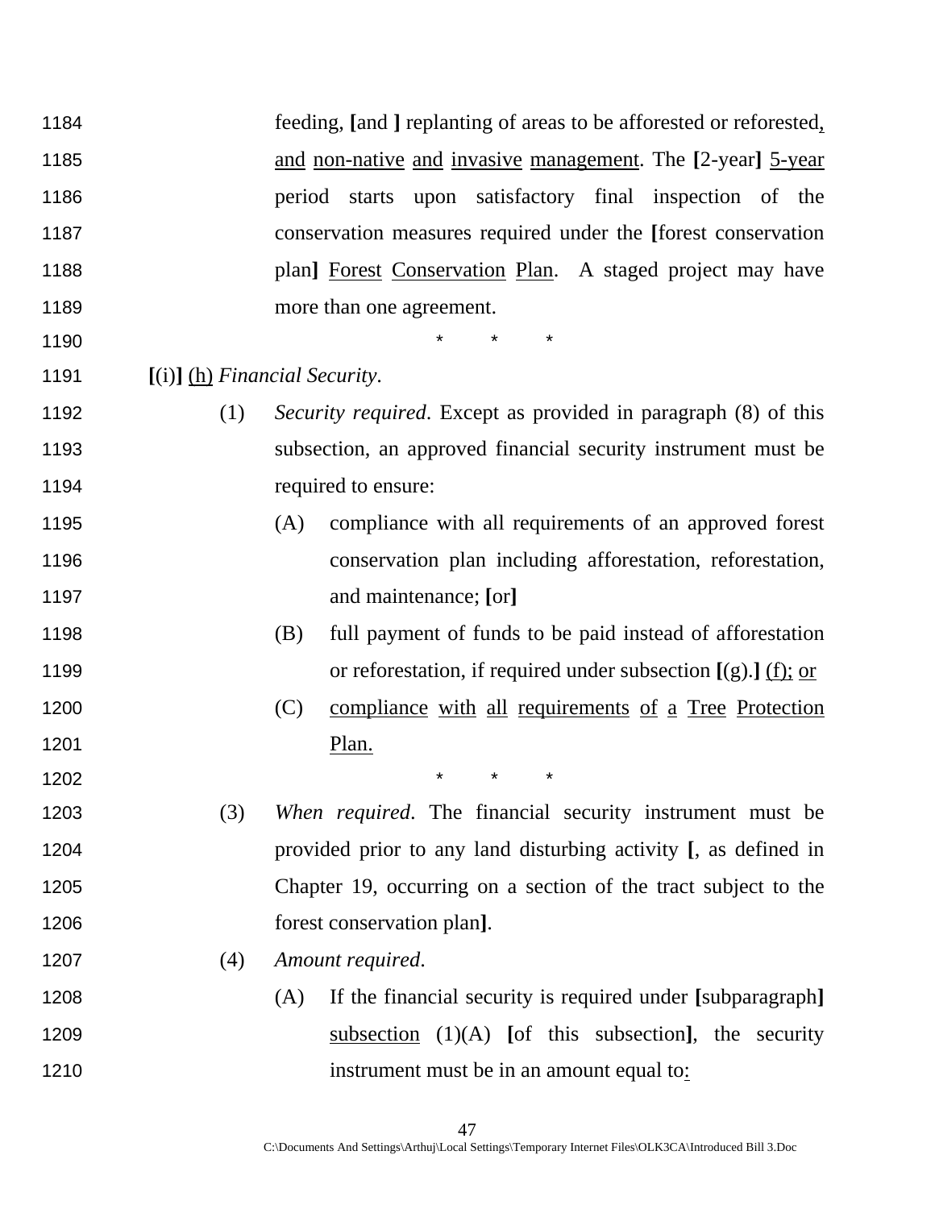1184 feeding, **[**and **]** replanting of areas to be afforested or reforested<u>,</u>

1185 <u>and non-native and invasive management</u>. The **[**2-year**]** <u>5-year</u>

1186 period starts upon satisfactory final inspection of the

1187 conservation measures required under the **[**forest conservation

1188 plan**]** <u>Forest Conservation Plan</u>. A staged project may have

1189 more than one agreement.

1190 * * *

1191 **[**(i)**]** <u>(h)</u> *Financial Security*.

1192 (1) *Security required*. Except as provided in paragraph (8) of this

1193 subsection, an approved financial security instrument must be

1194 required to ensure:

1195 (A) compliance with all requirements of an approved forest

1196 conservation plan including afforestation, reforestation,

1197 and maintenance; **[**or**]**

1198 (B) full payment of funds to be paid instead of afforestation

1199 or reforestation, if required under subsection **[**(g).**]** <u>(f); or</u>

1200 (C) <u>compliance with all requirements of a Tree Protection</u>

1201 <u>Plan.</u>

1202 * * *

1203 (3) *When required*. The financial security instrument must be

1204 provided prior to any land disturbing activity **[**, as defined in

1205 Chapter 19, occurring on a section of the tract subject to the

1206 forest conservation plan**]**.

1207 (4) *Amount required*.

1208 (A) If the financial security is required under **[**subparagraph**]**

1209 <u>subsection</u> (1)(A) **[**of this subsection**]**, the security

1210 instrument must be in an amount equal to<u>:</u>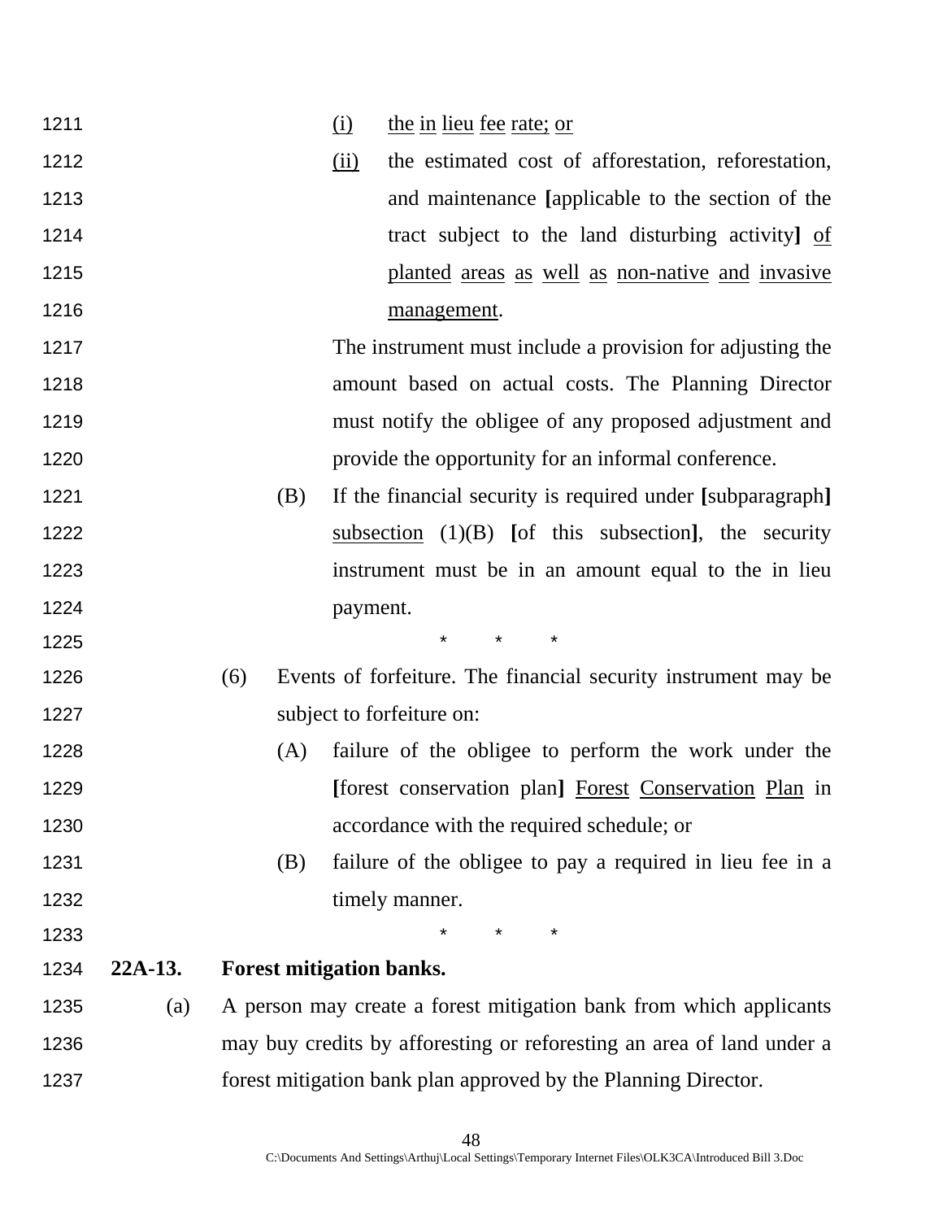(i) the in lieu fee rate; or

(ii) the estimated cost of afforestation, reforestation, and maintenance [applicable to the section of the tract subject to the land disturbing activity] of planted areas as well as non-native and invasive management.

The instrument must include a provision for adjusting the amount based on actual costs. The Planning Director must notify the obligee of any proposed adjustment and provide the opportunity for an informal conference.

(B) If the financial security is required under [subparagraph] subsection (1)(B) [of this subsection], the security instrument must be in an amount equal to the in lieu payment.

\* \* \*

(6) Events of forfeiture. The financial security instrument may be subject to forfeiture on:

(A) failure of the obligee to perform the work under the [forest conservation plan] Forest Conservation Plan in accordance with the required schedule; or

(B) failure of the obligee to pay a required in lieu fee in a timely manner.

\* \* \*

**22A-13. Forest mitigation banks.**

(a) A person may create a forest mitigation bank from which applicants may buy credits by afforesting or reforesting an area of land under a forest mitigation bank plan approved by the Planning Director.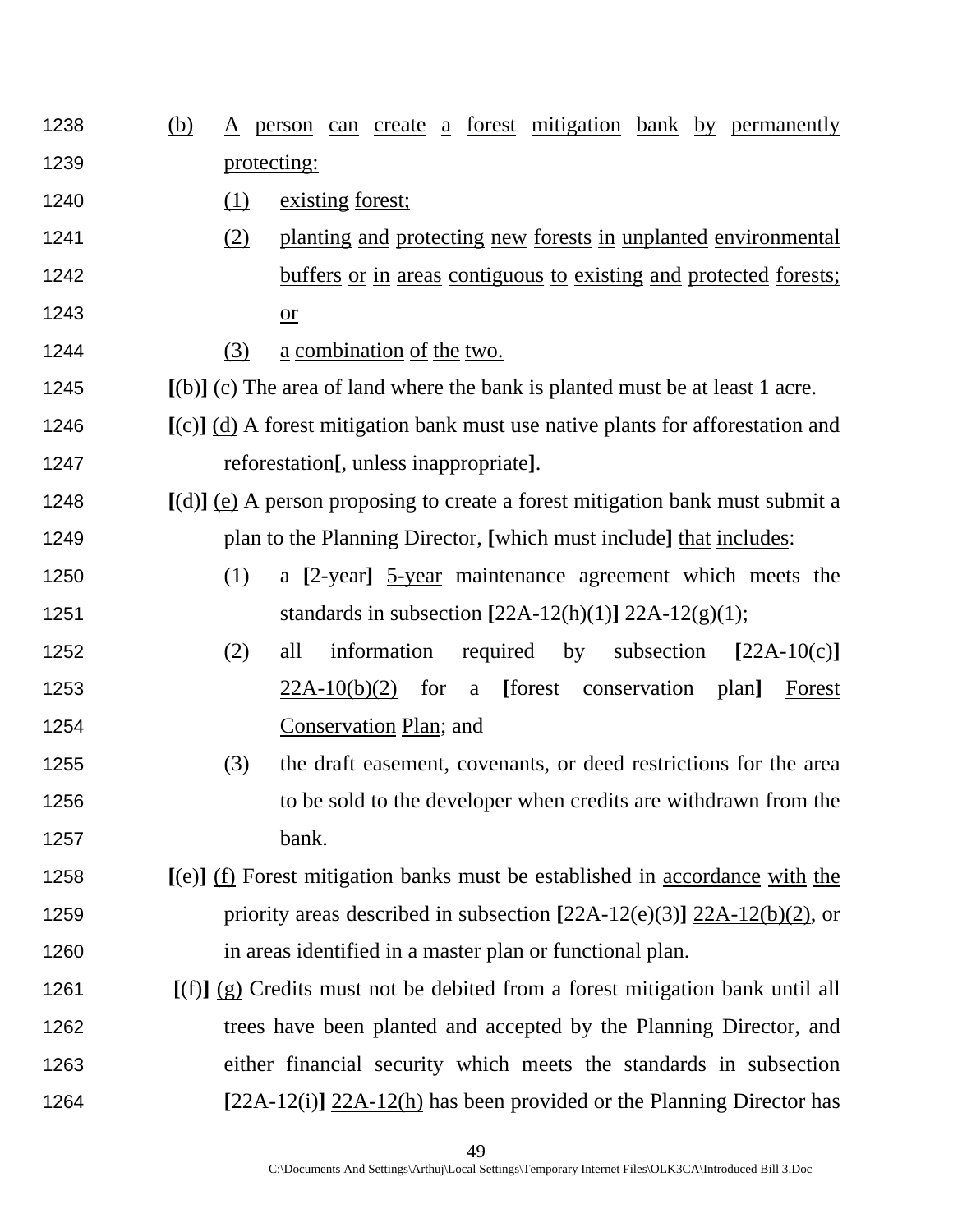1238 (b) A person can create a forest mitigation bank by permanently
1239 protecting:
1240 (1) existing forest;
1241 (2) planting and protecting new forests in unplanted environmental
1242 buffers or in areas contiguous to existing and protected forests;
1243 or
1244 (3) a combination of the two.
1245 [(b)] (c) The area of land where the bank is planted must be at least 1 acre.
1246 [(c)] (d) A forest mitigation bank must use native plants for afforestation and
1247 reforestation[, unless inappropriate].
1248 [(d)] (e) A person proposing to create a forest mitigation bank must submit a
1249 plan to the Planning Director, [which must include] that includes:
1250 (1) a [2-year] 5-year maintenance agreement which meets the
1251 standards in subsection [22A-12(h)(1)] 22A-12(g)(1);
1252 (2) all information required by subsection [22A-10(c)]
1253 22A-10(b)(2) for a [forest conservation plan] Forest
1254 Conservation Plan; and
1255 (3) the draft easement, covenants, or deed restrictions for the area
1256 to be sold to the developer when credits are withdrawn from the
1257 bank.
1258 [(e)] (f) Forest mitigation banks must be established in accordance with the
1259 priority areas described in subsection [22A-12(e)(3)] 22A-12(b)(2), or
1260 in areas identified in a master plan or functional plan.
1261 [(f)] (g) Credits must not be debited from a forest mitigation bank until all
1262 trees have been planted and accepted by the Planning Director, and
1263 either financial security which meets the standards in subsection
1264 [22A-12(i)] 22A-12(h) has been provided or the Planning Director has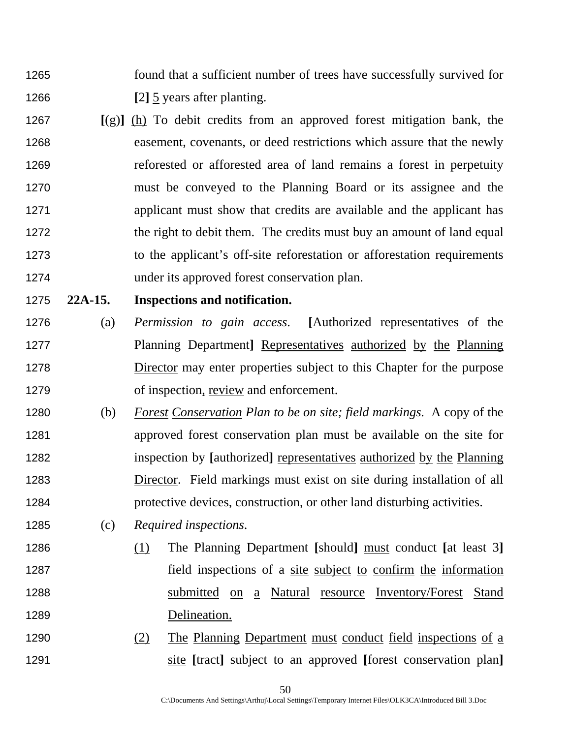1265 found that a sufficient number of trees have successfully survived for

1266 **[**2**]** <u>5</u> years after planting.

1267 **[**(g)**]** <u>(h)</u> To debit credits from an approved forest mitigation bank, the

1268 easement, covenants, or deed restrictions which assure that the newly

1269 reforested or afforested area of land remains a forest in perpetuity

1270 must be conveyed to the Planning Board or its assignee and the

1271 applicant must show that credits are available and the applicant has

1272 the right to debit them. The credits must buy an amount of land equal

1273 to the applicant's off-site reforestation or afforestation requirements

1274 under its approved forest conservation plan.

1275 **22A-15. Inspections and notification.**

1276 (a) *Permission to gain access*. **[**Authorized representatives of the

1277 Planning Department**]** <u>Representatives authorized by the Planning</u>

1278 <u>Director</u> may enter properties subject to this Chapter for the purpose

1279 of inspection<u>,</u> <u>review</u> and enforcement.

1280 (b) <u>*Forest Conservation*</u> *Plan to be on site; field markings*. A copy of the

1281 approved forest conservation plan must be available on the site for

1282 inspection by **[**authorized**]** <u>representatives authorized by the Planning</u>

1283 <u>Director</u>. Field markings must exist on site during installation of all

1284 protective devices, construction, or other land disturbing activities.

1285 (c) *Required inspections*.

1286 <u>(1)</u> The Planning Department **[**should**]** <u>must</u> conduct **[**at least 3**]**

1287 field inspections of a <u>site subject to confirm the information</u>

1288 <u>submitted on a Natural resource Inventory/Forest Stand</u>

1289 <u>Delineation.</u>

1290 <u>(2)</u> <u>The Planning Department must conduct field inspections of a</u>

1291 <u>site</u> **[**tract**]** subject to an approved **[**forest conservation plan**]**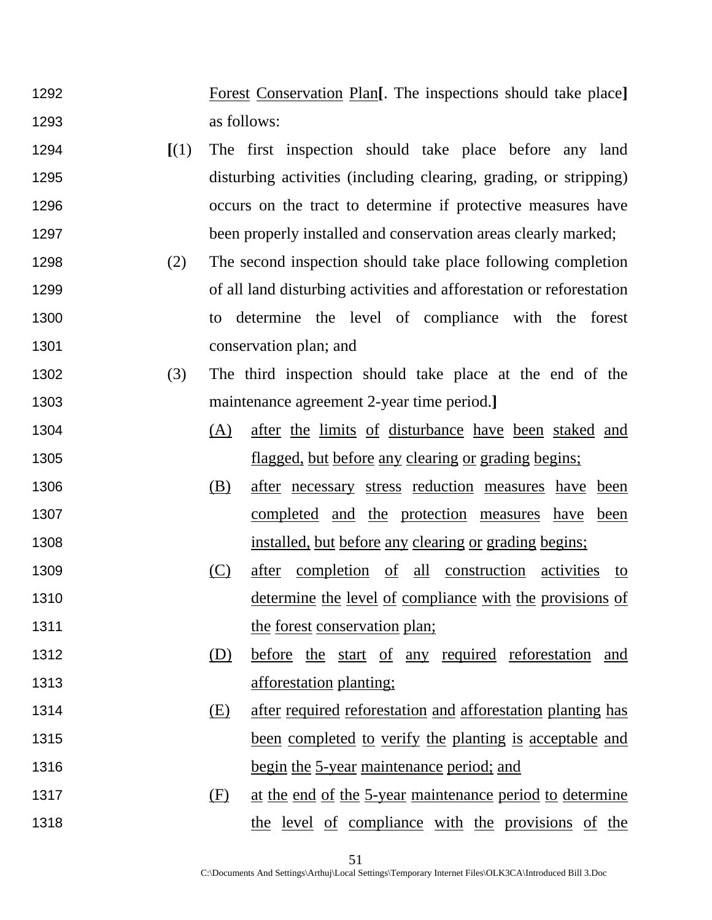1292 Forest Conservation Plan[. The inspections should take place]

1293 as follows:

1294 [(1) The first inspection should take place before any land

1295 disturbing activities (including clearing, grading, or stripping)

1296 occurs on the tract to determine if protective measures have

1297 been properly installed and conservation areas clearly marked;

1298 (2) The second inspection should take place following completion

1299 of all land disturbing activities and afforestation or reforestation

1300 to determine the level of compliance with the forest

1301 conservation plan; and

1302 (3) The third inspection should take place at the end of the

1303 maintenance agreement 2-year time period.]

1304 (A) after the limits of disturbance have been staked and

1305 flagged, but before any clearing or grading begins;

1306 (B) after necessary stress reduction measures have been

1307 completed and the protection measures have been

1308 installed, but before any clearing or grading begins;

1309 (C) after completion of all construction activities to

1310 determine the level of compliance with the provisions of

1311 the forest conservation plan;

1312 (D) before the start of any required reforestation and

1313 afforestation planting;

1314 (E) after required reforestation and afforestation planting has

1315 been completed to verify the planting is acceptable and

1316 begin the 5-year maintenance period; and

1317 (F) at the end of the 5-year maintenance period to determine

1318 the level of compliance with the provisions of the

C:\Documents And Settings\Arthuj\Local Settings\Temporary Internet Files\OLK3CA\Introduced Bill 3.Doc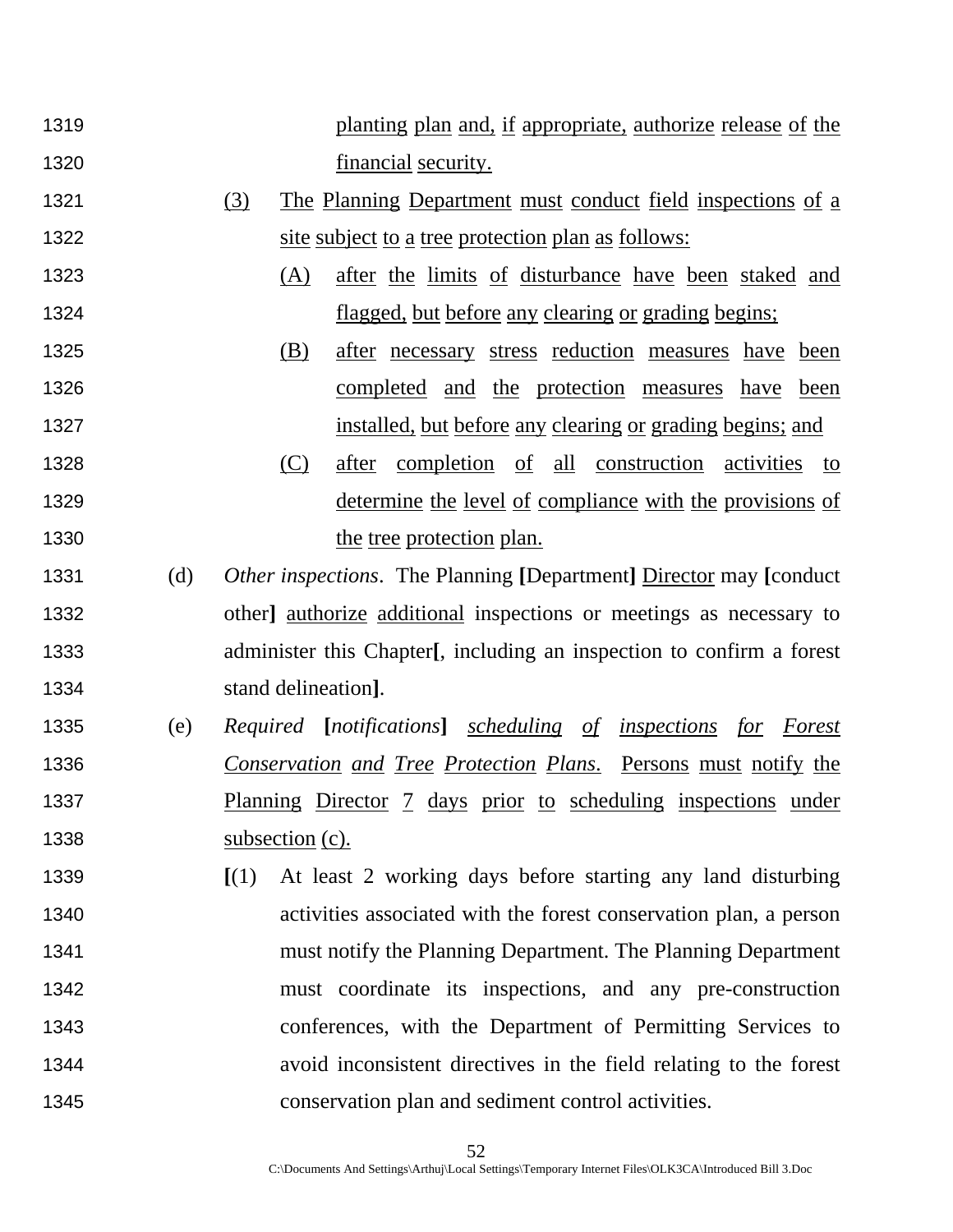planting plan and, if appropriate, authorize release of the financial security.

(3) The Planning Department must conduct field inspections of a site subject to a tree protection plan as follows:

(A) after the limits of disturbance have been staked and flagged, but before any clearing or grading begins;

(B) after necessary stress reduction measures have been completed and the protection measures have been installed, but before any clearing or grading begins; and

(C) after completion of all construction activities to determine the level of compliance with the provisions of the tree protection plan.

(d) *Other inspections*. The Planning **[**Department**]** Director may **[**conduct other**]** authorize additional inspections or meetings as necessary to administer this Chapter**[**, including an inspection to confirm a forest stand delineation**]**.

(e) *Required* **[***notifications***]** *scheduling of inspections for Forest Conservation and Tree Protection Plans*. Persons must notify the Planning Director 7 days prior to scheduling inspections under subsection (c).

**[**(1) At least 2 working days before starting any land disturbing activities associated with the forest conservation plan, a person must notify the Planning Department. The Planning Department must coordinate its inspections, and any pre-construction conferences, with the Department of Permitting Services to avoid inconsistent directives in the field relating to the forest conservation plan and sediment control activities.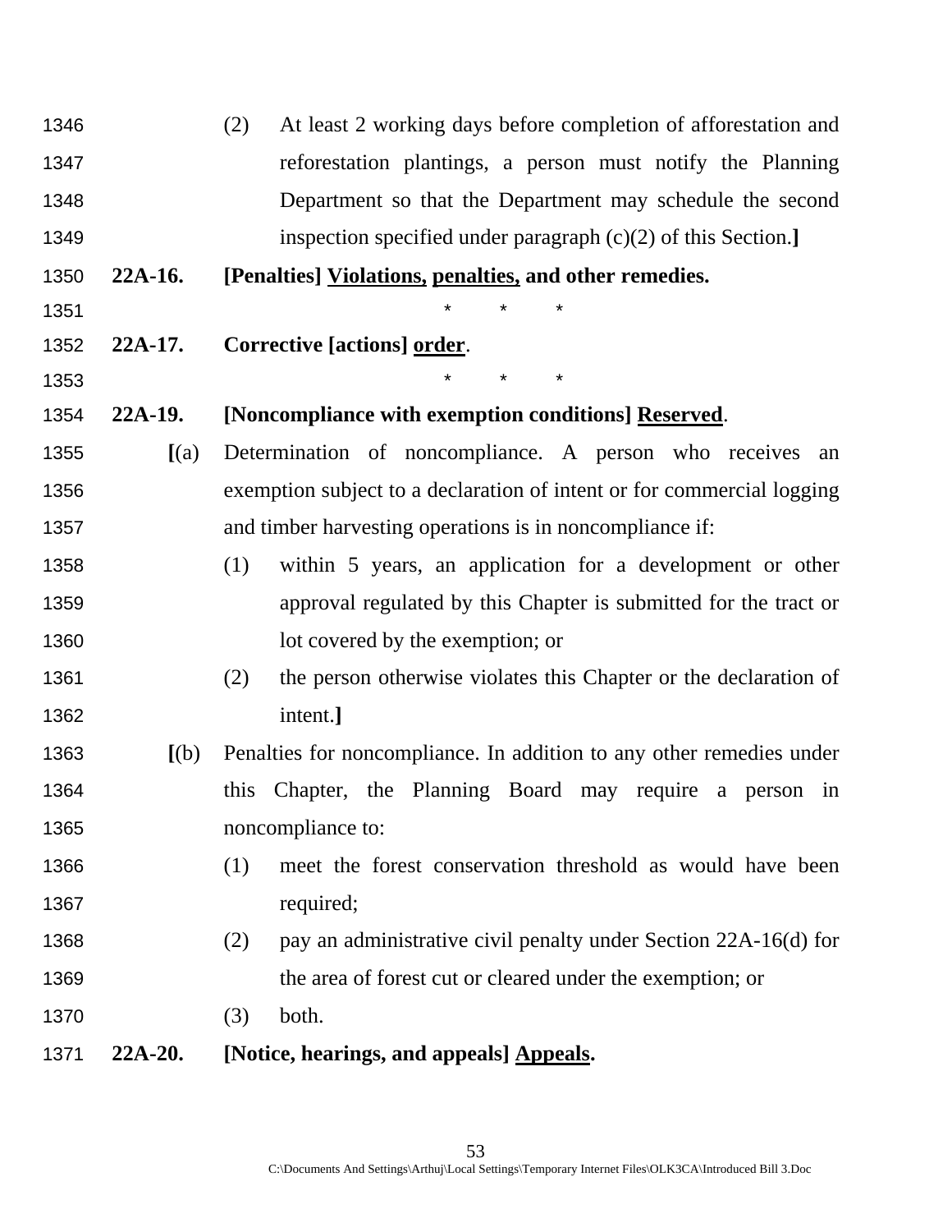(2) At least 2 working days before completion of afforestation and reforestation plantings, a person must notify the Planning Department so that the Department may schedule the second inspection specified under paragraph (c)(2) of this Section.]

**22A-16. [Penalties] <u>Violations,</u> <u>penalties,</u> and other remedies.**

\* \* \*

**22A-17. Corrective [actions] <u>order</u>.**

\* \* \*

**22A-19. [Noncompliance with exemption conditions] <u>Reserved</u>.**

**[**(a) Determination of noncompliance. A person who receives an exemption subject to a declaration of intent or for commercial logging and timber harvesting operations is in noncompliance if:

(1) within 5 years, an application for a development or other approval regulated by this Chapter is submitted for the tract or lot covered by the exemption; or

(2) the person otherwise violates this Chapter or the declaration of intent.**]**

**[**(b) Penalties for noncompliance. In addition to any other remedies under this Chapter, the Planning Board may require a person in noncompliance to:

(1) meet the forest conservation threshold as would have been required;

(2) pay an administrative civil penalty under Section 22A-16(d) for the area of forest cut or cleared under the exemption; or

(3) both.

**22A-20. [Notice, hearings, and appeals] <u>Appeals</u>.**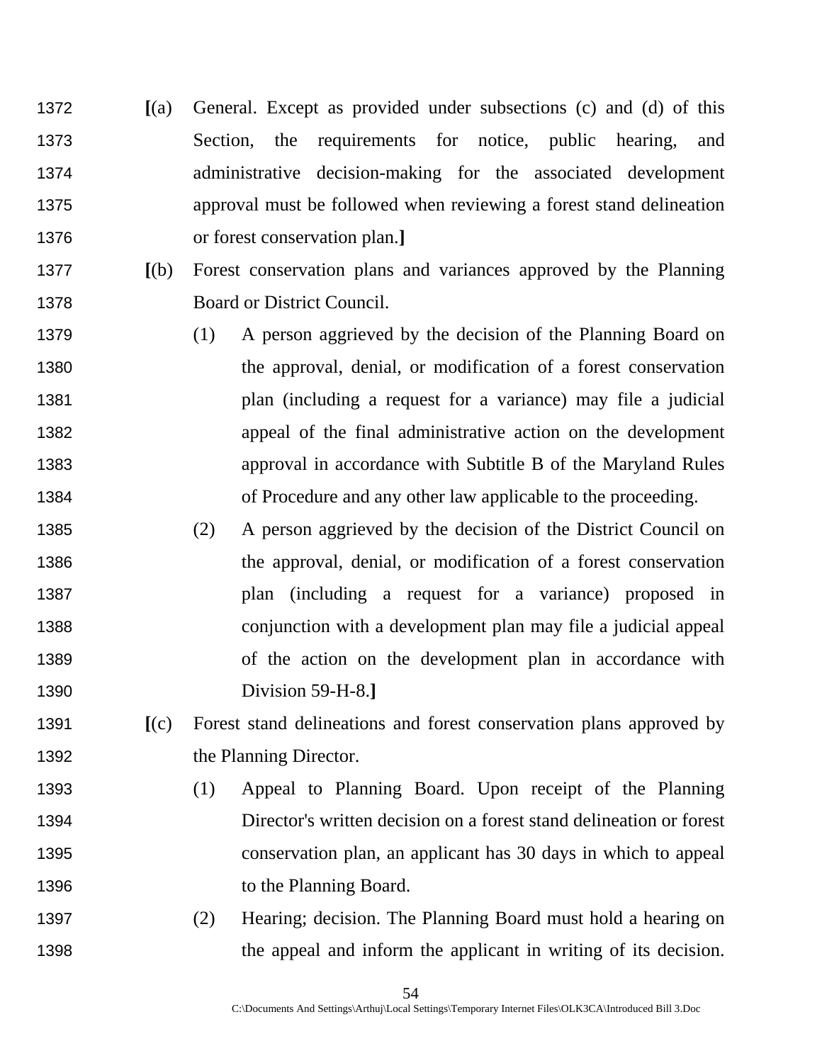1372 **[**(a) General. Except as provided under subsections (c) and (d) of this
1373 Section, the requirements for notice, public hearing, and
1374 administrative decision-making for the associated development
1375 approval must be followed when reviewing a forest stand delineation
1376 or forest conservation plan.**]**

1377 **[**(b) Forest conservation plans and variances approved by the Planning
1378 Board or District Council.

1379 (1) A person aggrieved by the decision of the Planning Board on
1380 the approval, denial, or modification of a forest conservation
1381 plan (including a request for a variance) may file a judicial
1382 appeal of the final administrative action on the development
1383 approval in accordance with Subtitle B of the Maryland Rules
1384 of Procedure and any other law applicable to the proceeding.

1385 (2) A person aggrieved by the decision of the District Council on
1386 the approval, denial, or modification of a forest conservation
1387 plan (including a request for a variance) proposed in
1388 conjunction with a development plan may file a judicial appeal
1389 of the action on the development plan in accordance with
1390 Division 59-H-8.**]**

1391 **[**(c) Forest stand delineations and forest conservation plans approved by
1392 the Planning Director.

1393 (1) Appeal to Planning Board. Upon receipt of the Planning
1394 Director's written decision on a forest stand delineation or forest
1395 conservation plan, an applicant has 30 days in which to appeal
1396 to the Planning Board.

1397 (2) Hearing; decision. The Planning Board must hold a hearing on
1398 the appeal and inform the applicant in writing of its decision.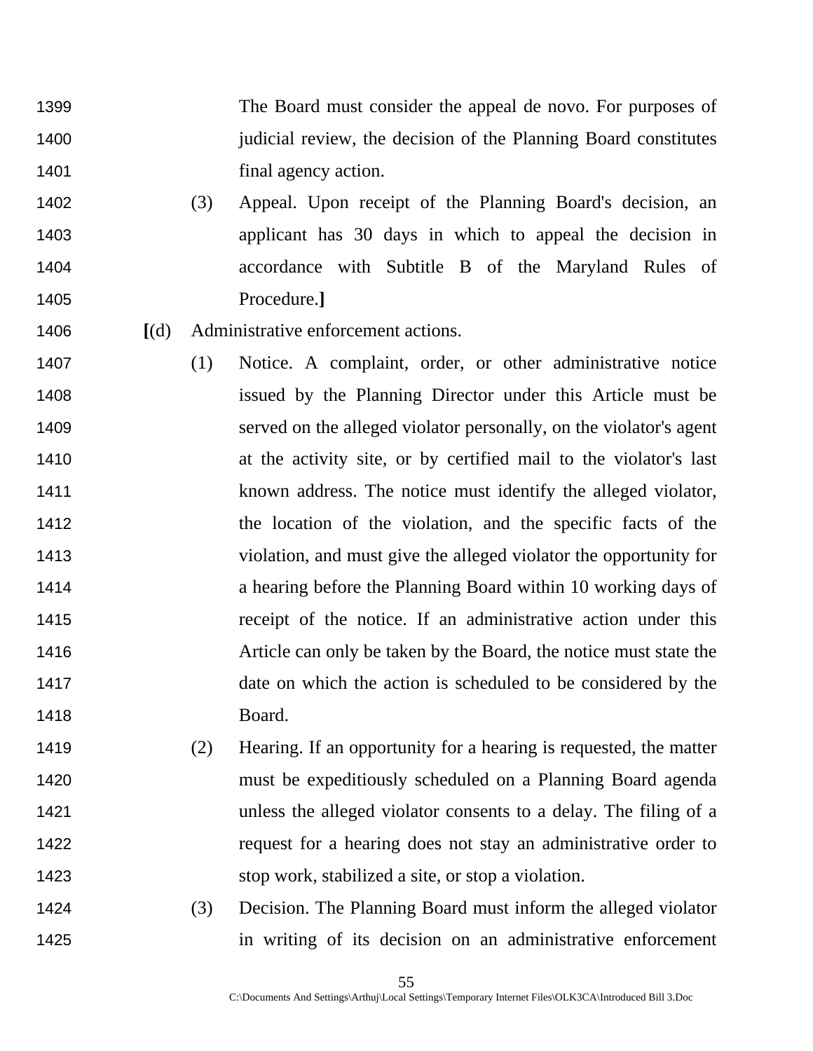1399 The Board must consider the appeal de novo. For purposes of
1400 judicial review, the decision of the Planning Board constitutes
1401 final agency action.

1402 (3) Appeal. Upon receipt of the Planning Board's decision, an
1403 applicant has 30 days in which to appeal the decision in
1404 accordance with Subtitle B of the Maryland Rules of
1405 Procedure.**]**

1406 **[**(d) Administrative enforcement actions.

1407 (1) Notice. A complaint, order, or other administrative notice
1408 issued by the Planning Director under this Article must be
1409 served on the alleged violator personally, on the violator's agent
1410 at the activity site, or by certified mail to the violator's last
1411 known address. The notice must identify the alleged violator,
1412 the location of the violation, and the specific facts of the
1413 violation, and must give the alleged violator the opportunity for
1414 a hearing before the Planning Board within 10 working days of
1415 receipt of the notice. If an administrative action under this
1416 Article can only be taken by the Board, the notice must state the
1417 date on which the action is scheduled to be considered by the
1418 Board.

1419 (2) Hearing. If an opportunity for a hearing is requested, the matter
1420 must be expeditiously scheduled on a Planning Board agenda
1421 unless the alleged violator consents to a delay. The filing of a
1422 request for a hearing does not stay an administrative order to
1423 stop work, stabilized a site, or stop a violation.

1424 (3) Decision. The Planning Board must inform the alleged violator
1425 in writing of its decision on an administrative enforcement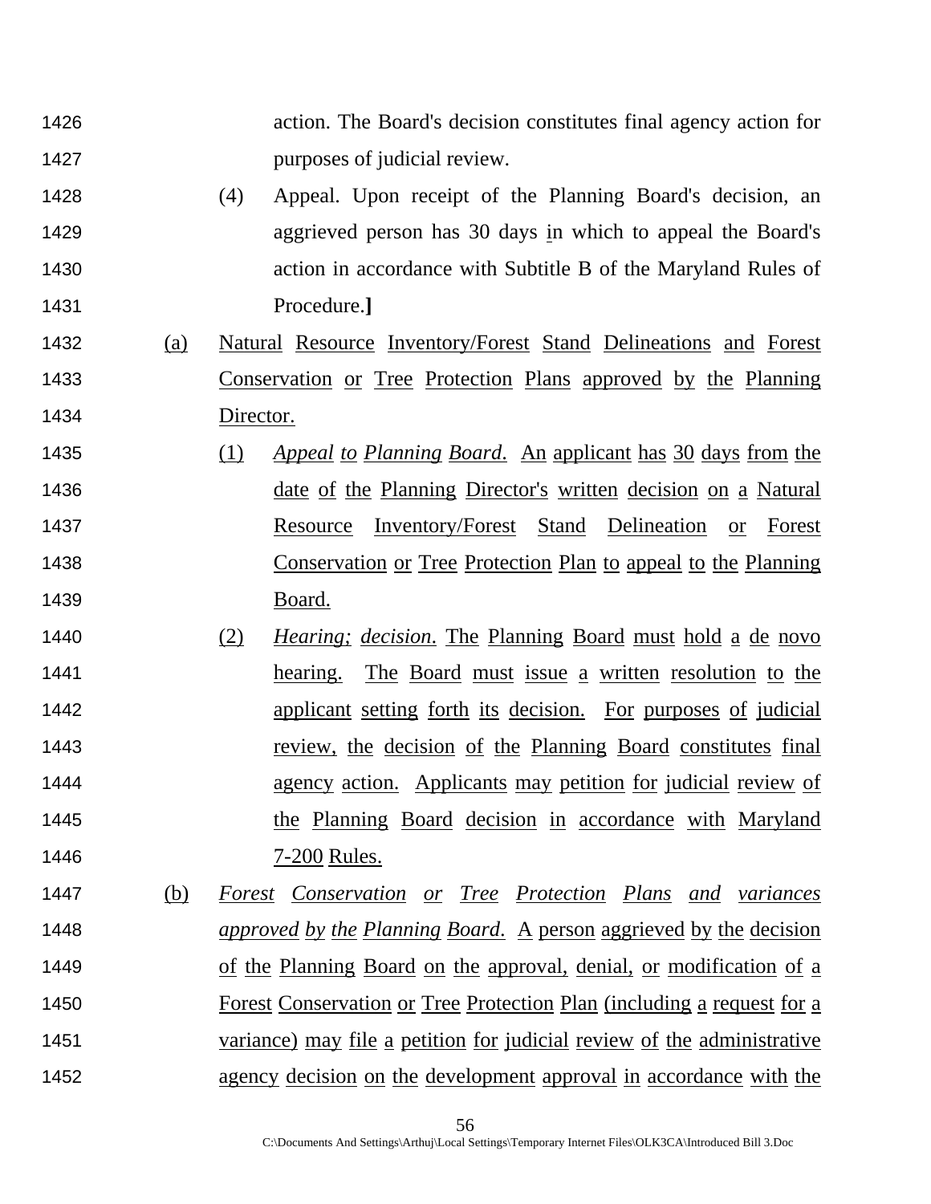1426 action. The Board's decision constitutes final agency action for
1427 purposes of judicial review.

1428 (4) Appeal. Upon receipt of the Planning Board's decision, an
1429 aggrieved person has 30 days in which to appeal the Board's
1430 action in accordance with Subtitle B of the Maryland Rules of
1431 Procedure.**]**

1432 <u>(a) Natural Resource Inventory/Forest Stand Delineations and Forest</u>
1433 <u>Conservation or Tree Protection Plans approved by the Planning</u>
1434 <u>Director.</u>

1435 <u>(1)</u> <u>*Appeal to Planning Board.*</u> <u>An applicant has 30 days from the</u>
1436 <u>date of the Planning Director's written decision on a Natural</u>
1437 <u>Resource Inventory/Forest Stand Delineation or Forest</u>
1438 <u>Conservation or Tree Protection Plan to appeal to the Planning</u>
1439 <u>Board.</u>

1440 <u>(2)</u> <u>*Hearing; decision.*</u> <u>The Planning Board must hold a de novo</u>
1441 <u>hearing. The Board must issue a written resolution to the</u>
1442 <u>applicant setting forth its decision. For purposes of judicial</u>
1443 <u>review, the decision of the Planning Board constitutes final</u>
1444 <u>agency action. Applicants may petition for judicial review of</u>
1445 <u>the Planning Board decision in accordance with Maryland</u>
1446 <u>7-200 Rules.</u>

1447 <u>(b)</u> <u>*Forest Conservation or Tree Protection Plans and variances*</u>
1448 <u>*approved by the Planning Board.*</u> <u>A person aggrieved by the decision</u>
1449 <u>of the Planning Board on the approval, denial, or modification of a</u>
1450 <u>Forest Conservation or Tree Protection Plan (including a request for a</u>
1451 <u>variance) may file a petition for judicial review of the administrative</u>
1452 <u>agency decision on the development approval in accordance with the</u>

C:\Documents And Settings\Arthuj\Local Settings\Temporary Internet Files\OLK3CA\Introduced Bill 3.Doc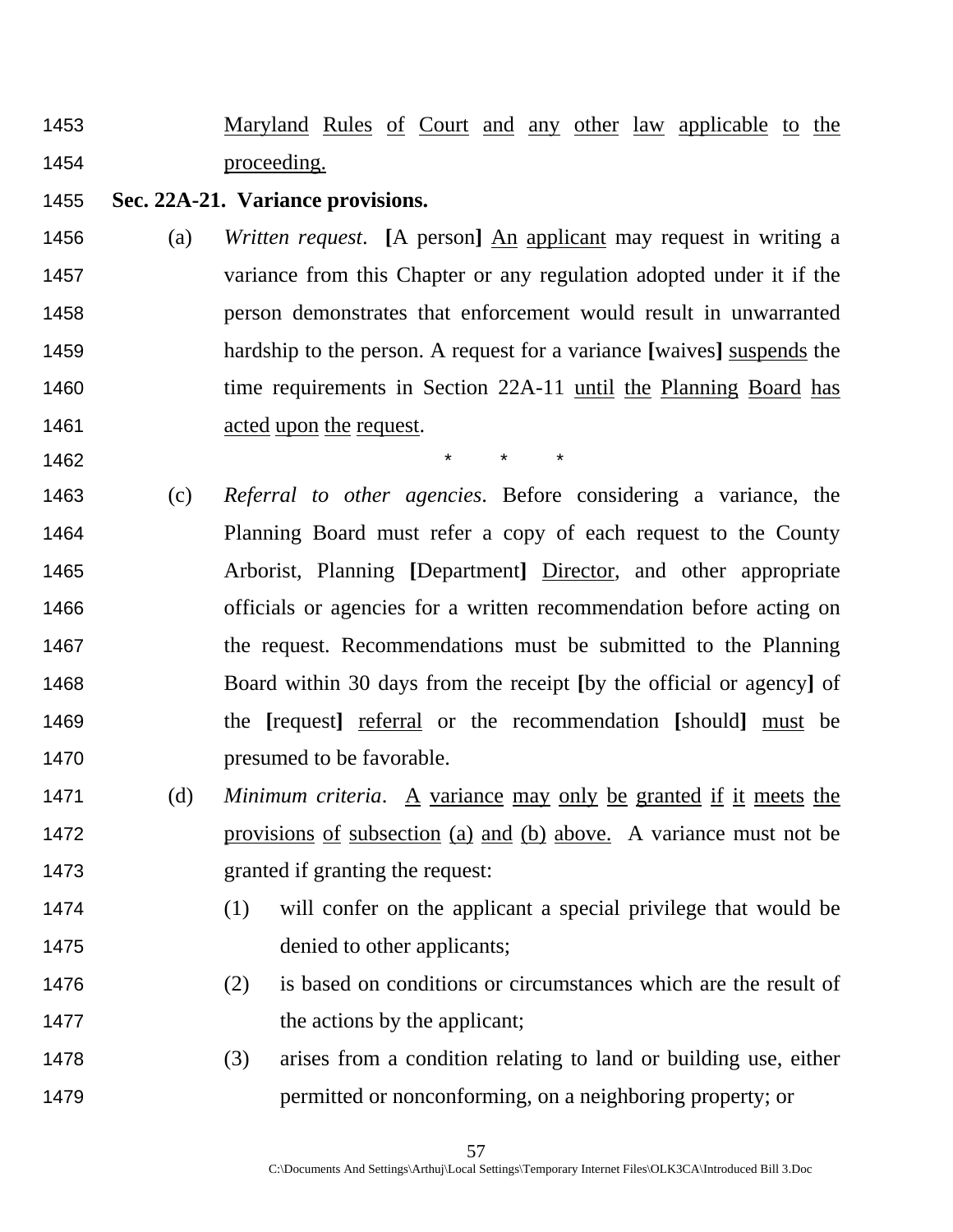Maryland Rules of Court and any other law applicable to the proceeding.

**Sec. 22A-21. Variance provisions.**

(a) *Written request*. **[**A person**]** <u>An applicant</u> may request in writing a variance from this Chapter or any regulation adopted under it if the person demonstrates that enforcement would result in unwarranted hardship to the person. A request for a variance **[**waives**]** <u>suspends</u> the time requirements in Section 22A-11 <u>until the Planning Board has acted upon the request</u>.

\* \* \*

(c) *Referral to other agencies*. Before considering a variance, the Planning Board must refer a copy of each request to the County Arborist, Planning **[**Department**]** <u>Director</u>, and other appropriate officials or agencies for a written recommendation before acting on the request. Recommendations must be submitted to the Planning Board within 30 days from the receipt **[**by the official or agency**]** of the **[**request**]** <u>referral</u> or the recommendation **[**should**]** <u>must</u> be presumed to be favorable.

(d) *Minimum criteria*. <u>A variance may only be granted if it meets the provisions of subsection (a) and (b) above.</u> A variance must not be granted if granting the request:

(1) will confer on the applicant a special privilege that would be denied to other applicants;

(2) is based on conditions or circumstances which are the result of the actions by the applicant;

(3) arises from a condition relating to land or building use, either permitted or nonconforming, on a neighboring property; or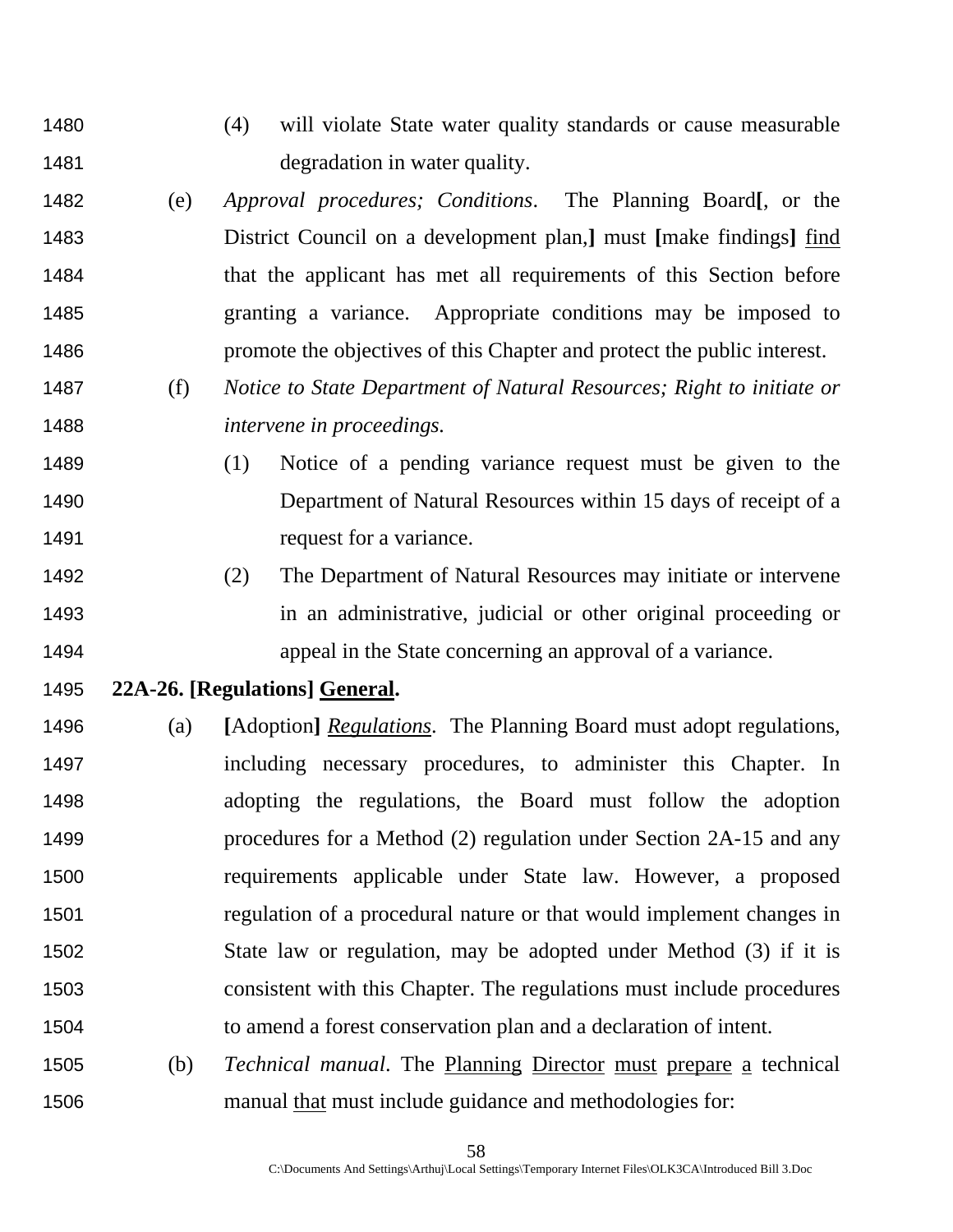1480 (4) will violate State water quality standards or cause measurable
1481 degradation in water quality.

1482 (e) *Approval procedures; Conditions*. The Planning Board**[**, or the
1483 District Council on a development plan,**]** must **[**make findings**]** <u>find</u>
1484 that the applicant has met all requirements of this Section before
1485 granting a variance. Appropriate conditions may be imposed to
1486 promote the objectives of this Chapter and protect the public interest.

1487 (f) *Notice to State Department of Natural Resources; Right to initiate or*
1488 *intervene in proceedings.*

1489 (1) Notice of a pending variance request must be given to the
1490 Department of Natural Resources within 15 days of receipt of a
1491 request for a variance.

1492 (2) The Department of Natural Resources may initiate or intervene
1493 in an administrative, judicial or other original proceeding or
1494 appeal in the State concerning an approval of a variance.

1495 **22A-26. [Regulations] <u>General</u>.**

1496 (a) **[**Adoption**]** <u>*Regulations*</u>. The Planning Board must adopt regulations,
1497 including necessary procedures, to administer this Chapter. In
1498 adopting the regulations, the Board must follow the adoption
1499 procedures for a Method (2) regulation under Section 2A-15 and any
1500 requirements applicable under State law. However, a proposed
1501 regulation of a procedural nature or that would implement changes in
1502 State law or regulation, may be adopted under Method (3) if it is
1503 consistent with this Chapter. The regulations must include procedures
1504 to amend a forest conservation plan and a declaration of intent.

1505 (b) *Technical manual*. The <u>Planning</u> <u>Director</u> <u>must</u> <u>prepare</u> <u>a</u> technical
1506 manual <u>that</u> must include guidance and methodologies for: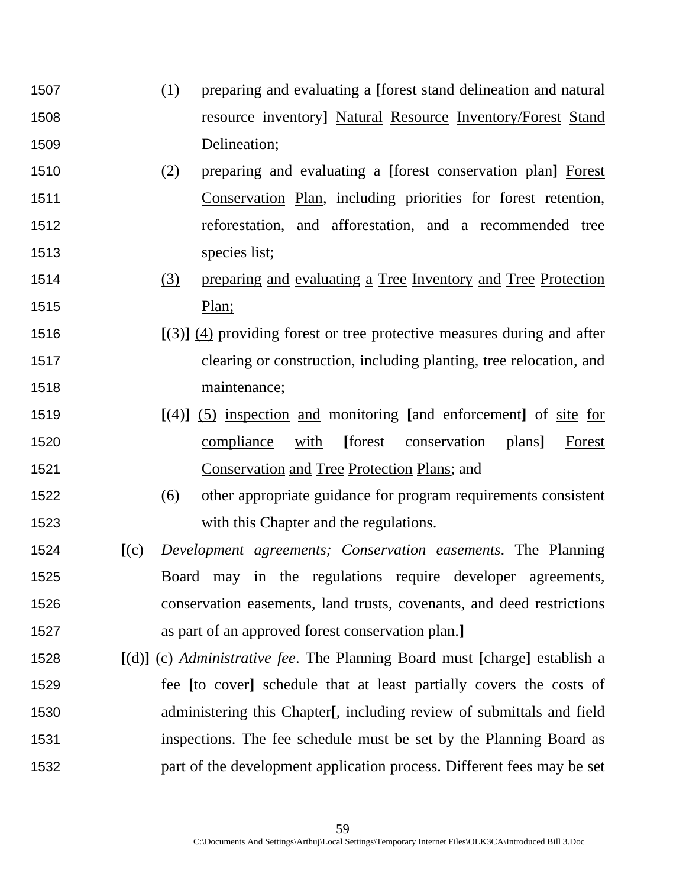1507 (1) preparing and evaluating a [forest stand delineation and natural
1508 resource inventory] Natural Resource Inventory/Forest Stand
1509 Delineation;

1510 (2) preparing and evaluating a [forest conservation plan] Forest
1511 Conservation Plan, including priorities for forest retention,
1512 reforestation, and afforestation, and a recommended tree
1513 species list;

1514 (3) preparing and evaluating a Tree Inventory and Tree Protection
1515 Plan;

1516 [(3)] (4) providing forest or tree protective measures during and after
1517 clearing or construction, including planting, tree relocation, and
1518 maintenance;

1519 [(4)] (5) inspection and monitoring [and enforcement] of site for
1520 compliance with [forest conservation plans] Forest
1521 Conservation and Tree Protection Plans; and

1522 (6) other appropriate guidance for program requirements consistent
1523 with this Chapter and the regulations.

1524 [(c) *Development agreements; Conservation easements*. The Planning
1525 Board may in the regulations require developer agreements,
1526 conservation easements, land trusts, covenants, and deed restrictions
1527 as part of an approved forest conservation plan.]

1528 [(d)] (c) *Administrative fee*. The Planning Board must [charge] establish a
1529 fee [to cover] schedule that at least partially covers the costs of
1530 administering this Chapter[, including review of submittals and field
1531 inspections. The fee schedule must be set by the Planning Board as
1532 part of the development application process. Different fees may be set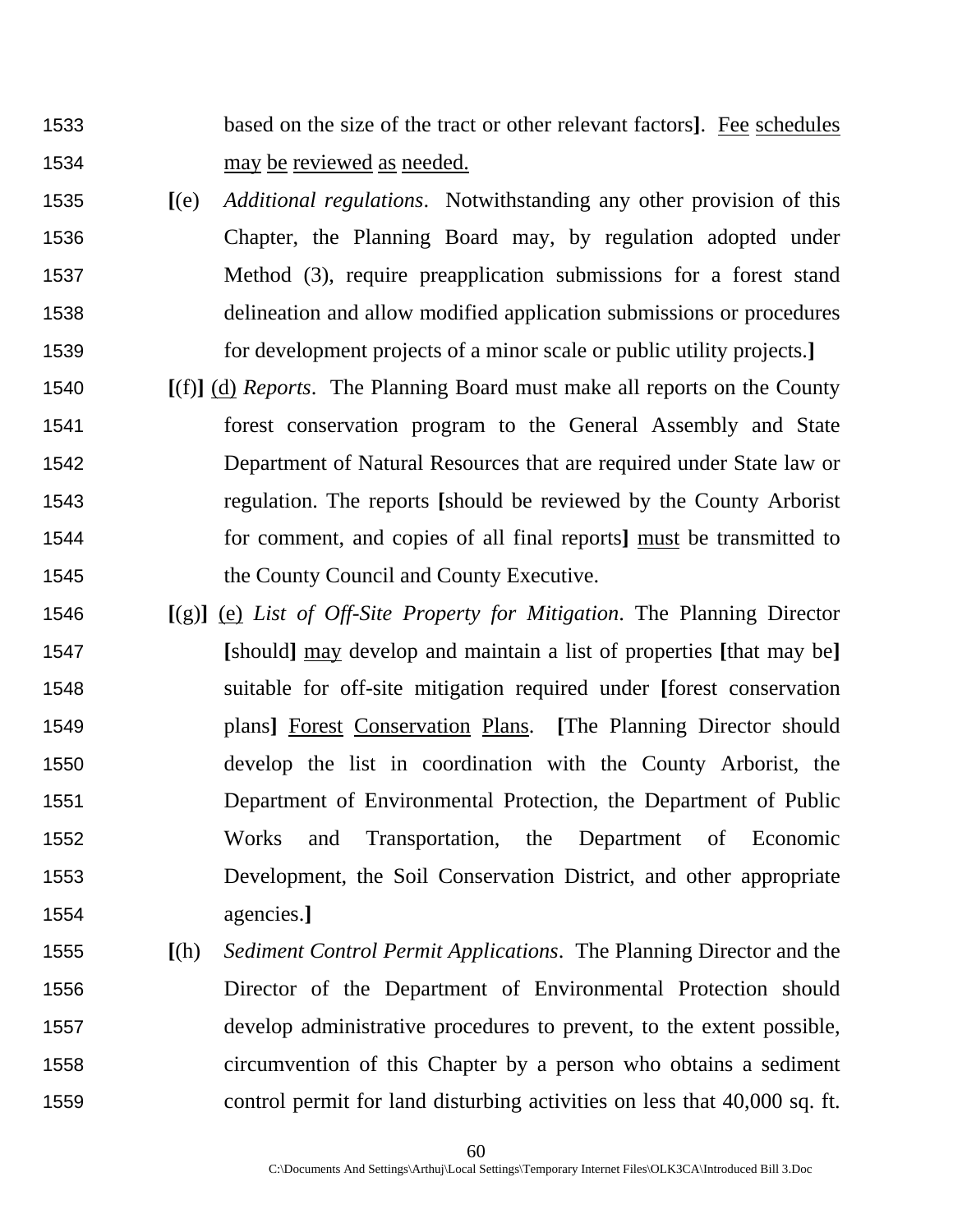1533 based on the size of the tract or other relevant factors]. <u>Fee schedules</u>
1534 <u>may be reviewed as needed.</u>

1535 [(e) *Additional regulations*. Notwithstanding any other provision of this
1536 Chapter, the Planning Board may, by regulation adopted under
1537 Method (3), require preapplication submissions for a forest stand
1538 delineation and allow modified application submissions or procedures
1539 for development projects of a minor scale or public utility projects.]

1540 [(f)] <u>(d)</u> *Reports*. The Planning Board must make all reports on the County
1541 forest conservation program to the General Assembly and State
1542 Department of Natural Resources that are required under State law or
1543 regulation. The reports [should be reviewed by the County Arborist
1544 for comment, and copies of all final reports] <u>must</u> be transmitted to
1545 the County Council and County Executive.

1546 [(g)] <u>(e)</u> *List of Off-Site Property for Mitigation*. The Planning Director
1547 [should] <u>may</u> develop and maintain a list of properties [that may be]
1548 suitable for off-site mitigation required under [forest conservation
1549 plans] <u>Forest Conservation Plans</u>. [The Planning Director should
1550 develop the list in coordination with the County Arborist, the
1551 Department of Environmental Protection, the Department of Public
1552 Works and Transportation, the Department of Economic
1553 Development, the Soil Conservation District, and other appropriate
1554 agencies.]

1555 [(h) *Sediment Control Permit Applications*. The Planning Director and the
1556 Director of the Department of Environmental Protection should
1557 develop administrative procedures to prevent, to the extent possible,
1558 circumvention of this Chapter by a person who obtains a sediment
1559 control permit for land disturbing activities on less that 40,000 sq. ft.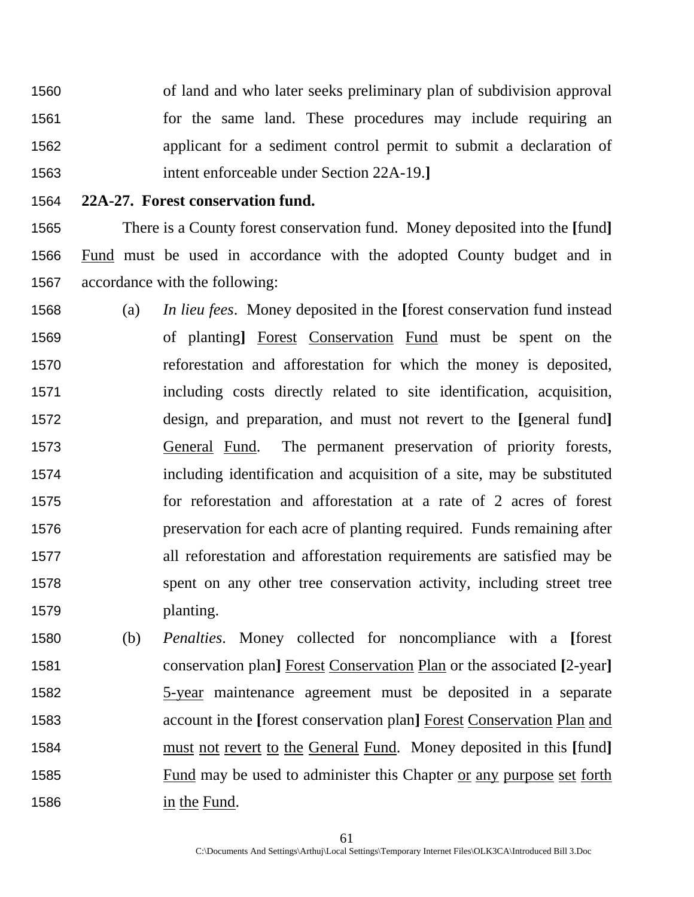of land and who later seeks preliminary plan of subdivision approval for the same land. These procedures may include requiring an applicant for a sediment control permit to submit a declaration of intent enforceable under Section 22A-19.**]**

**22A-27. Forest conservation fund.**

There is a County forest conservation fund. Money deposited into the **[**fund**]** Fund must be used in accordance with the adopted County budget and in accordance with the following:

(a) *In lieu fees*. Money deposited in the **[**forest conservation fund instead of planting**]** Forest Conservation Fund must be spent on the reforestation and afforestation for which the money is deposited, including costs directly related to site identification, acquisition, design, and preparation, and must not revert to the **[**general fund**]** General Fund. The permanent preservation of priority forests, including identification and acquisition of a site, may be substituted for reforestation and afforestation at a rate of 2 acres of forest preservation for each acre of planting required. Funds remaining after all reforestation and afforestation requirements are satisfied may be spent on any other tree conservation activity, including street tree planting.

(b) *Penalties*. Money collected for noncompliance with a **[**forest conservation plan**]** Forest Conservation Plan or the associated **[**2-year**]** 5-year maintenance agreement must be deposited in a separate account in the **[**forest conservation plan**]** Forest Conservation Plan and must not revert to the General Fund. Money deposited in this **[**fund**]** Fund may be used to administer this Chapter or any purpose set forth in the Fund.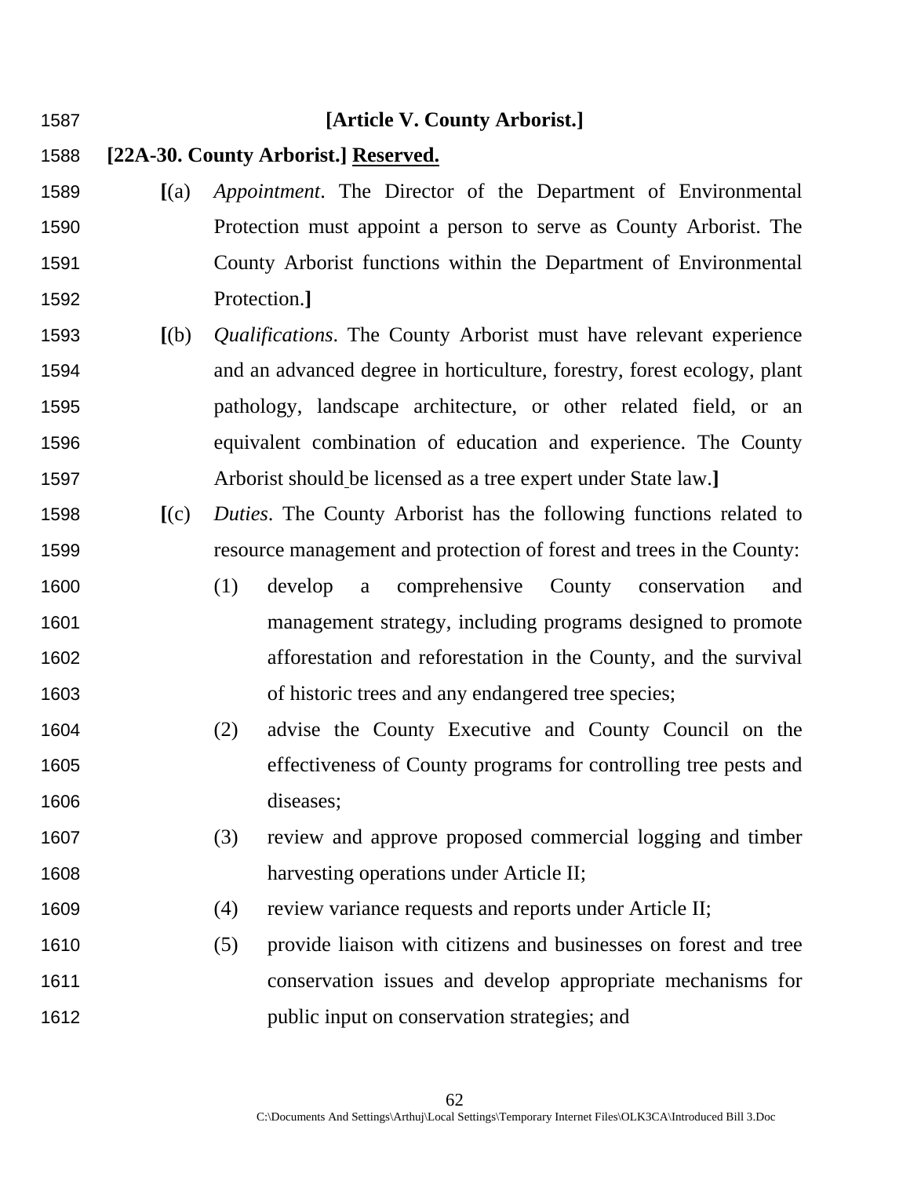**[Article V. County Arborist.]**

**[22A-30. County Arborist.]** **Reserved.**

**[**(a) *Appointment*. The Director of the Department of Environmental Protection must appoint a person to serve as County Arborist. The County Arborist functions within the Department of Environmental Protection.**]**

**[**(b) *Qualifications*. The County Arborist must have relevant experience and an advanced degree in horticulture, forestry, forest ecology, plant pathology, landscape architecture, or other related field, or an equivalent combination of education and experience. The County Arborist should be licensed as a tree expert under State law.**]**

**[**(c) *Duties*. The County Arborist has the following functions related to resource management and protection of forest and trees in the County:

(1) develop a comprehensive County conservation and management strategy, including programs designed to promote afforestation and reforestation in the County, and the survival of historic trees and any endangered tree species;

(2) advise the County Executive and County Council on the effectiveness of County programs for controlling tree pests and diseases;

(3) review and approve proposed commercial logging and timber harvesting operations under Article II;

(4) review variance requests and reports under Article II;

(5) provide liaison with citizens and businesses on forest and tree conservation issues and develop appropriate mechanisms for public input on conservation strategies; and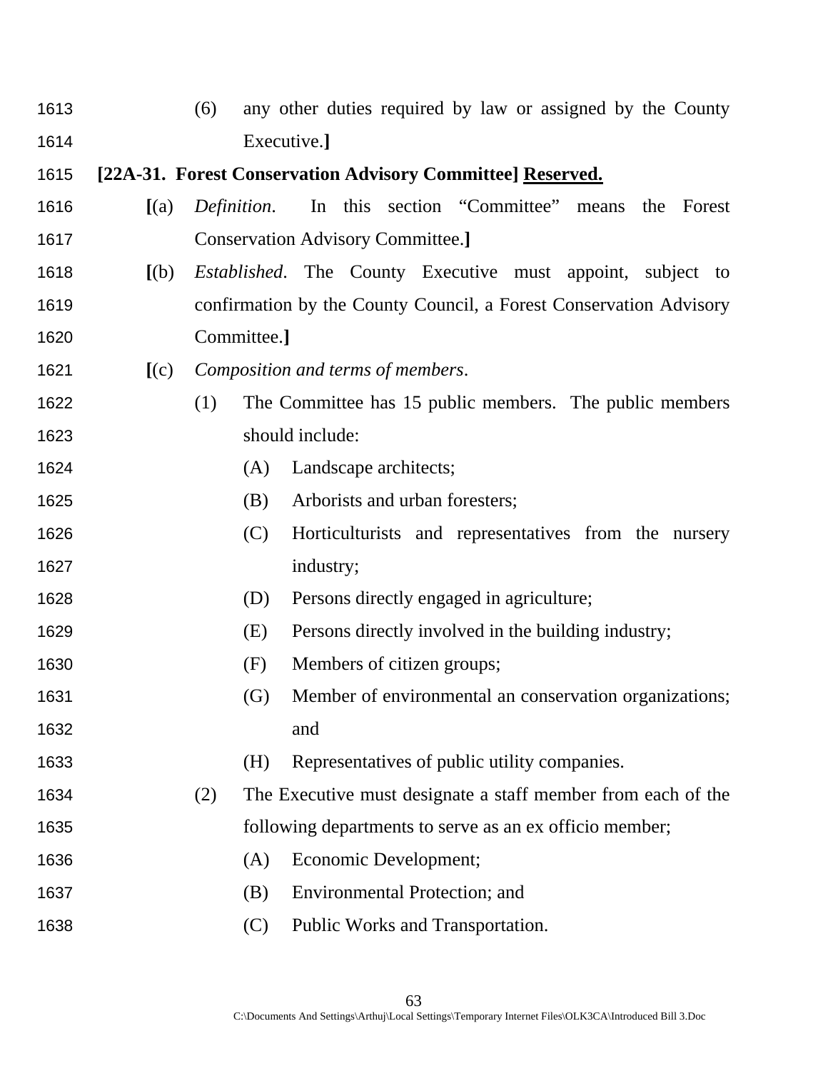1613 (6) any other duties required by law or assigned by the County
1614 Executive.**]**

1615 **[22A-31. Forest Conservation Advisory Committee] <u>Reserved.</u>**

1616 **[**(a) *Definition*. In this section “Committee” means the Forest
1617 Conservation Advisory Committee.**]**

1618 **[**(b) *Established*. The County Executive must appoint, subject to
1619 confirmation by the County Council, a Forest Conservation Advisory
1620 Committee.**]**

1621 **[**(c) *Composition and terms of members*.

1622 (1) The Committee has 15 public members. The public members
1623 should include:

1624 (A) Landscape architects;

1625 (B) Arborists and urban foresters;

1626 (C) Horticulturists and representatives from the nursery
1627 industry;

1628 (D) Persons directly engaged in agriculture;

1629 (E) Persons directly involved in the building industry;

1630 (F) Members of citizen groups;

1631 (G) Member of environmental an conservation organizations;
1632 and

1633 (H) Representatives of public utility companies.

1634 (2) The Executive must designate a staff member from each of the
1635 following departments to serve as an ex officio member;

1636 (A) Economic Development;

1637 (B) Environmental Protection; and

1638 (C) Public Works and Transportation.

C:\Documents And Settings\Arthuj\Local Settings\Temporary Internet Files\OLK3CA\Introduced Bill 3.Doc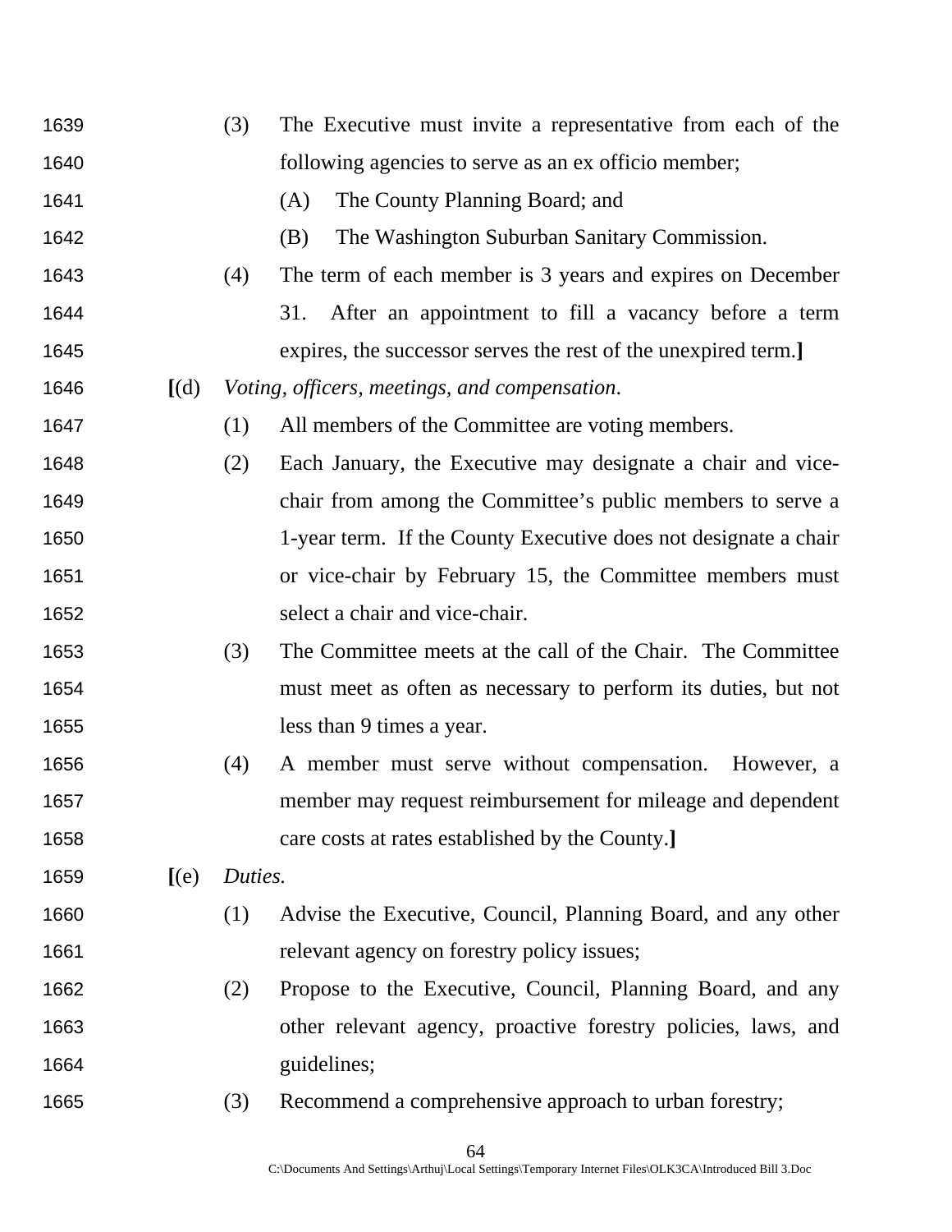1639 (3) The Executive must invite a representative from each of the

1640 following agencies to serve as an ex officio member;

1641 (A) The County Planning Board; and

1642 (B) The Washington Suburban Sanitary Commission.

1643 (4) The term of each member is 3 years and expires on December

1644 31. After an appointment to fill a vacancy before a term

1645 expires, the successor serves the rest of the unexpired term.**]**

1646 **[**(d) *Voting, officers, meetings, and compensation*.

1647 (1) All members of the Committee are voting members.

1648 (2) Each January, the Executive may designate a chair and vice-

1649 chair from among the Committee's public members to serve a

1650 1-year term. If the County Executive does not designate a chair

1651 or vice-chair by February 15, the Committee members must

1652 select a chair and vice-chair.

1653 (3) The Committee meets at the call of the Chair. The Committee

1654 must meet as often as necessary to perform its duties, but not

1655 less than 9 times a year.

1656 (4) A member must serve without compensation. However, a

1657 member may request reimbursement for mileage and dependent

1658 care costs at rates established by the County.**]**

1659 **[**(e) *Duties.*

1660 (1) Advise the Executive, Council, Planning Board, and any other

1661 relevant agency on forestry policy issues;

1662 (2) Propose to the Executive, Council, Planning Board, and any

1663 other relevant agency, proactive forestry policies, laws, and

1664 guidelines;

1665 (3) Recommend a comprehensive approach to urban forestry;

C:\Documents And Settings\Arthuj\Local Settings\Temporary Internet Files\OLK3CA\Introduced Bill 3.Doc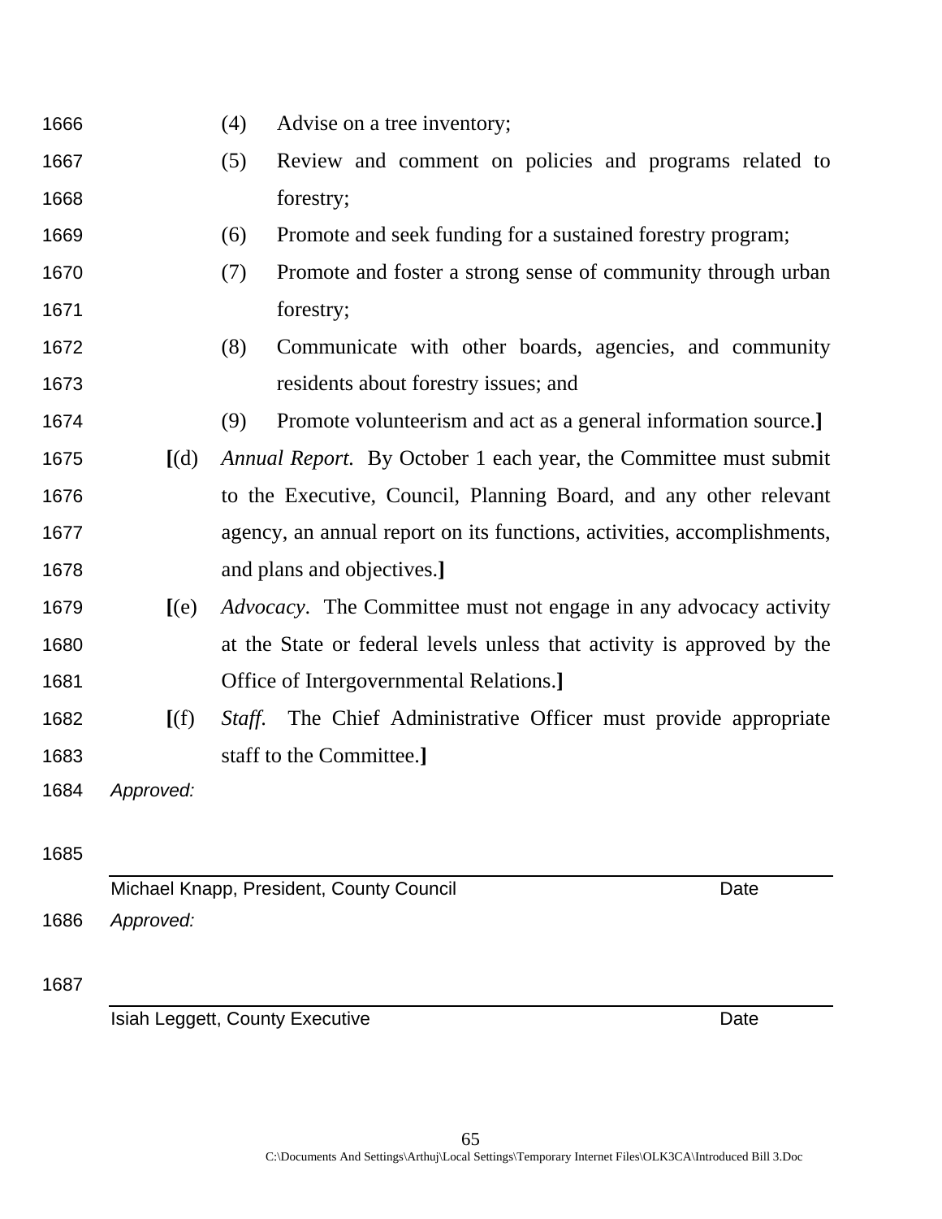1666 (4) Advise on a tree inventory;

1667 (5) Review and comment on policies and programs related to
1668 forestry;

1669 (6) Promote and seek funding for a sustained forestry program;

1670 (7) Promote and foster a strong sense of community through urban
1671 forestry;

1672 (8) Communicate with other boards, agencies, and community
1673 residents about forestry issues; and

1674 (9) Promote volunteerism and act as a general information source.**]**

1675 **[**(d) *Annual Report.* By October 1 each year, the Committee must submit
1676 to the Executive, Council, Planning Board, and any other relevant
1677 agency, an annual report on its functions, activities, accomplishments,
1678 and plans and objectives.**]**

1679 **[**(e) *Advocacy.* The Committee must not engage in any advocacy activity
1680 at the State or federal levels unless that activity is approved by the
1681 Office of Intergovernmental Relations.**]**

1682 **[**(f) *Staff.* The Chief Administrative Officer must provide appropriate
1683 staff to the Committee.**]**

1684 *Approved:*

1685

Michael Knapp, President, County Council Date

1686 *Approved:*

1687

Isiah Leggett, County Executive Date

C:\Documents And Settings\Arthuj\Local Settings\Temporary Internet Files\OLK3CA\Introduced Bill 3.Doc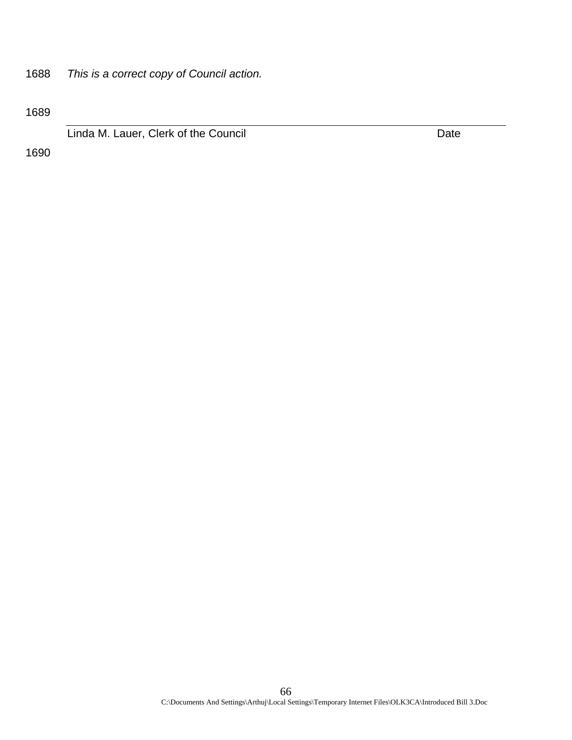1688 *This is a correct copy of Council action.*

1689

Linda M. Lauer, Clerk of the Council                                        Date

1690